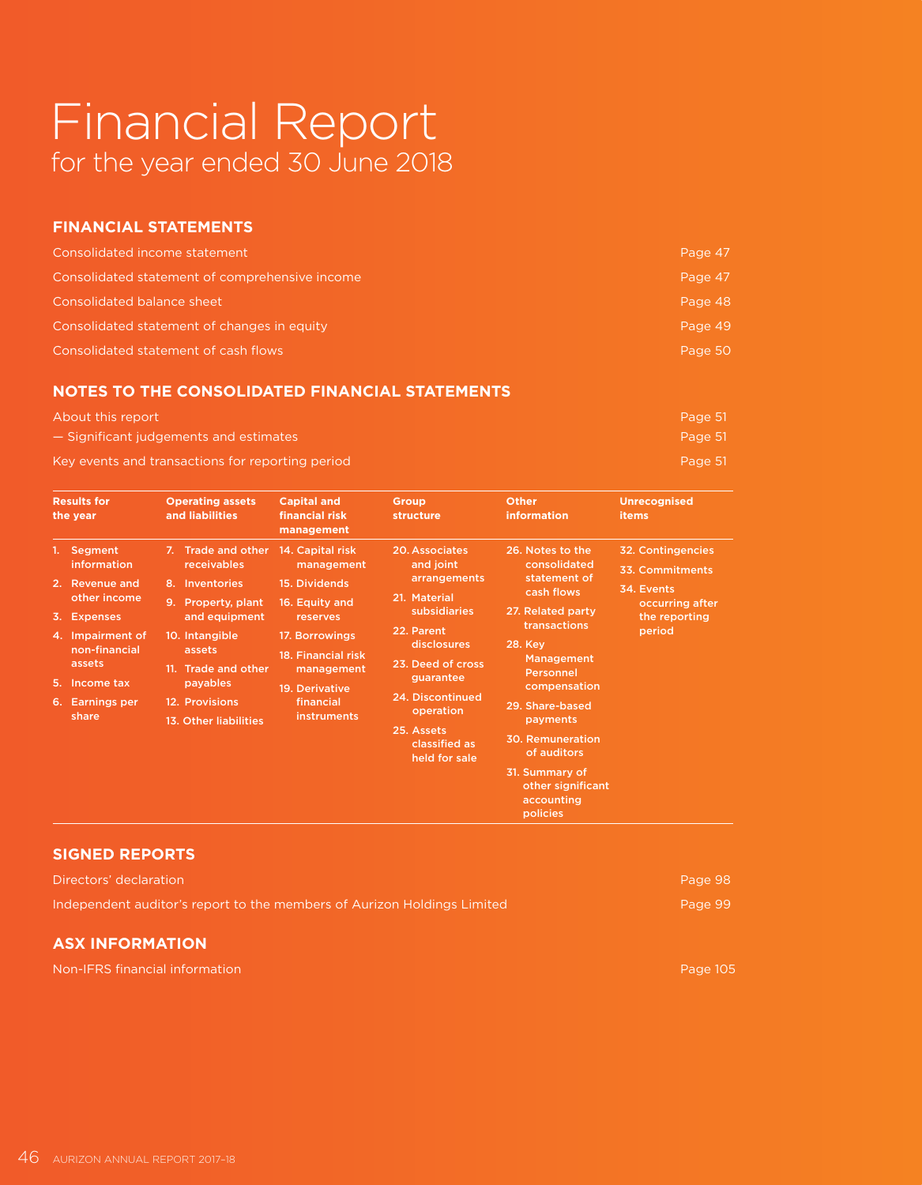# Financial Report

## for the year ended 30 June 2018

### FINANCIAL STATEMENTS

| | |
|---|---|
| Consolidated income statement | Page 47 |
| Consolidated statement of comprehensive income | Page 47 |
| Consolidated balance sheet | Page 48 |
| Consolidated statement of changes in equity | Page 49 |
| Consolidated statement of cash flows | Page 50 |

### NOTES TO THE CONSOLIDATED FINANCIAL STATEMENTS

| | |
|---|---|
| About this report | Page 51 |
| — Significant judgements and estimates | Page 51 |
| Key events and transactions for reporting period | Page 51 |

| Results for the year | Operating assets and liabilities | Capital and financial risk management | Group structure | Other information | Unrecognised items |
|---|---|---|---|---|---|
| 1. Segment information | 7. Trade and other receivables | 14. Capital risk management | 20. Associates and joint arrangements | 26. Notes to the consolidated statement of cash flows | 32. Contingencies |
| 2. Revenue and other income | 8. Inventories | 15. Dividends | 21. Material subsidiaries | 27. Related party transactions | 33. Commitments |
| 3. Expenses | 9. Property, plant and equipment | 16. Equity and reserves | 22. Parent disclosures | 28. Key Management Personnel compensation | 34. Events occurring after the reporting period |
| 4. Impairment of non-financial assets | 10. Intangible assets | 17. Borrowings | 23. Deed of cross guarantee | 29. Share-based payments | |
| 5. Income tax | 11. Trade and other payables | 18. Financial risk management | 24. Discontinued operation | 30. Remuneration of auditors | |
| 6. Earnings per share | 12. Provisions | 19. Derivative financial instruments | 25. Assets classified as held for sale | 31. Summary of other significant accounting policies | |
| | 13. Other liabilities | | | | |

### SIGNED REPORTS

| | |
|---|---|
| Directors' declaration | Page 98 |
| Independent auditor's report to the members of Aurizon Holdings Limited | Page 99 |

### ASX INFORMATION

| | |
|---|---|
| Non-IFRS financial information | Page 105 |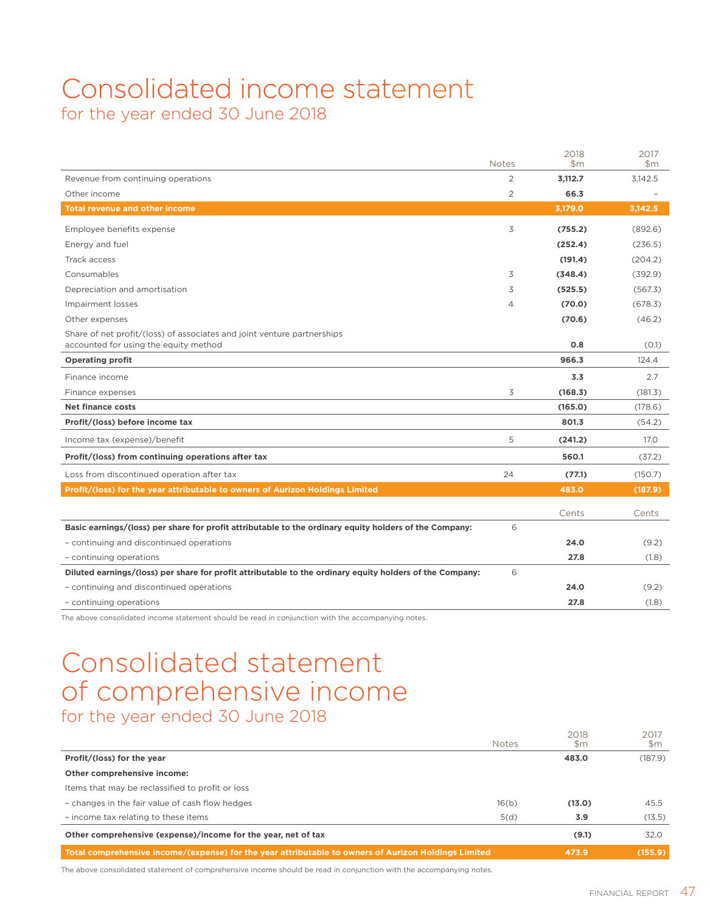# Consolidated income statement

## for the year ended 30 June 2018

| | Notes | 2018 $m | 2017 $m |
|---|---|---|---|
| Revenue from continuing operations | 2 | **3,112.7** | 3,142.5 |
| Other income | 2 | **66.3** | – |
| **Total revenue and other income** | | **3,179.0** | **3,142.5** |
| Employee benefits expense | 3 | **(755.2)** | (892.6) |
| Energy and fuel | | **(252.4)** | (236.5) |
| Track access | | **(191.4)** | (204.2) |
| Consumables | 3 | **(348.4)** | (392.9) |
| Depreciation and amortisation | 3 | **(525.5)** | (567.3) |
| Impairment losses | 4 | **(70.0)** | (678.3) |
| Other expenses | | **(70.6)** | (46.2) |
| Share of net profit/(loss) of associates and joint venture partnerships accounted for using the equity method | | **0.8** | (0.1) |
| **Operating profit** | | **966.3** | 124.4 |
| Finance income | | **3.3** | 2.7 |
| Finance expenses | 3 | **(168.3)** | (181.3) |
| **Net finance costs** | | **(165.0)** | (178.6) |
| **Profit/(loss) before income tax** | | **801.3** | (54.2) |
| Income tax (expense)/benefit | 5 | **(241.2)** | 17.0 |
| **Profit/(loss) from continuing operations after tax** | | **560.1** | (37.2) |
| Loss from discontinued operation after tax | 24 | **(77.1)** | (150.7) |
| **Profit/(loss) for the year attributable to owners of Aurizon Holdings Limited** | | **483.0** | **(187.9)** |
| | | Cents | Cents |
| **Basic earnings/(loss) per share for profit attributable to the ordinary equity holders of the Company:** | 6 | | |
| – continuing and discontinued operations | | **24.0** | (9.2) |
| – continuing operations | | **27.8** | (1.8) |
| **Diluted earnings/(loss) per share for profit attributable to the ordinary equity holders of the Company:** | 6 | | |
| – continuing and discontinued operations | | **24.0** | (9.2) |
| – continuing operations | | **27.8** | (1.8) |

The above consolidated income statement should be read in conjunction with the accompanying notes.

# Consolidated statement of comprehensive income

## for the year ended 30 June 2018

| | Notes | 2018 $m | 2017 $m |
|---|---|---|---|
| **Profit/(loss) for the year** | | **483.0** | (187.9) |
| **Other comprehensive income:** | | | |
| Items that may be reclassified to profit or loss | | | |
| – changes in the fair value of cash flow hedges | 16(b) | **(13.0)** | 45.5 |
| – income tax relating to these items | 5(d) | **3.9** | (13.5) |
| **Other comprehensive (expense)/income for the year, net of tax** | | **(9.1)** | 32.0 |
| **Total comprehensive income/(expense) for the year attributable to owners of Aurizon Holdings Limited** | | **473.9** | **(155.9)** |

The above consolidated statement of comprehensive income should be read in conjunction with the accompanying notes.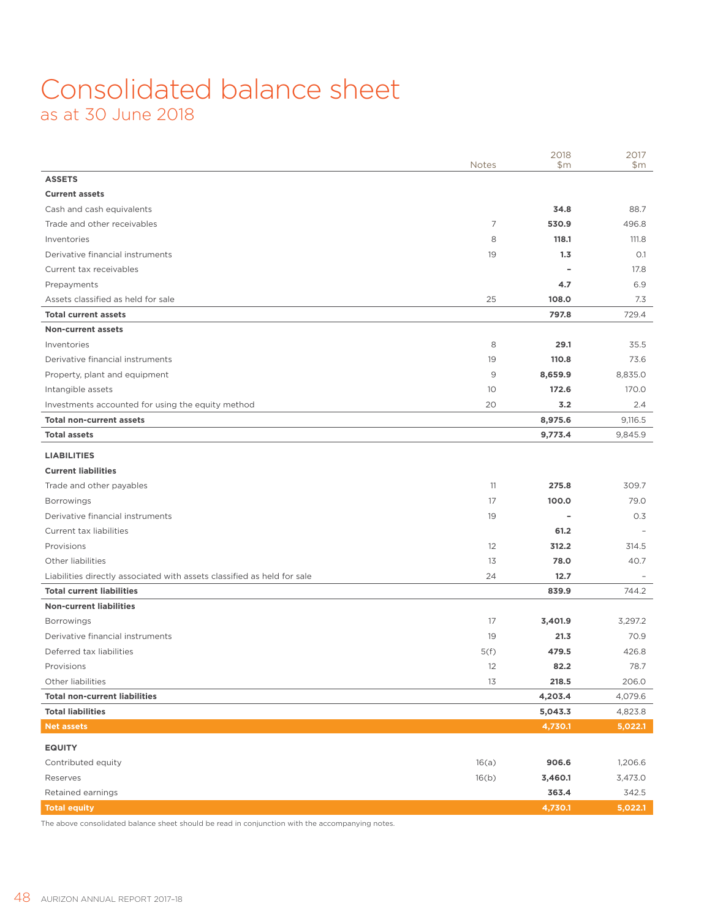# Consolidated balance sheet

## as at 30 June 2018

| | Notes | 2018 $m | 2017 $m |
|---|---|---|---|
| **ASSETS** | | | |
| **Current assets** | | | |
| Cash and cash equivalents | | **34.8** | 88.7 |
| Trade and other receivables | 7 | **530.9** | 496.8 |
| Inventories | 8 | **118.1** | 111.8 |
| Derivative financial instruments | 19 | **1.3** | 0.1 |
| Current tax receivables | | **–** | 17.8 |
| Prepayments | | **4.7** | 6.9 |
| Assets classified as held for sale | 25 | **108.0** | 7.3 |
| **Total current assets** | | **797.8** | 729.4 |
| **Non-current assets** | | | |
| Inventories | 8 | **29.1** | 35.5 |
| Derivative financial instruments | 19 | **110.8** | 73.6 |
| Property, plant and equipment | 9 | **8,659.9** | 8,835.0 |
| Intangible assets | 10 | **172.6** | 170.0 |
| Investments accounted for using the equity method | 20 | **3.2** | 2.4 |
| **Total non-current assets** | | **8,975.6** | 9,116.5 |
| **Total assets** | | **9,773.4** | 9,845.9 |
| **LIABILITIES** | | | |
| **Current liabilities** | | | |
| Trade and other payables | 11 | **275.8** | 309.7 |
| Borrowings | 17 | **100.0** | 79.0 |
| Derivative financial instruments | 19 | **–** | 0.3 |
| Current tax liabilities | | **61.2** | – |
| Provisions | 12 | **312.2** | 314.5 |
| Other liabilities | 13 | **78.0** | 40.7 |
| Liabilities directly associated with assets classified as held for sale | 24 | **12.7** | – |
| **Total current liabilities** | | **839.9** | 744.2 |
| **Non-current liabilities** | | | |
| Borrowings | 17 | **3,401.9** | 3,297.2 |
| Derivative financial instruments | 19 | **21.3** | 70.9 |
| Deferred tax liabilities | 5(f) | **479.5** | 426.8 |
| Provisions | 12 | **82.2** | 78.7 |
| Other liabilities | 13 | **218.5** | 206.0 |
| **Total non-current liabilities** | | **4,203.4** | 4,079.6 |
| **Total liabilities** | | **5,043.3** | 4,823.8 |
| **Net assets** | | **4,730.1** | **5,022.1** |
| **EQUITY** | | | |
| Contributed equity | 16(a) | **906.6** | 1,206.6 |
| Reserves | 16(b) | **3,460.1** | 3,473.0 |
| Retained earnings | | **363.4** | 342.5 |
| **Total equity** | | **4,730.1** | **5,022.1** |

The above consolidated balance sheet should be read in conjunction with the accompanying notes.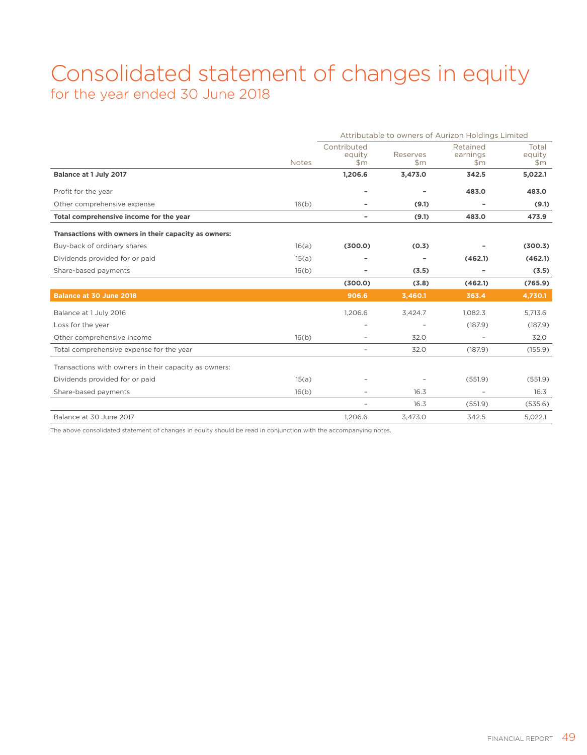# Consolidated statement of changes in equity

## for the year ended 30 June 2018

| | Notes | Contributed equity $m | Reserves $m | Retained earnings $m | Total equity $m |
|---|---|---|---|---|---|
| | | Attributable to owners of Aurizon Holdings Limited | | | |
| **Balance at 1 July 2017** | | **1,206.6** | **3,473.0** | **342.5** | **5,022.1** |
| Profit for the year | | **–** | **–** | **483.0** | **483.0** |
| Other comprehensive expense | 16(b) | **–** | **(9.1)** | **–** | **(9.1)** |
| **Total comprehensive income for the year** | | **–** | **(9.1)** | **483.0** | **473.9** |
| **Transactions with owners in their capacity as owners:** | | | | | |
| Buy-back of ordinary shares | 16(a) | **(300.0)** | **(0.3)** | **–** | **(300.3)** |
| Dividends provided for or paid | 15(a) | **–** | **–** | **(462.1)** | **(462.1)** |
| Share-based payments | 16(b) | **–** | **(3.5)** | **–** | **(3.5)** |
| | | **(300.0)** | **(3.8)** | **(462.1)** | **(765.9)** |
| **Balance at 30 June 2018** | | **906.6** | **3,460.1** | **363.4** | **4,730.1** |
| Balance at 1 July 2016 | | 1,206.6 | 3,424.7 | 1,082.3 | 5,713.6 |
| Loss for the year | | – | – | (187.9) | (187.9) |
| Other comprehensive income | 16(b) | – | 32.0 | – | 32.0 |
| Total comprehensive expense for the year | | – | 32.0 | (187.9) | (155.9) |
| Transactions with owners in their capacity as owners: | | | | | |
| Dividends provided for or paid | 15(a) | – | – | (551.9) | (551.9) |
| Share-based payments | 16(b) | – | 16.3 | – | 16.3 |
| | | – | 16.3 | (551.9) | (535.6) |
| Balance at 30 June 2017 | | 1,206.6 | 3,473.0 | 342.5 | 5,022.1 |

The above consolidated statement of changes in equity should be read in conjunction with the accompanying notes.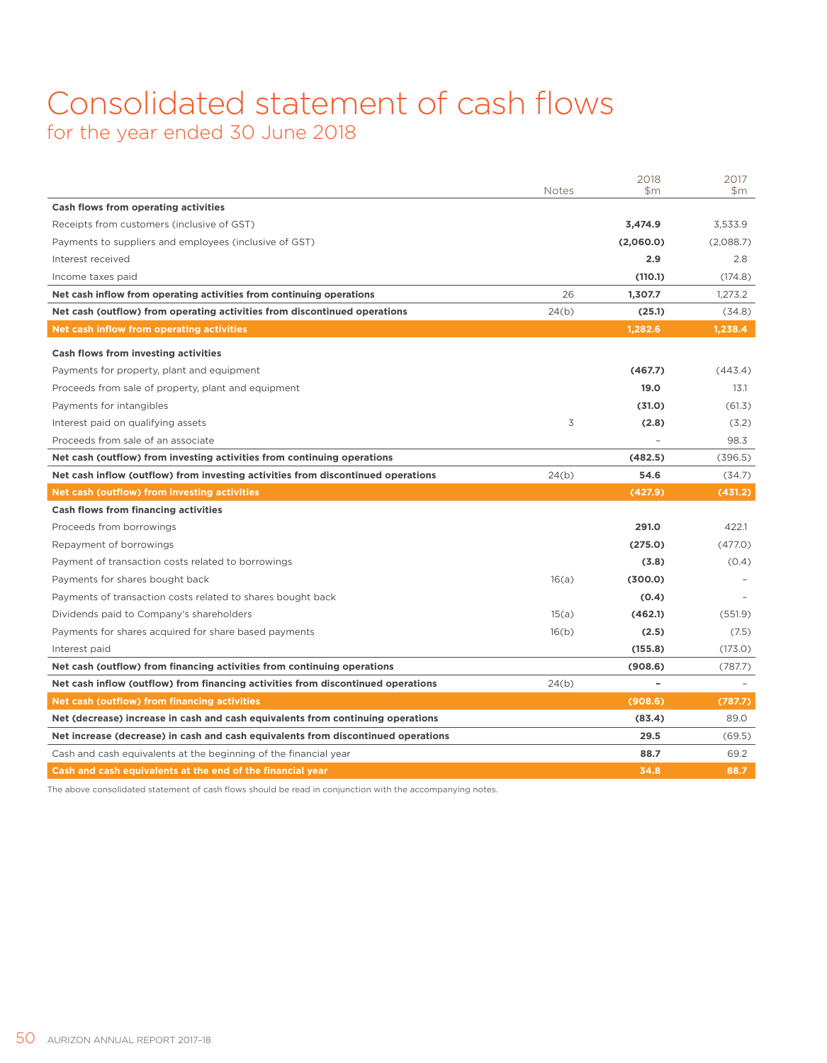# Consolidated statement of cash flows

## for the year ended 30 June 2018

| | Notes | 2018 $m | 2017 $m |
|---|---|---|---|
| **Cash flows from operating activities** | | | |
| Receipts from customers (inclusive of GST) | | **3,474.9** | 3,533.9 |
| Payments to suppliers and employees (inclusive of GST) | | **(2,060.0)** | (2,088.7) |
| Interest received | | **2.9** | 2.8 |
| Income taxes paid | | **(110.1)** | (174.8) |
| **Net cash inflow from operating activities from continuing operations** | 26 | **1,307.7** | 1,273.2 |
| **Net cash (outflow) from operating activities from discontinued operations** | 24(b) | **(25.1)** | (34.8) |
| **Net cash inflow from operating activities** | | **1,282.6** | **1,238.4** |
| **Cash flows from investing activities** | | | |
| Payments for property, plant and equipment | | **(467.7)** | (443.4) |
| Proceeds from sale of property, plant and equipment | | **19.0** | 13.1 |
| Payments for intangibles | | **(31.0)** | (61.3) |
| Interest paid on qualifying assets | 3 | **(2.8)** | (3.2) |
| Proceeds from sale of an associate | | – | 98.3 |
| **Net cash (outflow) from investing activities from continuing operations** | | **(482.5)** | (396.5) |
| **Net cash inflow (outflow) from investing activities from discontinued operations** | 24(b) | **54.6** | (34.7) |
| **Net cash (outflow) from investing activities** | | **(427.9)** | **(431.2)** |
| **Cash flows from financing activities** | | | |
| Proceeds from borrowings | | **291.0** | 422.1 |
| Repayment of borrowings | | **(275.0)** | (477.0) |
| Payment of transaction costs related to borrowings | | **(3.8)** | (0.4) |
| Payments for shares bought back | 16(a) | **(300.0)** | – |
| Payments of transaction costs related to shares bought back | | **(0.4)** | – |
| Dividends paid to Company's shareholders | 15(a) | **(462.1)** | (551.9) |
| Payments for shares acquired for share based payments | 16(b) | **(2.5)** | (7.5) |
| Interest paid | | **(155.8)** | (173.0) |
| **Net cash (outflow) from financing activities from continuing operations** | | **(908.6)** | (787.7) |
| **Net cash inflow (outflow) from financing activities from discontinued operations** | 24(b) | **–** | – |
| **Net cash (outflow) from financing activities** | | **(908.6)** | **(787.7)** |
| **Net (decrease) increase in cash and cash equivalents from continuing operations** | | **(83.4)** | 89.0 |
| **Net increase (decrease) in cash and cash equivalents from discontinued operations** | | **29.5** | (69.5) |
| Cash and cash equivalents at the beginning of the financial year | | **88.7** | 69.2 |
| **Cash and cash equivalents at the end of the financial year** | | **34.8** | **88.7** |

The above consolidated statement of cash flows should be read in conjunction with the accompanying notes.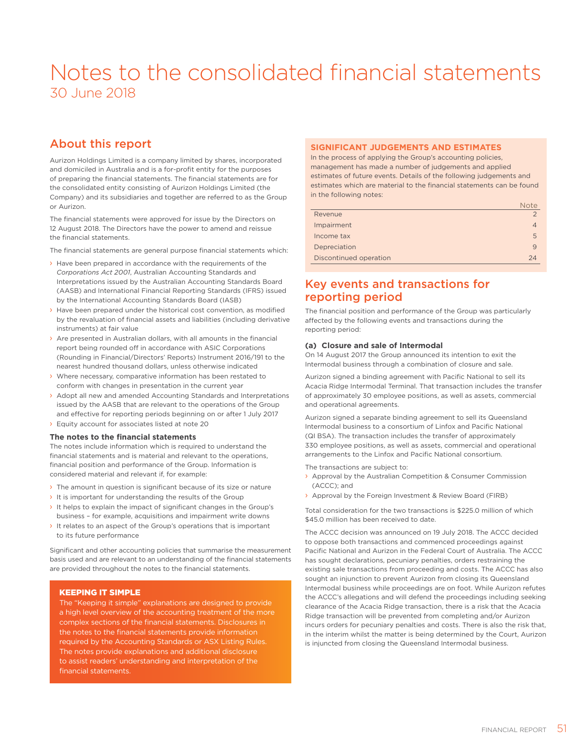# Notes to the consolidated financial statements

30 June 2018

## About this report

Aurizon Holdings Limited is a company limited by shares, incorporated and domiciled in Australia and is a for-profit entity for the purposes of preparing the financial statements. The financial statements are for the consolidated entity consisting of Aurizon Holdings Limited (the Company) and its subsidiaries and together are referred to as the Group or Aurizon.

The financial statements were approved for issue by the Directors on 12 August 2018. The Directors have the power to amend and reissue the financial statements.

The financial statements are general purpose financial statements which:

- Have been prepared in accordance with the requirements of the *Corporations Act 2001*, Australian Accounting Standards and Interpretations issued by the Australian Accounting Standards Board (AASB) and International Financial Reporting Standards (IFRS) issued by the International Accounting Standards Board (IASB)
- Have been prepared under the historical cost convention, as modified by the revaluation of financial assets and liabilities (including derivative instruments) at fair value
- Are presented in Australian dollars, with all amounts in the financial report being rounded off in accordance with ASIC Corporations (Rounding in Financial/Directors' Reports) Instrument 2016/191 to the nearest hundred thousand dollars, unless otherwise indicated
- Where necessary, comparative information has been restated to conform with changes in presentation in the current year
- Adopt all new and amended Accounting Standards and Interpretations issued by the AASB that are relevant to the operations of the Group and effective for reporting periods beginning on or after 1 July 2017
- Equity account for associates listed at note 20

### The notes to the financial statements

The notes include information which is required to understand the financial statements and is material and relevant to the operations, financial position and performance of the Group. Information is considered material and relevant if, for example:

- The amount in question is significant because of its size or nature
- It is important for understanding the results of the Group
- It helps to explain the impact of significant changes in the Group's business – for example, acquisitions and impairment write downs
- It relates to an aspect of the Group's operations that is important to its future performance

Significant and other accounting policies that summarise the measurement basis used and are relevant to an understanding of the financial statements are provided throughout the notes to the financial statements.

### KEEPING IT SIMPLE

The "Keeping it simple" explanations are designed to provide a high level overview of the accounting treatment of the more complex sections of the financial statements. Disclosures in the notes to the financial statements provide information required by the Accounting Standards or ASX Listing Rules. The notes provide explanations and additional disclosure to assist readers' understanding and interpretation of the financial statements.

### SIGNIFICANT JUDGEMENTS AND ESTIMATES

In the process of applying the Group's accounting policies, management has made a number of judgements and applied estimates of future events. Details of the following judgements and estimates which are material to the financial statements can be found in the following notes:

| | Note |
|---|---|
| Revenue | 2 |
| Impairment | 4 |
| Income tax | 5 |
| Depreciation | 9 |
| Discontinued operation | 24 |

## Key events and transactions for reporting period

The financial position and performance of the Group was particularly affected by the following events and transactions during the reporting period:

### (a) Closure and sale of Intermodal

On 14 August 2017 the Group announced its intention to exit the Intermodal business through a combination of closure and sale.

Aurizon signed a binding agreement with Pacific National to sell its Acacia Ridge Intermodal Terminal. That transaction includes the transfer of approximately 30 employee positions, as well as assets, commercial and operational agreements.

Aurizon signed a separate binding agreement to sell its Queensland Intermodal business to a consortium of Linfox and Pacific National (QI BSA). The transaction includes the transfer of approximately 330 employee positions, as well as assets, commercial and operational arrangements to the Linfox and Pacific National consortium.

The transactions are subject to:

- Approval by the Australian Competition & Consumer Commission (ACCC); and
- Approval by the Foreign Investment & Review Board (FIRB)

Total consideration for the two transactions is $225.0 million of which $45.0 million has been received to date.

The ACCC decision was announced on 19 July 2018. The ACCC decided to oppose both transactions and commenced proceedings against Pacific National and Aurizon in the Federal Court of Australia. The ACCC has sought declarations, pecuniary penalties, orders restraining the existing sale transactions from proceeding and costs. The ACCC has also sought an injunction to prevent Aurizon from closing its Queensland Intermodal business while proceedings are on foot. While Aurizon refutes the ACCC's allegations and will defend the proceedings including seeking clearance of the Acacia Ridge transaction, there is a risk that the Acacia Ridge transaction will be prevented from completing and/or Aurizon incurs orders for pecuniary penalties and costs. There is also the risk that, in the interim whilst the matter is being determined by the Court, Aurizon is injuncted from closing the Queensland Intermodal business.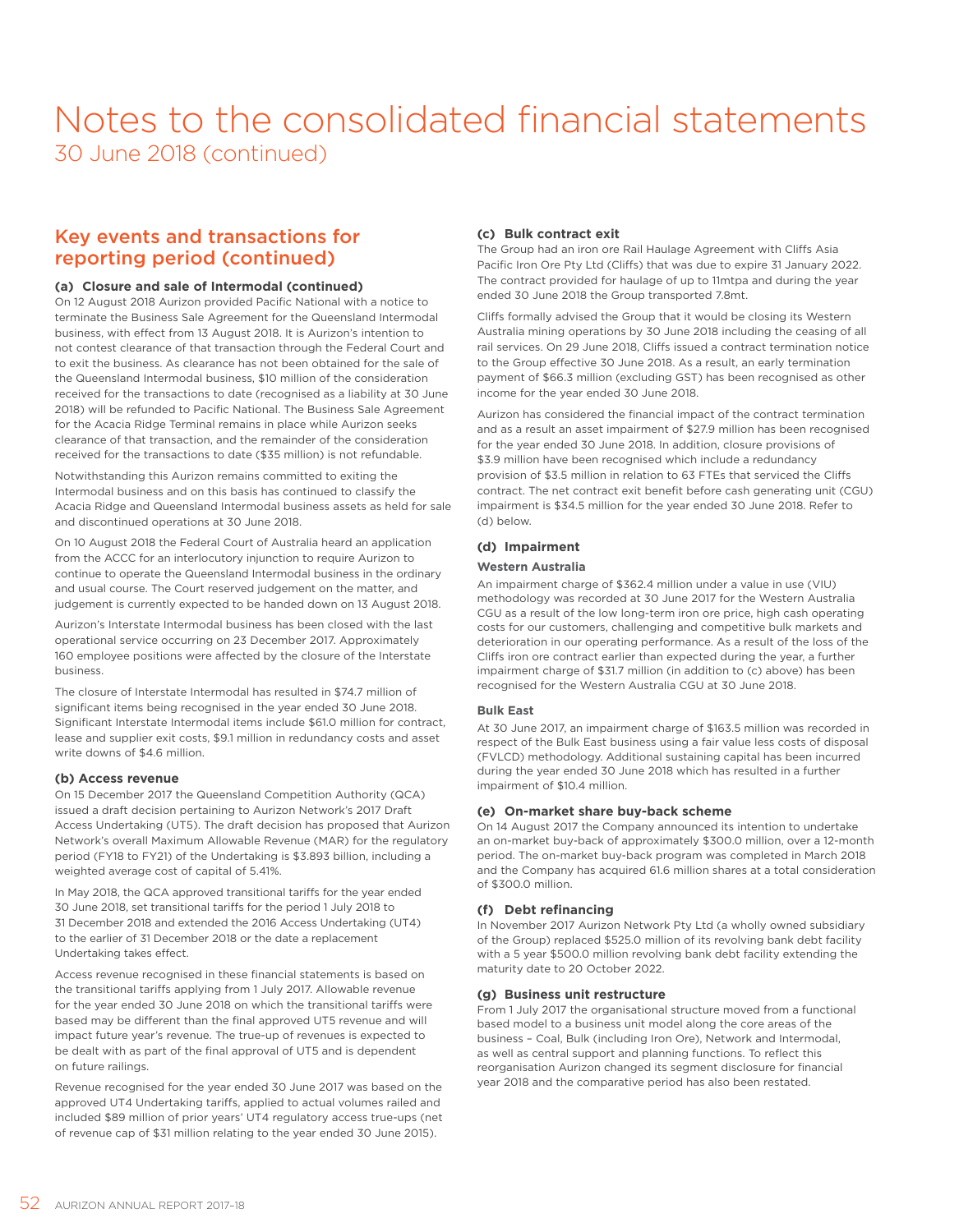# Notes to the consolidated financial statements

30 June 2018 (continued)

## Key events and transactions for reporting period (continued)

### (a) Closure and sale of Intermodal (continued)

On 12 August 2018 Aurizon provided Pacific National with a notice to terminate the Business Sale Agreement for the Queensland Intermodal business, with effect from 13 August 2018. It is Aurizon's intention to not contest clearance of that transaction through the Federal Court and to exit the business. As clearance has not been obtained for the sale of the Queensland Intermodal business, $10 million of the consideration received for the transactions to date (recognised as a liability at 30 June 2018) will be refunded to Pacific National. The Business Sale Agreement for the Acacia Ridge Terminal remains in place while Aurizon seeks clearance of that transaction, and the remainder of the consideration received for the transactions to date ($35 million) is not refundable.

Notwithstanding this Aurizon remains committed to exiting the Intermodal business and on this basis has continued to classify the Acacia Ridge and Queensland Intermodal business assets as held for sale and discontinued operations at 30 June 2018.

On 10 August 2018 the Federal Court of Australia heard an application from the ACCC for an interlocutory injunction to require Aurizon to continue to operate the Queensland Intermodal business in the ordinary and usual course. The Court reserved judgement on the matter, and judgement is currently expected to be handed down on 13 August 2018.

Aurizon's Interstate Intermodal business has been closed with the last operational service occurring on 23 December 2017. Approximately 160 employee positions were affected by the closure of the Interstate business.

The closure of Interstate Intermodal has resulted in $74.7 million of significant items being recognised in the year ended 30 June 2018. Significant Interstate Intermodal items include $61.0 million for contract, lease and supplier exit costs, $9.1 million in redundancy costs and asset write downs of $4.6 million.

### (b) Access revenue

On 15 December 2017 the Queensland Competition Authority (QCA) issued a draft decision pertaining to Aurizon Network's 2017 Draft Access Undertaking (UT5). The draft decision has proposed that Aurizon Network's overall Maximum Allowable Revenue (MAR) for the regulatory period (FY18 to FY21) of the Undertaking is $3.893 billion, including a weighted average cost of capital of 5.41%.

In May 2018, the QCA approved transitional tariffs for the year ended 30 June 2018, set transitional tariffs for the period 1 July 2018 to 31 December 2018 and extended the 2016 Access Undertaking (UT4) to the earlier of 31 December 2018 or the date a replacement Undertaking takes effect.

Access revenue recognised in these financial statements is based on the transitional tariffs applying from 1 July 2017. Allowable revenue for the year ended 30 June 2018 on which the transitional tariffs were based may be different than the final approved UT5 revenue and will impact future year's revenue. The true-up of revenues is expected to be dealt with as part of the final approval of UT5 and is dependent on future railings.

Revenue recognised for the year ended 30 June 2017 was based on the approved UT4 Undertaking tariffs, applied to actual volumes railed and included $89 million of prior years' UT4 regulatory access true-ups (net of revenue cap of $31 million relating to the year ended 30 June 2015).

### (c) Bulk contract exit

The Group had an iron ore Rail Haulage Agreement with Cliffs Asia Pacific Iron Ore Pty Ltd (Cliffs) that was due to expire 31 January 2022. The contract provided for haulage of up to 11mtpa and during the year ended 30 June 2018 the Group transported 7.8mt.

Cliffs formally advised the Group that it would be closing its Western Australia mining operations by 30 June 2018 including the ceasing of all rail services. On 29 June 2018, Cliffs issued a contract termination notice to the Group effective 30 June 2018. As a result, an early termination payment of $66.3 million (excluding GST) has been recognised as other income for the year ended 30 June 2018.

Aurizon has considered the financial impact of the contract termination and as a result an asset impairment of $27.9 million has been recognised for the year ended 30 June 2018. In addition, closure provisions of $3.9 million have been recognised which include a redundancy provision of $3.5 million in relation to 63 FTEs that serviced the Cliffs contract. The net contract exit benefit before cash generating unit (CGU) impairment is $34.5 million for the year ended 30 June 2018. Refer to (d) below.

### (d) Impairment

**Western Australia**

An impairment charge of $362.4 million under a value in use (VIU) methodology was recorded at 30 June 2017 for the Western Australia CGU as a result of the low long-term iron ore price, high cash operating costs for our customers, challenging and competitive bulk markets and deterioration in our operating performance. As a result of the loss of the Cliffs iron ore contract earlier than expected during the year, a further impairment charge of $31.7 million (in addition to (c) above) has been recognised for the Western Australia CGU at 30 June 2018.

**Bulk East**

At 30 June 2017, an impairment charge of $163.5 million was recorded in respect of the Bulk East business using a fair value less costs of disposal (FVLCD) methodology. Additional sustaining capital has been incurred during the year ended 30 June 2018 which has resulted in a further impairment of $10.4 million.

### (e) On-market share buy-back scheme

On 14 August 2017 the Company announced its intention to undertake an on-market buy-back of approximately $300.0 million, over a 12-month period. The on-market buy-back program was completed in March 2018 and the Company has acquired 61.6 million shares at a total consideration of $300.0 million.

### (f) Debt refinancing

In November 2017 Aurizon Network Pty Ltd (a wholly owned subsidiary of the Group) replaced $525.0 million of its revolving bank debt facility with a 5 year $500.0 million revolving bank debt facility extending the maturity date to 20 October 2022.

### (g) Business unit restructure

From 1 July 2017 the organisational structure moved from a functional based model to a business unit model along the core areas of the business – Coal, Bulk (including Iron Ore), Network and Intermodal, as well as central support and planning functions. To reflect this reorganisation Aurizon changed its segment disclosure for financial year 2018 and the comparative period has also been restated.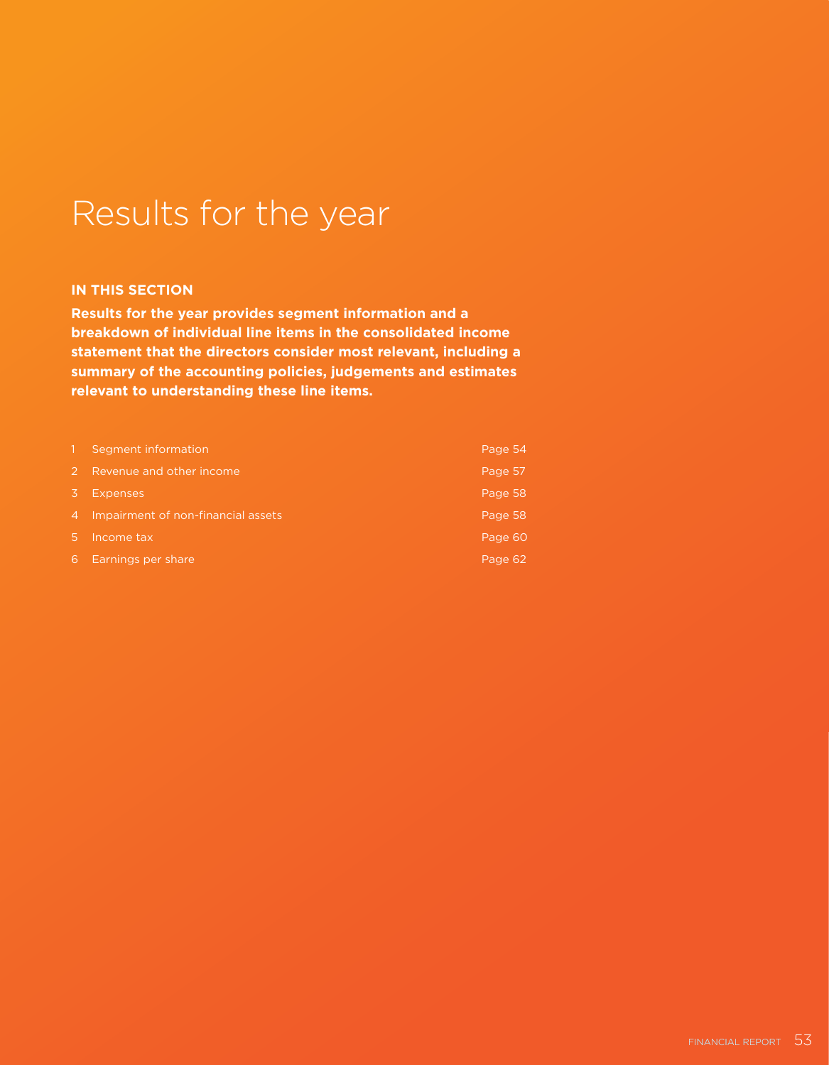# Results for the year

**IN THIS SECTION**

**Results for the year provides segment information and a breakdown of individual line items in the consolidated income statement that the directors consider most relevant, including a summary of the accounting policies, judgements and estimates relevant to understanding these line items.**

| | | |
|---|---|---|
| 1 | Segment information | Page 54 |
| 2 | Revenue and other income | Page 57 |
| 3 | Expenses | Page 58 |
| 4 | Impairment of non-financial assets | Page 58 |
| 5 | Income tax | Page 60 |
| 6 | Earnings per share | Page 62 |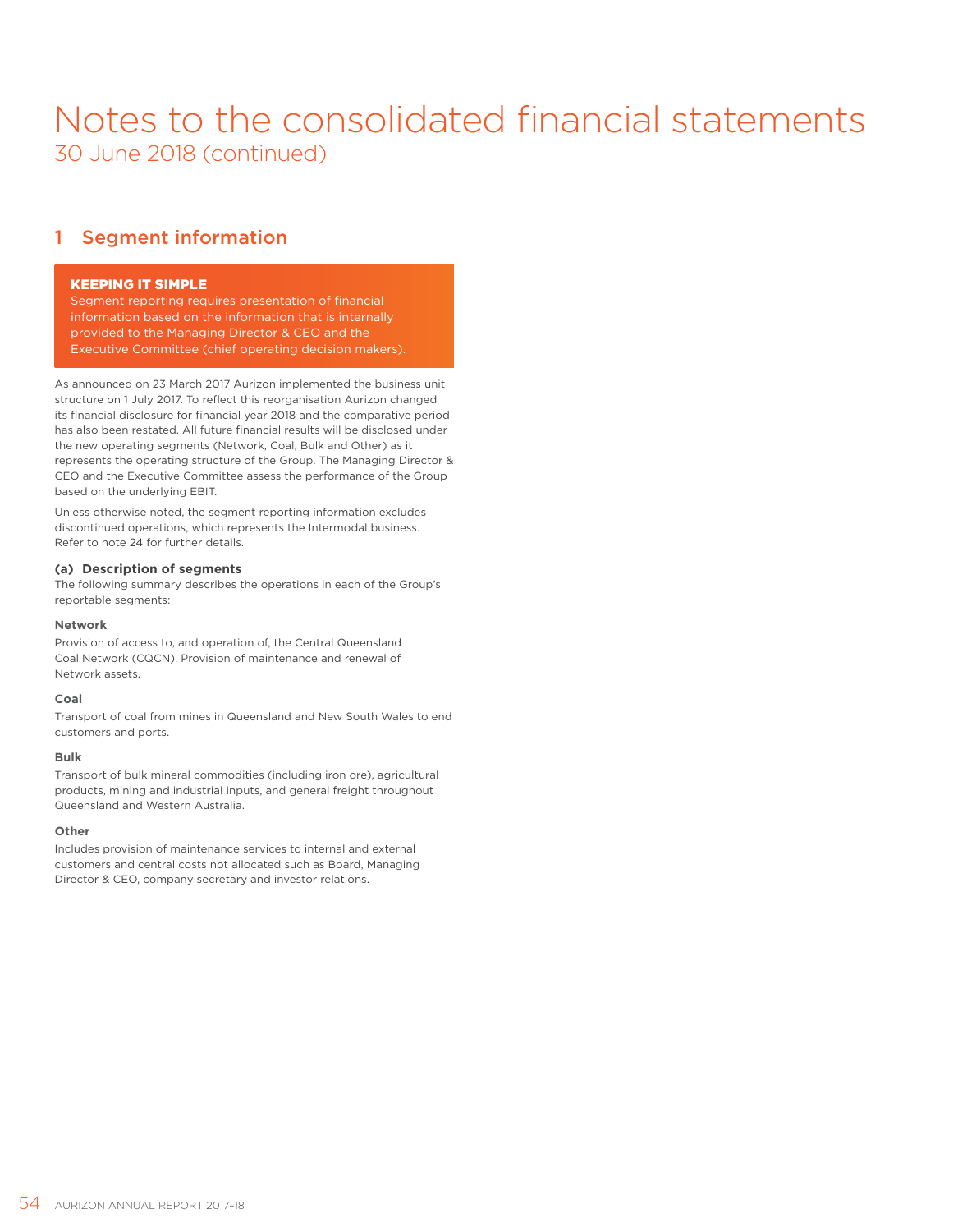# Notes to the consolidated financial statements

30 June 2018 (continued)

## 1 Segment information

**KEEPING IT SIMPLE**

Segment reporting requires presentation of financial information based on the information that is internally provided to the Managing Director & CEO and the Executive Committee (chief operating decision makers).

As announced on 23 March 2017 Aurizon implemented the business unit structure on 1 July 2017. To reflect this reorganisation Aurizon changed its financial disclosure for financial year 2018 and the comparative period has also been restated. All future financial results will be disclosed under the new operating segments (Network, Coal, Bulk and Other) as it represents the operating structure of the Group. The Managing Director & CEO and the Executive Committee assess the performance of the Group based on the underlying EBIT.

Unless otherwise noted, the segment reporting information excludes discontinued operations, which represents the Intermodal business. Refer to note 24 for further details.

### (a) Description of segments

The following summary describes the operations in each of the Group's reportable segments:

#### Network

Provision of access to, and operation of, the Central Queensland Coal Network (CQCN). Provision of maintenance and renewal of Network assets.

#### Coal

Transport of coal from mines in Queensland and New South Wales to end customers and ports.

#### Bulk

Transport of bulk mineral commodities (including iron ore), agricultural products, mining and industrial inputs, and general freight throughout Queensland and Western Australia.

#### Other

Includes provision of maintenance services to internal and external customers and central costs not allocated such as Board, Managing Director & CEO, company secretary and investor relations.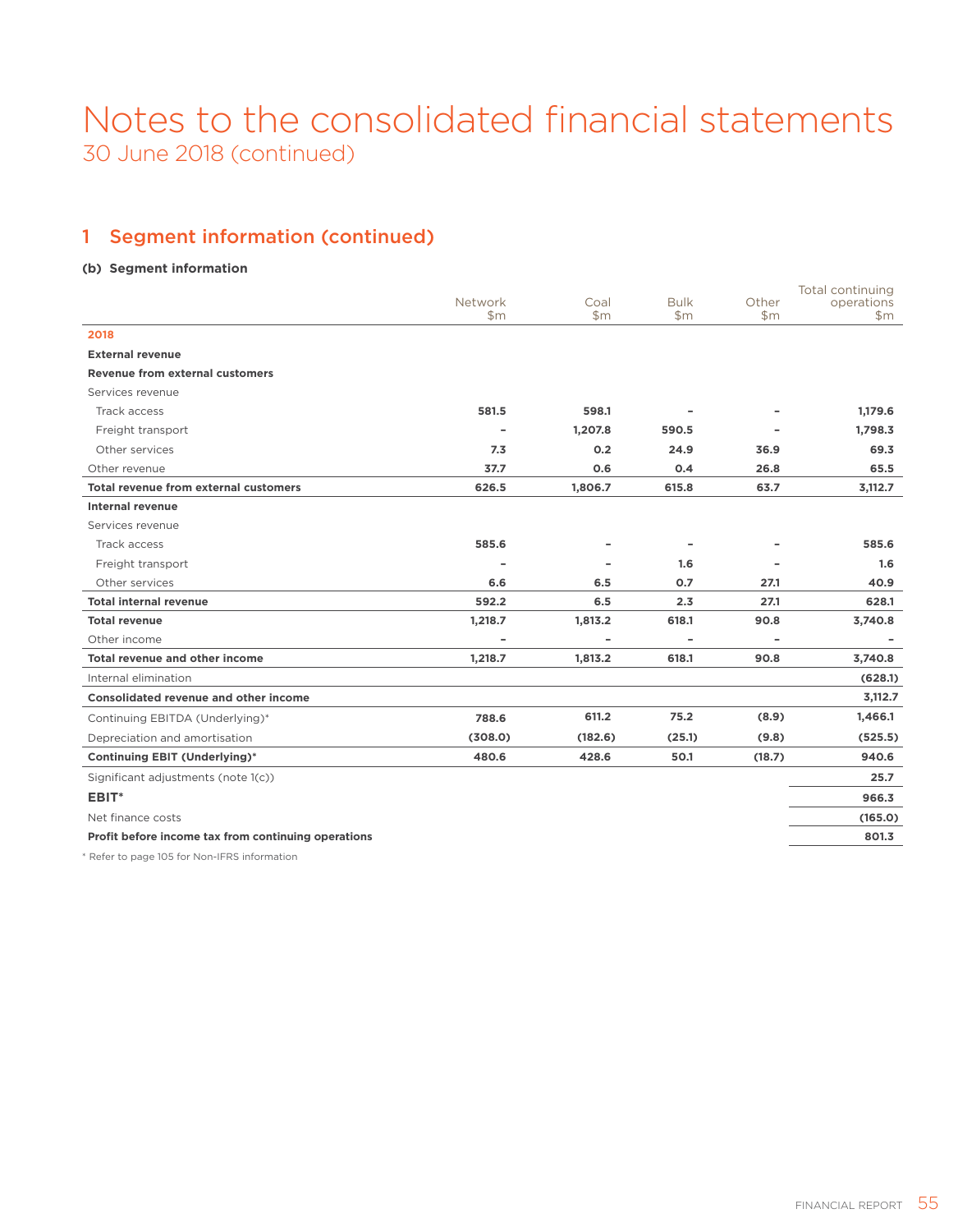# Notes to the consolidated financial statements

30 June 2018 (continued)

## 1 Segment information (continued)

### (b) Segment information

| | Network $m | Coal $m | Bulk $m | Other $m | Total continuing operations $m |
|---|---|---|---|---|---|
| **2018** | | | | | |
| **External revenue** | | | | | |
| **Revenue from external customers** | | | | | |
| Services revenue | | | | | |
| Track access | **581.5** | **598.1** | **–** | **–** | **1,179.6** |
| Freight transport | **–** | **1,207.8** | **590.5** | **–** | **1,798.3** |
| Other services | **7.3** | **0.2** | **24.9** | **36.9** | **69.3** |
| Other revenue | **37.7** | **0.6** | **0.4** | **26.8** | **65.5** |
| **Total revenue from external customers** | **626.5** | **1,806.7** | **615.8** | **63.7** | **3,112.7** |
| **Internal revenue** | | | | | |
| Services revenue | | | | | |
| Track access | **585.6** | **–** | **–** | **–** | **585.6** |
| Freight transport | **–** | **–** | **1.6** | **–** | **1.6** |
| Other services | **6.6** | **6.5** | **0.7** | **27.1** | **40.9** |
| **Total internal revenue** | **592.2** | **6.5** | **2.3** | **27.1** | **628.1** |
| **Total revenue** | **1,218.7** | **1,813.2** | **618.1** | **90.8** | **3,740.8** |
| Other income | **–** | **–** | **–** | **–** | **–** |
| **Total revenue and other income** | **1,218.7** | **1,813.2** | **618.1** | **90.8** | **3,740.8** |
| Internal elimination | | | | | **(628.1)** |
| **Consolidated revenue and other income** | | | | | **3,112.7** |
| Continuing EBITDA (Underlying)* | **788.6** | **611.2** | **75.2** | **(8.9)** | **1,466.1** |
| Depreciation and amortisation | **(308.0)** | **(182.6)** | **(25.1)** | **(9.8)** | **(525.5)** |
| **Continuing EBIT (Underlying)*** | **480.6** | **428.6** | **50.1** | **(18.7)** | **940.6** |
| Significant adjustments (note 1(c)) | | | | | **25.7** |
| **EBIT*** | | | | | **966.3** |
| Net finance costs | | | | | **(165.0)** |
| **Profit before income tax from continuing operations** | | | | | **801.3** |

* Refer to page 105 for Non-IFRS information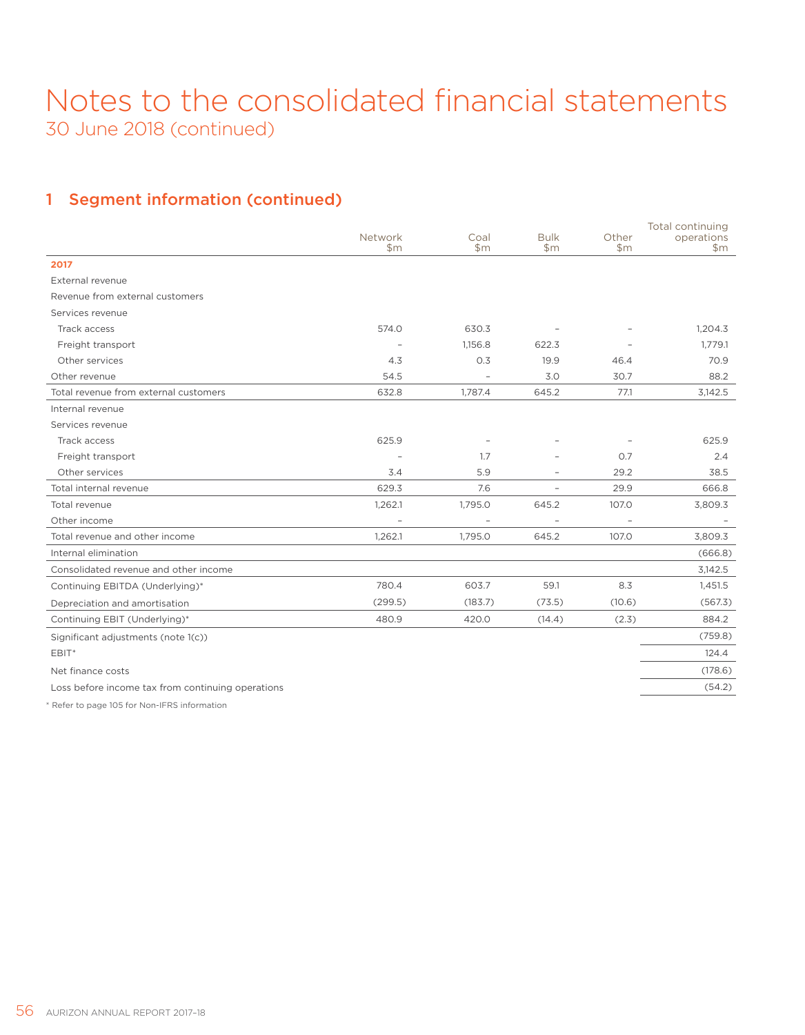# Notes to the consolidated financial statements

30 June 2018 (continued)

## 1 Segment information (continued)

| | Network $m | Coal $m | Bulk $m | Other $m | Total continuing operations $m |
|---|---|---|---|---|---|
| **2017** | | | | | |
| External revenue | | | | | |
| Revenue from external customers | | | | | |
| Services revenue | | | | | |
| Track access | 574.0 | 630.3 | – | – | 1,204.3 |
| Freight transport | – | 1,156.8 | 622.3 | – | 1,779.1 |
| Other services | 4.3 | 0.3 | 19.9 | 46.4 | 70.9 |
| Other revenue | 54.5 | – | 3.0 | 30.7 | 88.2 |
| Total revenue from external customers | 632.8 | 1,787.4 | 645.2 | 77.1 | 3,142.5 |
| Internal revenue | | | | | |
| Services revenue | | | | | |
| Track access | 625.9 | – | – | – | 625.9 |
| Freight transport | – | 1.7 | – | 0.7 | 2.4 |
| Other services | 3.4 | 5.9 | – | 29.2 | 38.5 |
| Total internal revenue | 629.3 | 7.6 | – | 29.9 | 666.8 |
| Total revenue | 1,262.1 | 1,795.0 | 645.2 | 107.0 | 3,809.3 |
| Other income | – | – | – | – | – |
| Total revenue and other income | 1,262.1 | 1,795.0 | 645.2 | 107.0 | 3,809.3 |
| Internal elimination | | | | | (666.8) |
| Consolidated revenue and other income | | | | | 3,142.5 |
| Continuing EBITDA (Underlying)* | 780.4 | 603.7 | 59.1 | 8.3 | 1,451.5 |
| Depreciation and amortisation | (299.5) | (183.7) | (73.5) | (10.6) | (567.3) |
| Continuing EBIT (Underlying)* | 480.9 | 420.0 | (14.4) | (2.3) | 884.2 |
| Significant adjustments (note 1(c)) | | | | | (759.8) |
| EBIT* | | | | | 124.4 |
| Net finance costs | | | | | (178.6) |
| Loss before income tax from continuing operations | | | | | (54.2) |

* Refer to page 105 for Non-IFRS information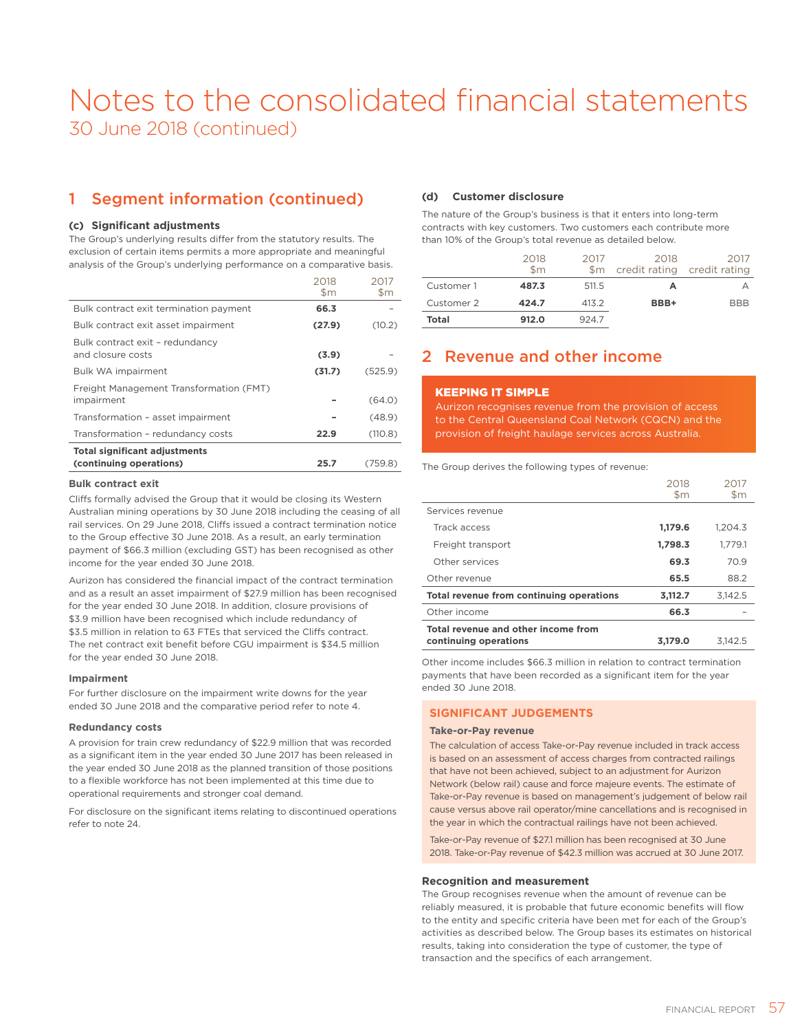# Notes to the consolidated financial statements

30 June 2018 (continued)

## 1 Segment information (continued)

### (c) Significant adjustments

The Group's underlying results differ from the statutory results. The exclusion of certain items permits a more appropriate and meaningful analysis of the Group's underlying performance on a comparative basis.

| | 2018 $m | 2017 $m |
|---|---|---|
| Bulk contract exit termination payment | **66.3** | – |
| Bulk contract exit asset impairment | **(27.9)** | (10.2) |
| Bulk contract exit – redundancy and closure costs | **(3.9)** | – |
| Bulk WA impairment | **(31.7)** | (525.9) |
| Freight Management Transformation (FMT) impairment | **–** | (64.0) |
| Transformation – asset impairment | **–** | (48.9) |
| Transformation – redundancy costs | **22.9** | (110.8) |
| **Total significant adjustments (continuing operations)** | **25.7** | (759.8) |

**Bulk contract exit**

Cliffs formally advised the Group that it would be closing its Western Australian mining operations by 30 June 2018 including the ceasing of all rail services. On 29 June 2018, Cliffs issued a contract termination notice to the Group effective 30 June 2018. As a result, an early termination payment of $66.3 million (excluding GST) has been recognised as other income for the year ended 30 June 2018.

Aurizon has considered the financial impact of the contract termination and as a result an asset impairment of $27.9 million has been recognised for the year ended 30 June 2018. In addition, closure provisions of $3.9 million have been recognised which include redundancy of $3.5 million in relation to 63 FTEs that serviced the Cliffs contract. The net contract exit benefit before CGU impairment is $34.5 million for the year ended 30 June 2018.

**Impairment**

For further disclosure on the impairment write downs for the year ended 30 June 2018 and the comparative period refer to note 4.

**Redundancy costs**

A provision for train crew redundancy of $22.9 million that was recorded as a significant item in the year ended 30 June 2017 has been released in the year ended 30 June 2018 as the planned transition of those positions to a flexible workforce has not been implemented at this time due to operational requirements and stronger coal demand.

For disclosure on the significant items relating to discontinued operations refer to note 24.

### (d) Customer disclosure

The nature of the Group's business is that it enters into long-term contracts with key customers. Two customers each contribute more than 10% of the Group's total revenue as detailed below.

| | 2018 $m | 2017 $m | 2018 credit rating | 2017 credit rating |
|---|---|---|---|---|
| Customer 1 | **487.3** | 511.5 | **A** | A |
| Customer 2 | **424.7** | 413.2 | **BBB+** | BBB |
| **Total** | **912.0** | 924.7 | | |

## 2 Revenue and other income

**KEEPING IT SIMPLE**

Aurizon recognises revenue from the provision of access to the Central Queensland Coal Network (CQCN) and the provision of freight haulage services across Australia.

The Group derives the following types of revenue:

| | 2018 $m | 2017 $m |
|---|---|---|
| Services revenue | | |
| Track access | **1,179.6** | 1,204.3 |
| Freight transport | **1,798.3** | 1,779.1 |
| Other services | **69.3** | 70.9 |
| Other revenue | **65.5** | 88.2 |
| **Total revenue from continuing operations** | **3,112.7** | 3,142.5 |
| Other income | **66.3** | – |
| **Total revenue and other income from continuing operations** | **3,179.0** | 3,142.5 |

Other income includes $66.3 million in relation to contract termination payments that have been recorded as a significant item for the year ended 30 June 2018.

**SIGNIFICANT JUDGEMENTS**

**Take-or-Pay revenue**

The calculation of access Take-or-Pay revenue included in track access is based on an assessment of access charges from contracted railings that have not been achieved, subject to an adjustment for Aurizon Network (below rail) cause and force majeure events. The estimate of Take-or-Pay revenue is based on management's judgement of below rail cause versus above rail operator/mine cancellations and is recognised in the year in which the contractual railings have not been achieved.

Take-or-Pay revenue of $27.1 million has been recognised at 30 June 2018. Take-or-Pay revenue of $42.3 million was accrued at 30 June 2017.

**Recognition and measurement**

The Group recognises revenue when the amount of revenue can be reliably measured, it is probable that future economic benefits will flow to the entity and specific criteria have been met for each of the Group's activities as described below. The Group bases its estimates on historical results, taking into consideration the type of customer, the type of transaction and the specifics of each arrangement.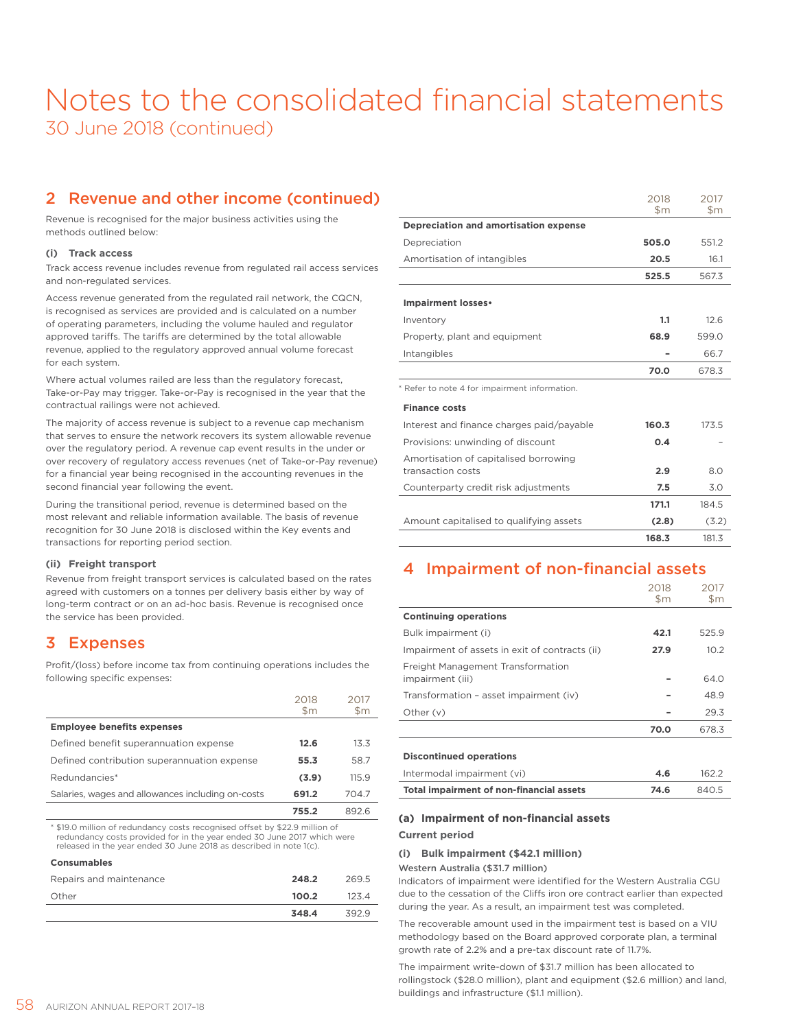# Notes to the consolidated financial statements
30 June 2018 (continued)

## 2 Revenue and other income (continued)

Revenue is recognised for the major business activities using the methods outlined below:

#### (i) Track access

Track access revenue includes revenue from regulated rail access services and non-regulated services.

Access revenue generated from the regulated rail network, the CQCN, is recognised as services are provided and is calculated on a number of operating parameters, including the volume hauled and regulator approved tariffs. The tariffs are determined by the total allowable revenue, applied to the regulatory approved annual volume forecast for each system.

Where actual volumes railed are less than the regulatory forecast, Take-or-Pay may trigger. Take-or-Pay is recognised in the year that the contractual railings were not achieved.

The majority of access revenue is subject to a revenue cap mechanism that serves to ensure the network recovers its system allowable revenue over the regulatory period. A revenue cap event results in the under or over recovery of regulatory access revenues (net of Take-or-Pay revenue) for a financial year being recognised in the accounting revenues in the second financial year following the event.

During the transitional period, revenue is determined based on the most relevant and reliable information available. The basis of revenue recognition for 30 June 2018 is disclosed within the Key events and transactions for reporting period section.

#### (ii) Freight transport

Revenue from freight transport services is calculated based on the rates agreed with customers on a tonnes per delivery basis either by way of long-term contract or on an ad-hoc basis. Revenue is recognised once the service has been provided.

## 3 Expenses

Profit/(loss) before income tax from continuing operations includes the following specific expenses:

| | 2018 $m | 2017 $m |
|---|---|---|
| **Employee benefits expenses** | | |
| Defined benefit superannuation expense | **12.6** | 13.3 |
| Defined contribution superannuation expense | **55.3** | 58.7 |
| Redundancies* | **(3.9)** | 115.9 |
| Salaries, wages and allowances including on-costs | **691.2** | 704.7 |
| | **755.2** | 892.6 |

\* $19.0 million of redundancy costs recognised offset by $22.9 million of redundancy costs provided for in the year ended 30 June 2017 which were released in the year ended 30 June 2018 as described in note 1(c).

| | 2018 $m | 2017 $m |
|---|---|---|
| **Consumables** | | |
| Repairs and maintenance | **248.2** | 269.5 |
| Other | **100.2** | 123.4 |
| | **348.4** | 392.9 |

| | 2018 $m | 2017 $m |
|---|---|---|
| **Depreciation and amortisation expense** | | |
| Depreciation | **505.0** | 551.2 |
| Amortisation of intangibles | **20.5** | 16.1 |
| | **525.5** | 567.3 |
| **Impairment losses*** | | |
| Inventory | **1.1** | 12.6 |
| Property, plant and equipment | **68.9** | 599.0 |
| Intangibles | **–** | 66.7 |
| | **70.0** | 678.3 |

\* Refer to note 4 for impairment information.

| | 2018 $m | 2017 $m |
|---|---|---|
| **Finance costs** | | |
| Interest and finance charges paid/payable | **160.3** | 173.5 |
| Provisions: unwinding of discount | **0.4** | – |
| Amortisation of capitalised borrowing transaction costs | **2.9** | 8.0 |
| Counterparty credit risk adjustments | **7.5** | 3.0 |
| | **171.1** | 184.5 |
| Amount capitalised to qualifying assets | **(2.8)** | (3.2) |
| | **168.3** | 181.3 |

## 4 Impairment of non-financial assets

| | 2018 $m | 2017 $m |
|---|---|---|
| **Continuing operations** | | |
| Bulk impairment (i) | **42.1** | 525.9 |
| Impairment of assets in exit of contracts (ii) | **27.9** | 10.2 |
| Freight Management Transformation impairment (iii) | **–** | 64.0 |
| Transformation – asset impairment (iv) | **–** | 48.9 |
| Other (v) | **–** | 29.3 |
| | **70.0** | 678.3 |
| **Discontinued operations** | | |
| Intermodal impairment (vi) | **4.6** | 162.2 |
| **Total impairment of non-financial assets** | **74.6** | **840.5** |

### (a) Impairment of non-financial assets

**Current period**

#### (i) Bulk impairment ($42.1 million)

**Western Australia ($31.7 million)**

Indicators of impairment were identified for the Western Australia CGU due to the cessation of the Cliffs iron ore contract earlier than expected during the year. As a result, an impairment test was completed.

The recoverable amount used in the impairment test is based on a VIU methodology based on the Board approved corporate plan, a terminal growth rate of 2.2% and a pre-tax discount rate of 11.7%.

The impairment write-down of $31.7 million has been allocated to rollingstock ($28.0 million), plant and equipment ($2.6 million) and land, buildings and infrastructure ($1.1 million).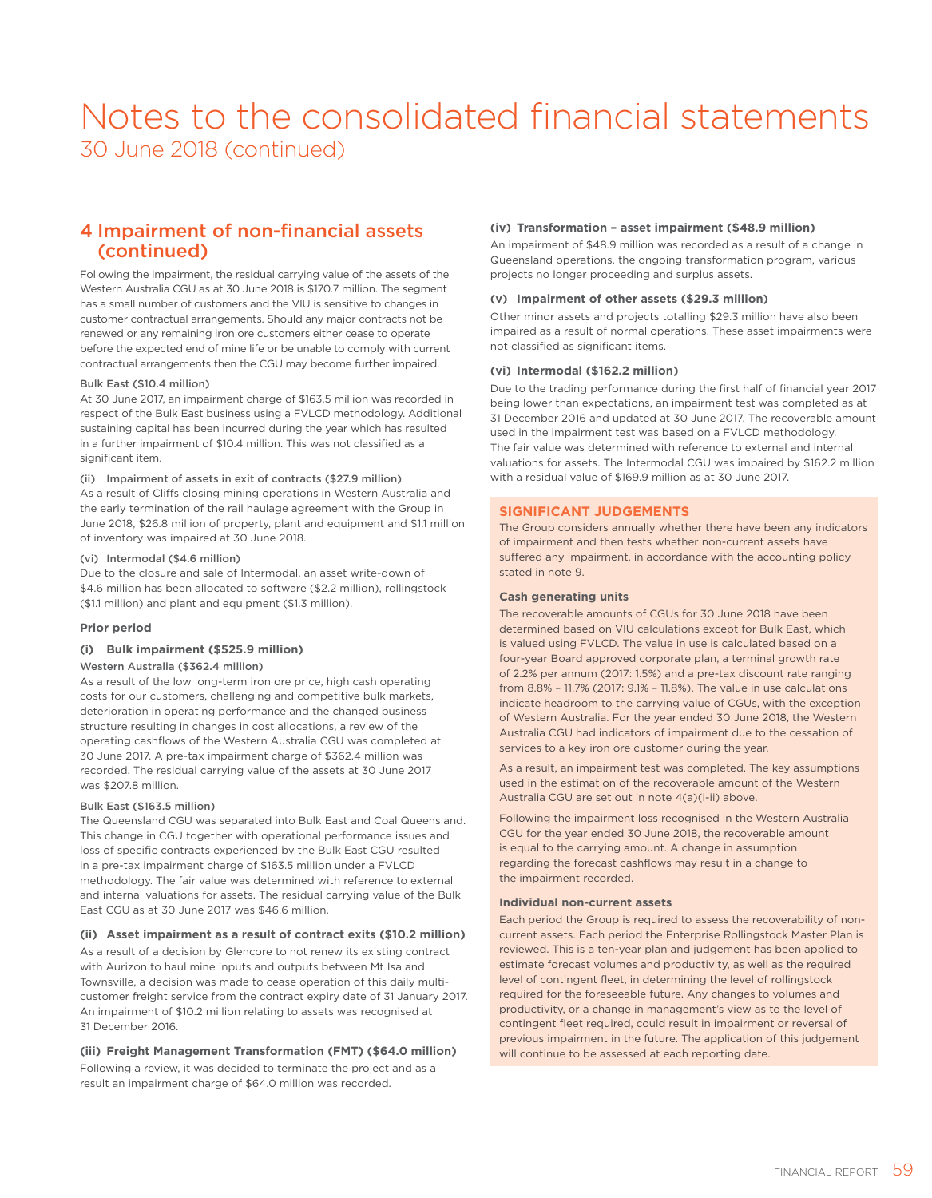# Notes to the consolidated financial statements

30 June 2018 (continued)

## 4 Impairment of non-financial assets (continued)

Following the impairment, the residual carrying value of the assets of the Western Australia CGU as at 30 June 2018 is $170.7 million. The segment has a small number of customers and the VIU is sensitive to changes in customer contractual arrangements. Should any major contracts not be renewed or any remaining iron ore customers either cease to operate before the expected end of mine life or be unable to comply with current contractual arrangements then the CGU may become further impaired.

**Bulk East ($10.4 million)**

At 30 June 2017, an impairment charge of $163.5 million was recorded in respect of the Bulk East business using a FVLCD methodology. Additional sustaining capital has been incurred during the year which has resulted in a further impairment of $10.4 million. This was not classified as a significant item.

**(ii) Impairment of assets in exit of contracts ($27.9 million)**

As a result of Cliffs closing mining operations in Western Australia and the early termination of the rail haulage agreement with the Group in June 2018, $26.8 million of property, plant and equipment and $1.1 million of inventory was impaired at 30 June 2018.

**(vi) Intermodal ($4.6 million)**

Due to the closure and sale of Intermodal, an asset write-down of $4.6 million has been allocated to software ($2.2 million), rollingstock ($1.1 million) and plant and equipment ($1.3 million).

### Prior period

### (i) Bulk impairment ($525.9 million)

**Western Australia ($362.4 million)**

As a result of the low long-term iron ore price, high cash operating costs for our customers, challenging and competitive bulk markets, deterioration in operating performance and the changed business structure resulting in changes in cost allocations, a review of the operating cashflows of the Western Australia CGU was completed at 30 June 2017. A pre-tax impairment charge of $362.4 million was recorded. The residual carrying value of the assets at 30 June 2017 was $207.8 million.

**Bulk East ($163.5 million)**

The Queensland CGU was separated into Bulk East and Coal Queensland. This change in CGU together with operational performance issues and loss of specific contracts experienced by the Bulk East CGU resulted in a pre-tax impairment charge of $163.5 million under a FVLCD methodology. The fair value was determined with reference to external and internal valuations for assets. The residual carrying value of the Bulk East CGU as at 30 June 2017 was $46.6 million.

### (ii) Asset impairment as a result of contract exits ($10.2 million)

As a result of a decision by Glencore to not renew its existing contract with Aurizon to haul mine inputs and outputs between Mt Isa and Townsville, a decision was made to cease operation of this daily multi-customer freight service from the contract expiry date of 31 January 2017. An impairment of $10.2 million relating to assets was recognised at 31 December 2016.

### (iii) Freight Management Transformation (FMT) ($64.0 million)

Following a review, it was decided to terminate the project and as a result an impairment charge of $64.0 million was recorded.

### (iv) Transformation – asset impairment ($48.9 million)

An impairment of $48.9 million was recorded as a result of a change in Queensland operations, the ongoing transformation program, various projects no longer proceeding and surplus assets.

### (v) Impairment of other assets ($29.3 million)

Other minor assets and projects totalling $29.3 million have also been impaired as a result of normal operations. These asset impairments were not classified as significant items.

### (vi) Intermodal ($162.2 million)

Due to the trading performance during the first half of financial year 2017 being lower than expectations, an impairment test was completed as at 31 December 2016 and updated at 30 June 2017. The recoverable amount used in the impairment test was based on a FVLCD methodology. The fair value was determined with reference to external and internal valuations for assets. The Intermodal CGU was impaired by $162.2 million with a residual value of $169.9 million as at 30 June 2017.

## SIGNIFICANT JUDGEMENTS

The Group considers annually whether there have been any indicators of impairment and then tests whether non-current assets have suffered any impairment, in accordance with the accounting policy stated in note 9.

### Cash generating units

The recoverable amounts of CGUs for 30 June 2018 have been determined based on VIU calculations except for Bulk East, which is valued using FVLCD. The value in use is calculated based on a four-year Board approved corporate plan, a terminal growth rate of 2.2% per annum (2017: 1.5%) and a pre-tax discount rate ranging from 8.8% – 11.7% (2017: 9.1% – 11.8%). The value in use calculations indicate headroom to the carrying value of CGUs, with the exception of Western Australia. For the year ended 30 June 2018, the Western Australia CGU had indicators of impairment due to the cessation of services to a key iron ore customer during the year.

As a result, an impairment test was completed. The key assumptions used in the estimation of the recoverable amount of the Western Australia CGU are set out in note 4(a)(i-ii) above.

Following the impairment loss recognised in the Western Australia CGU for the year ended 30 June 2018, the recoverable amount is equal to the carrying amount. A change in assumption regarding the forecast cashflows may result in a change to the impairment recorded.

### Individual non-current assets

Each period the Group is required to assess the recoverability of non-current assets. Each period the Enterprise Rollingstock Master Plan is reviewed. This is a ten-year plan and judgement has been applied to estimate forecast volumes and productivity, as well as the required level of contingent fleet, in determining the level of rollingstock required for the foreseeable future. Any changes to volumes and productivity, or a change in management's view as to the level of contingent fleet required, could result in impairment or reversal of previous impairment in the future. The application of this judgement will continue to be assessed at each reporting date.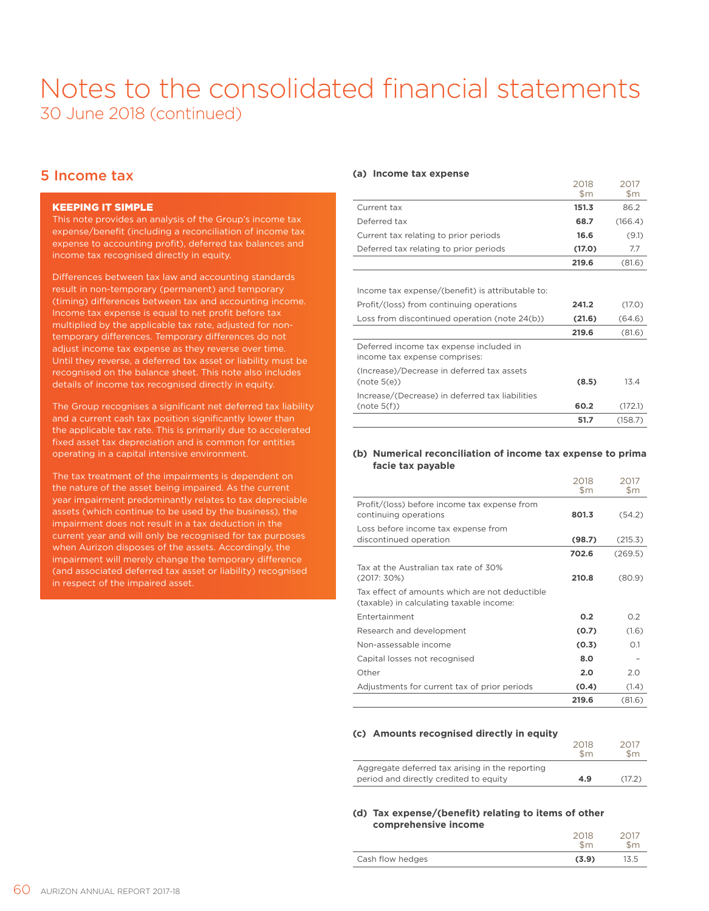# Notes to the consolidated financial statements

30 June 2018 (continued)

## 5 Income tax

**KEEPING IT SIMPLE**

This note provides an analysis of the Group's income tax expense/benefit (including a reconciliation of income tax expense to accounting profit), deferred tax balances and income tax recognised directly in equity.

Differences between tax law and accounting standards result in non-temporary (permanent) and temporary (timing) differences between tax and accounting income. Income tax expense is equal to net profit before tax multiplied by the applicable tax rate, adjusted for non-temporary differences. Temporary differences do not adjust income tax expense as they reverse over time. Until they reverse, a deferred tax asset or liability must be recognised on the balance sheet. This note also includes details of income tax recognised directly in equity.

The Group recognises a significant net deferred tax liability and a current cash tax position significantly lower than the applicable tax rate. This is primarily due to accelerated fixed asset tax depreciation and is common for entities operating in a capital intensive environment.

The tax treatment of the impairments is dependent on the nature of the asset being impaired. As the current year impairment predominantly relates to tax depreciable assets (which continue to be used by the business), the impairment does not result in a tax deduction in the current year and will only be recognised for tax purposes when Aurizon disposes of the assets. Accordingly, the impairment will merely change the temporary difference (and associated deferred tax asset or liability) recognised in respect of the impaired asset.

### (a) Income tax expense

| | 2018 $m | 2017 $m |
|---|---|---|
| Current tax | **151.3** | 86.2 |
| Deferred tax | **68.7** | (166.4) |
| Current tax relating to prior periods | **16.6** | (9.1) |
| Deferred tax relating to prior periods | **(17.0)** | 7.7 |
| | **219.6** | (81.6) |
| Income tax expense/(benefit) is attributable to: | | |
| Profit/(loss) from continuing operations | **241.2** | (17.0) |
| Loss from discontinued operation (note 24(b)) | **(21.6)** | (64.6) |
| | **219.6** | (81.6) |
| Deferred income tax expense included in income tax expense comprises: | | |
| (Increase)/Decrease in deferred tax assets (note 5(e)) | **(8.5)** | 13.4 |
| Increase/(Decrease) in deferred tax liabilities (note 5(f)) | **60.2** | (172.1) |
| | **51.7** | (158.7) |

### (b) Numerical reconciliation of income tax expense to prima facie tax payable

| | 2018 $m | 2017 $m |
|---|---|---|
| Profit/(loss) before income tax expense from continuing operations | **801.3** | (54.2) |
| Loss before income tax expense from discontinued operation | **(98.7)** | (215.3) |
| | **702.6** | (269.5) |
| Tax at the Australian tax rate of 30% (2017: 30%) | **210.8** | (80.9) |
| Tax effect of amounts which are not deductible (taxable) in calculating taxable income: | | |
| Entertainment | **0.2** | 0.2 |
| Research and development | **(0.7)** | (1.6) |
| Non-assessable income | **(0.3)** | 0.1 |
| Capital losses not recognised | **8.0** | – |
| Other | **2.0** | 2.0 |
| Adjustments for current tax of prior periods | **(0.4)** | (1.4) |
| | **219.6** | (81.6) |

### (c) Amounts recognised directly in equity

| | 2018 $m | 2017 $m |
|---|---|---|
| Aggregate deferred tax arising in the reporting period and directly credited to equity | **4.9** | (17.2) |

### (d) Tax expense/(benefit) relating to items of other comprehensive income

| | 2018 $m | 2017 $m |
|---|---|---|
| Cash flow hedges | **(3.9)** | 13.5 |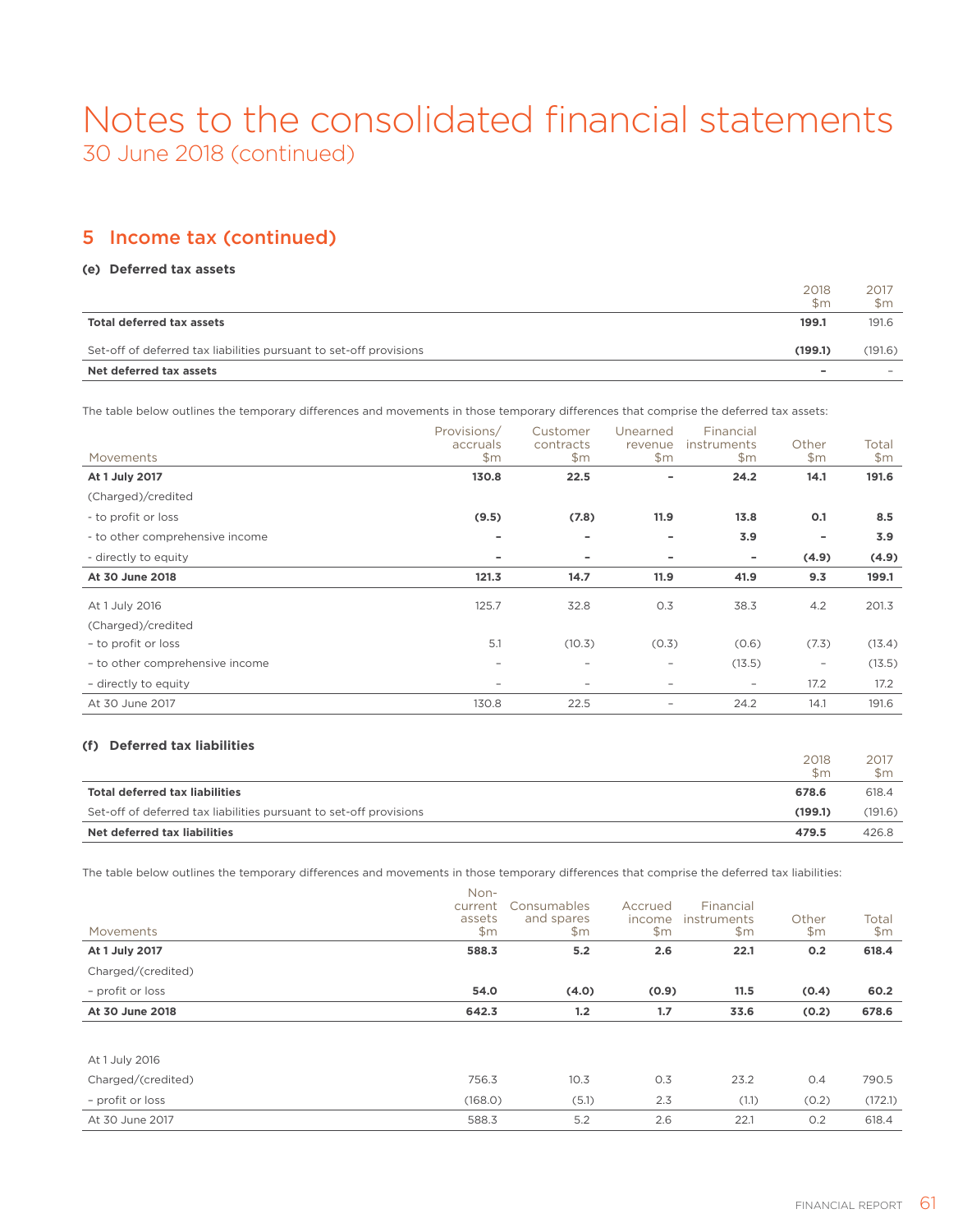# Notes to the consolidated financial statements

30 June 2018 (continued)

## 5 Income tax (continued)

### (e) Deferred tax assets

| | 2018 $m | 2017 $m |
|---|---|---|
| **Total deferred tax assets** | **199.1** | 191.6 |
| Set-off of deferred tax liabilities pursuant to set-off provisions | **(199.1)** | (191.6) |
| **Net deferred tax assets** | **–** | – |

The table below outlines the temporary differences and movements in those temporary differences that comprise the deferred tax assets:

| Movements | Provisions/ accruals $m | Customer contracts $m | Unearned revenue $m | Financial instruments $m | Other $m | Total $m |
|---|---|---|---|---|---|---|
| **At 1 July 2017** | **130.8** | **22.5** | **–** | **24.2** | **14.1** | **191.6** |
| (Charged)/credited | | | | | | |
| - to profit or loss | **(9.5)** | **(7.8)** | **11.9** | **13.8** | **0.1** | **8.5** |
| - to other comprehensive income | **–** | **–** | **–** | **3.9** | **–** | **3.9** |
| - directly to equity | **–** | **–** | **–** | **–** | **(4.9)** | **(4.9)** |
| **At 30 June 2018** | **121.3** | **14.7** | **11.9** | **41.9** | **9.3** | **199.1** |
| At 1 July 2016 | 125.7 | 32.8 | 0.3 | 38.3 | 4.2 | 201.3 |
| (Charged)/credited | | | | | | |
| – to profit or loss | 5.1 | (10.3) | (0.3) | (0.6) | (7.3) | (13.4) |
| – to other comprehensive income | – | – | – | (13.5) | – | (13.5) |
| – directly to equity | – | – | – | – | 17.2 | 17.2 |
| At 30 June 2017 | 130.8 | 22.5 | – | 24.2 | 14.1 | 191.6 |

### (f) Deferred tax liabilities

| | 2018 $m | 2017 $m |
|---|---|---|
| **Total deferred tax liabilities** | **678.6** | 618.4 |
| Set-off of deferred tax liabilities pursuant to set-off provisions | **(199.1)** | (191.6) |
| **Net deferred tax liabilities** | **479.5** | 426.8 |

The table below outlines the temporary differences and movements in those temporary differences that comprise the deferred tax liabilities:

| Movements | Non-current assets $m | Consumables and spares $m | Accrued income $m | Financial instruments $m | Other $m | Total $m |
|---|---|---|---|---|---|---|
| **At 1 July 2017** | **588.3** | **5.2** | **2.6** | **22.1** | **0.2** | **618.4** |
| Charged/(credited) | | | | | | |
| – profit or loss | **54.0** | **(4.0)** | **(0.9)** | **11.5** | **(0.4)** | **60.2** |
| **At 30 June 2018** | **642.3** | **1.2** | **1.7** | **33.6** | **(0.2)** | **678.6** |
| At 1 July 2016 | | | | | | |
| Charged/(credited) | 756.3 | 10.3 | 0.3 | 23.2 | 0.4 | 790.5 |
| – profit or loss | (168.0) | (5.1) | 2.3 | (1.1) | (0.2) | (172.1) |
| At 30 June 2017 | 588.3 | 5.2 | 2.6 | 22.1 | 0.2 | 618.4 |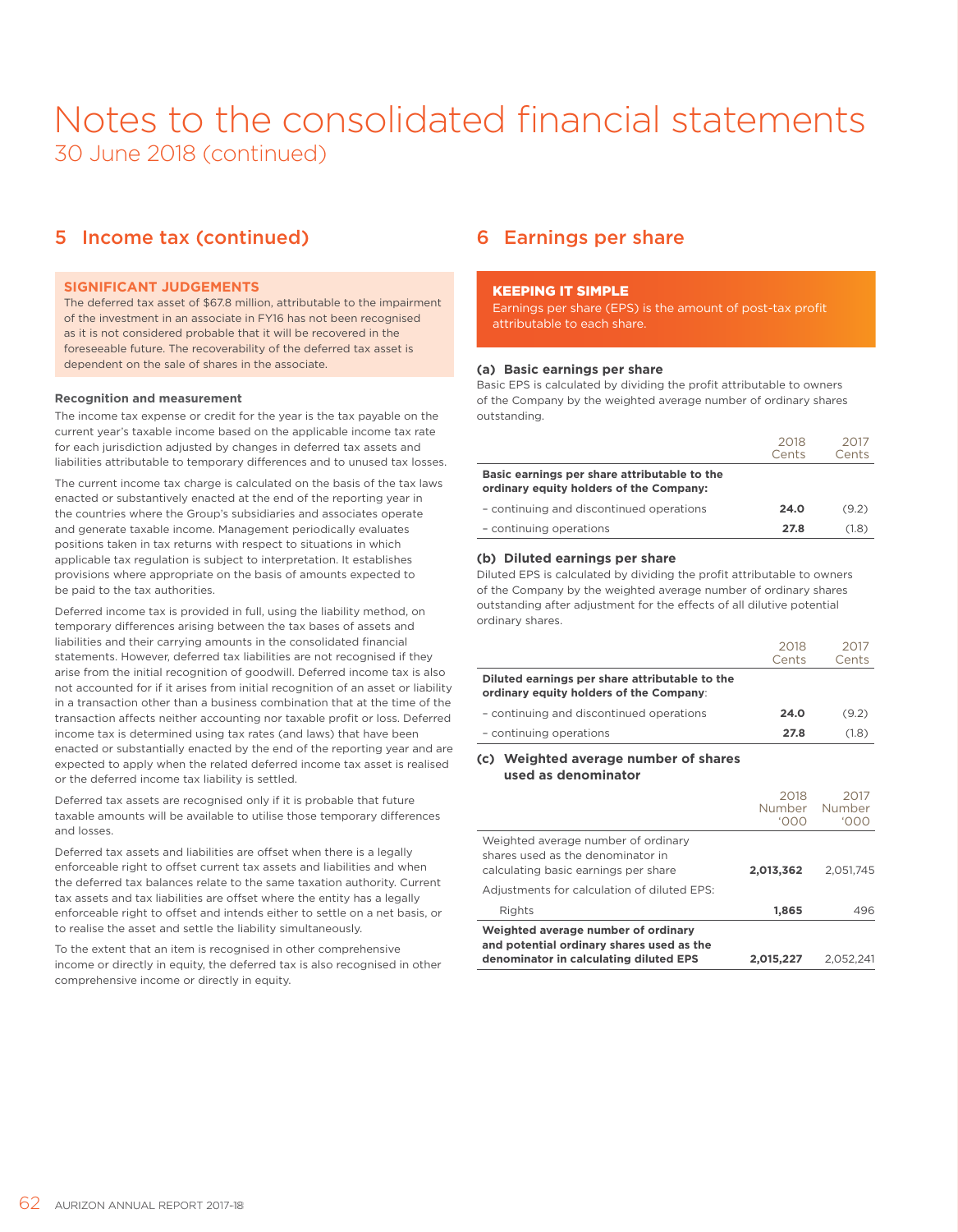// Notes to the consolidated financial statements
30 June 2018 (continued)

## 5 Income tax (continued)

**SIGNIFICANT JUDGEMENTS**

The deferred tax asset of $67.8 million, attributable to the impairment of the investment in an associate in FY16 has not been recognised as it is not considered probable that it will be recovered in the foreseeable future. The recoverability of the deferred tax asset is dependent on the sale of shares in the associate.

**Recognition and measurement**

The income tax expense or credit for the year is the tax payable on the current year's taxable income based on the applicable income tax rate for each jurisdiction adjusted by changes in deferred tax assets and liabilities attributable to temporary differences and to unused tax losses.

The current income tax charge is calculated on the basis of the tax laws enacted or substantively enacted at the end of the reporting year in the countries where the Group's subsidiaries and associates operate and generate taxable income. Management periodically evaluates positions taken in tax returns with respect to situations in which applicable tax regulation is subject to interpretation. It establishes provisions where appropriate on the basis of amounts expected to be paid to the tax authorities.

Deferred income tax is provided in full, using the liability method, on temporary differences arising between the tax bases of assets and liabilities and their carrying amounts in the consolidated financial statements. However, deferred tax liabilities are not recognised if they arise from the initial recognition of goodwill. Deferred income tax is also not accounted for if it arises from initial recognition of an asset or liability in a transaction other than a business combination that at the time of the transaction affects neither accounting nor taxable profit or loss. Deferred income tax is determined using tax rates (and laws) that have been enacted or substantially enacted by the end of the reporting year and are expected to apply when the related deferred income tax asset is realised or the deferred income tax liability is settled.

Deferred tax assets are recognised only if it is probable that future taxable amounts will be available to utilise those temporary differences and losses.

Deferred tax assets and liabilities are offset when there is a legally enforceable right to offset current tax assets and liabilities and when the deferred tax balances relate to the same taxation authority. Current tax assets and tax liabilities are offset where the entity has a legally enforceable right to offset and intends either to settle on a net basis, or to realise the asset and settle the liability simultaneously.

To the extent that an item is recognised in other comprehensive income or directly in equity, the deferred tax is also recognised in other comprehensive income or directly in equity.

## 6 Earnings per share

**KEEPING IT SIMPLE**

Earnings per share (EPS) is the amount of post-tax profit attributable to each share.

### (a) Basic earnings per share

Basic EPS is calculated by dividing the profit attributable to owners of the Company by the weighted average number of ordinary shares outstanding.

| | 2018 Cents | 2017 Cents |
|---|---|---|
| **Basic earnings per share attributable to the ordinary equity holders of the Company:** | | |
| – continuing and discontinued operations | **24.0** | (9.2) |
| – continuing operations | **27.8** | (1.8) |

### (b) Diluted earnings per share

Diluted EPS is calculated by dividing the profit attributable to owners of the Company by the weighted average number of ordinary shares outstanding after adjustment for the effects of all dilutive potential ordinary shares.

| | 2018 Cents | 2017 Cents |
|---|---|---|
| **Diluted earnings per share attributable to the ordinary equity holders of the Company**: | | |
| – continuing and discontinued operations | **24.0** | (9.2) |
| – continuing operations | **27.8** | (1.8) |

### (c) Weighted average number of shares used as denominator

| | 2018 Number '000 | 2017 Number '000 |
|---|---|---|
| Weighted average number of ordinary shares used as the denominator in calculating basic earnings per share | **2,013,362** | 2,051,745 |
| Adjustments for calculation of diluted EPS: | | |
| Rights | **1,865** | 496 |
| **Weighted average number of ordinary and potential ordinary shares used as the denominator in calculating diluted EPS** | **2,015,227** | 2,052,241 |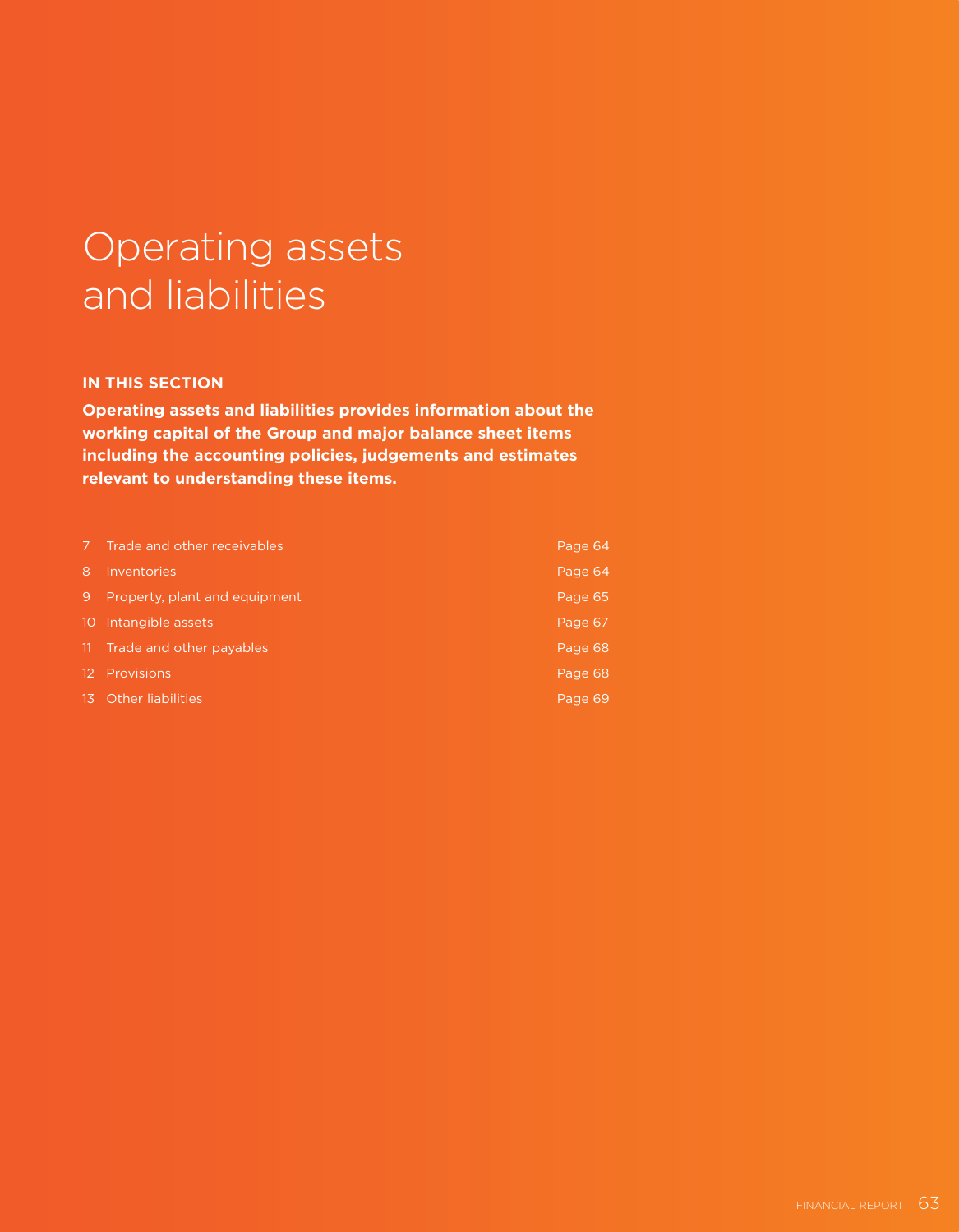# Operating assets and liabilities

**IN THIS SECTION**

**Operating assets and liabilities provides information about the working capital of the Group and major balance sheet items including the accounting policies, judgements and estimates relevant to understanding these items.**

| | | |
|---|---|---|
| 7 | Trade and other receivables | Page 64 |
| 8 | Inventories | Page 64 |
| 9 | Property, plant and equipment | Page 65 |
| 10 | Intangible assets | Page 67 |
| 11 | Trade and other payables | Page 68 |
| 12 | Provisions | Page 68 |
| 13 | Other liabilities | Page 69 |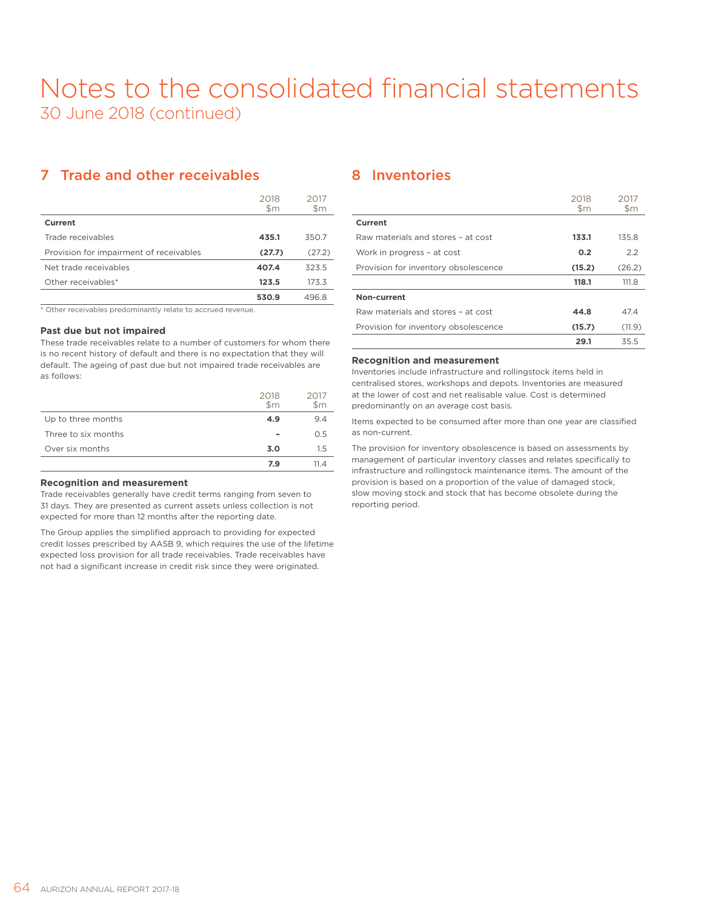# Notes to the consolidated financial statements

30 June 2018 (continued)

## 7 Trade and other receivables

| | 2018 $m | 2017 $m |
|---|---|---|
| **Current** | | |
| Trade receivables | **435.1** | 350.7 |
| Provision for impairment of receivables | **(27.7)** | (27.2) |
| Net trade receivables | **407.4** | 323.5 |
| Other receivables* | **123.5** | 173.3 |
| | **530.9** | 496.8 |

* Other receivables predominantly relate to accrued revenue.

### Past due but not impaired

These trade receivables relate to a number of customers for whom there is no recent history of default and there is no expectation that they will default. The ageing of past due but not impaired trade receivables are as follows:

| | 2018 $m | 2017 $m |
|---|---|---|
| Up to three months | **4.9** | 9.4 |
| Three to six months | **-** | 0.5 |
| Over six months | **3.0** | 1.5 |
| | **7.9** | 11.4 |

### Recognition and measurement

Trade receivables generally have credit terms ranging from seven to 31 days. They are presented as current assets unless collection is not expected for more than 12 months after the reporting date.

The Group applies the simplified approach to providing for expected credit losses prescribed by AASB 9, which requires the use of the lifetime expected loss provision for all trade receivables. Trade receivables have not had a significant increase in credit risk since they were originated.

## 8 Inventories

| | 2018 $m | 2017 $m |
|---|---|---|
| **Current** | | |
| Raw materials and stores – at cost | **133.1** | 135.8 |
| Work in progress – at cost | **0.2** | 2.2 |
| Provision for inventory obsolescence | **(15.2)** | (26.2) |
| | **118.1** | 111.8 |
| **Non-current** | | |
| Raw materials and stores – at cost | **44.8** | 47.4 |
| Provision for inventory obsolescence | **(15.7)** | (11.9) |
| | **29.1** | 35.5 |

### Recognition and measurement

Inventories include infrastructure and rollingstock items held in centralised stores, workshops and depots. Inventories are measured at the lower of cost and net realisable value. Cost is determined predominantly on an average cost basis.

Items expected to be consumed after more than one year are classified as non-current.

The provision for inventory obsolescence is based on assessments by management of particular inventory classes and relates specifically to infrastructure and rollingstock maintenance items. The amount of the provision is based on a proportion of the value of damaged stock, slow moving stock and stock that has become obsolete during the reporting period.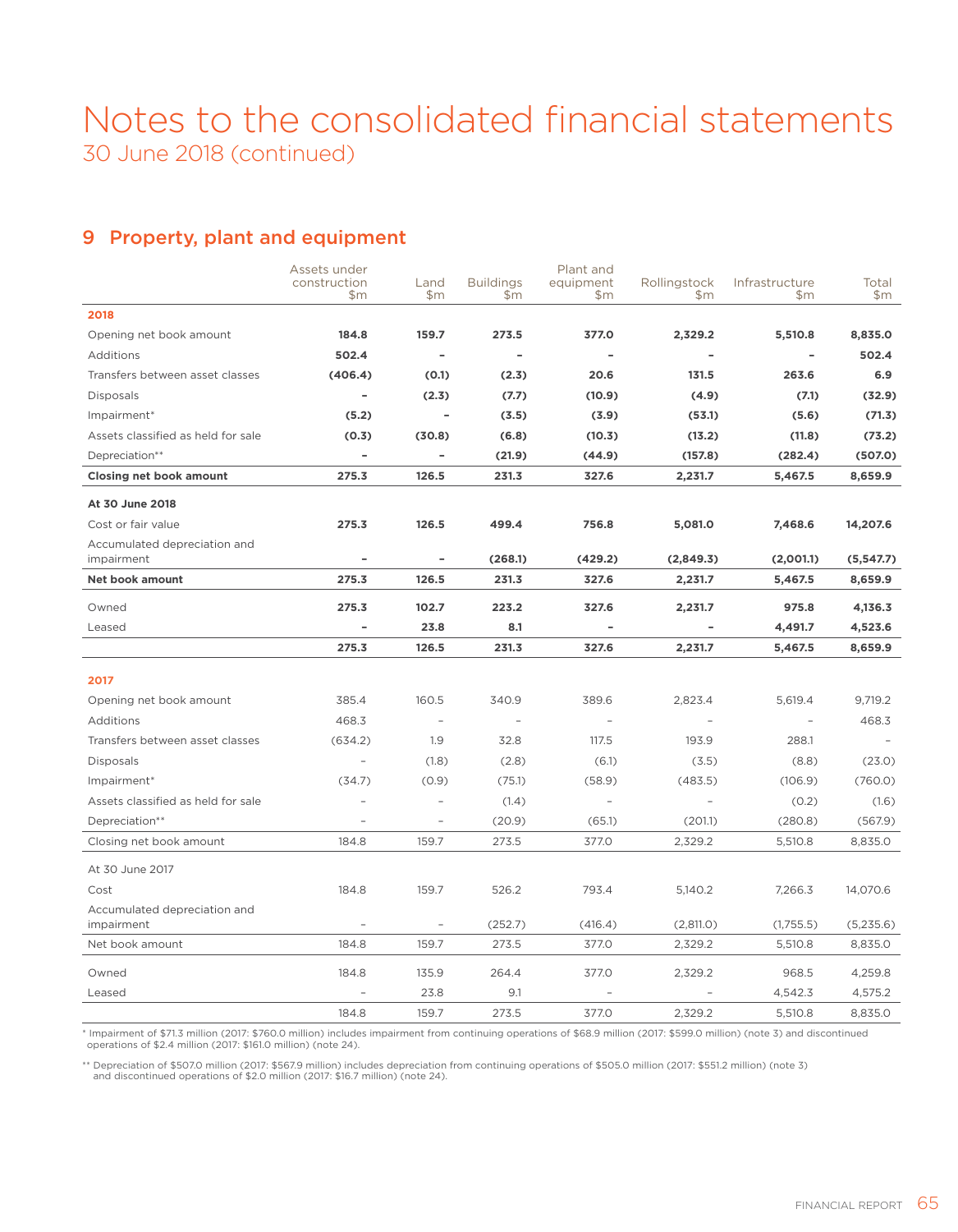# Notes to the consolidated financial statements

30 June 2018 (continued)

## 9 Property, plant and equipment

| | Assets under construction $m | Land $m | Buildings $m | Plant and equipment $m | Rollingstock $m | Infrastructure $m | Total $m |
|---|---|---|---|---|---|---|---|
| **2018** | | | | | | | |
| Opening net book amount | **184.8** | **159.7** | **273.5** | **377.0** | **2,329.2** | **5,510.8** | **8,835.0** |
| Additions | **502.4** | **–** | **–** | **–** | **–** | **–** | **502.4** |
| Transfers between asset classes | **(406.4)** | **(0.1)** | **(2.3)** | **20.6** | **131.5** | **263.6** | **6.9** |
| Disposals | **–** | **(2.3)** | **(7.7)** | **(10.9)** | **(4.9)** | **(7.1)** | **(32.9)** |
| Impairment* | **(5.2)** | **–** | **(3.5)** | **(3.9)** | **(53.1)** | **(5.6)** | **(71.3)** |
| Assets classified as held for sale | **(0.3)** | **(30.8)** | **(6.8)** | **(10.3)** | **(13.2)** | **(11.8)** | **(73.2)** |
| Depreciation** | **–** | **–** | **(21.9)** | **(44.9)** | **(157.8)** | **(282.4)** | **(507.0)** |
| **Closing net book amount** | **275.3** | **126.5** | **231.3** | **327.6** | **2,231.7** | **5,467.5** | **8,659.9** |
| **At 30 June 2018** | | | | | | | |
| Cost or fair value | **275.3** | **126.5** | **499.4** | **756.8** | **5,081.0** | **7,468.6** | **14,207.6** |
| Accumulated depreciation and impairment | **–** | **–** | **(268.1)** | **(429.2)** | **(2,849.3)** | **(2,001.1)** | **(5,547.7)** |
| **Net book amount** | **275.3** | **126.5** | **231.3** | **327.6** | **2,231.7** | **5,467.5** | **8,659.9** |
| Owned | **275.3** | **102.7** | **223.2** | **327.6** | **2,231.7** | **975.8** | **4,136.3** |
| Leased | **–** | **23.8** | **8.1** | **–** | **–** | **4,491.7** | **4,523.6** |
| | **275.3** | **126.5** | **231.3** | **327.6** | **2,231.7** | **5,467.5** | **8,659.9** |
| **2017** | | | | | | | |
| Opening net book amount | 385.4 | 160.5 | 340.9 | 389.6 | 2,823.4 | 5,619.4 | 9,719.2 |
| Additions | 468.3 | – | – | – | – | – | 468.3 |
| Transfers between asset classes | (634.2) | 1.9 | 32.8 | 117.5 | 193.9 | 288.1 | – |
| Disposals | – | (1.8) | (2.8) | (6.1) | (3.5) | (8.8) | (23.0) |
| Impairment* | (34.7) | (0.9) | (75.1) | (58.9) | (483.5) | (106.9) | (760.0) |
| Assets classified as held for sale | – | – | (1.4) | – | – | (0.2) | (1.6) |
| Depreciation** | – | – | (20.9) | (65.1) | (201.1) | (280.8) | (567.9) |
| Closing net book amount | 184.8 | 159.7 | 273.5 | 377.0 | 2,329.2 | 5,510.8 | 8,835.0 |
| At 30 June 2017 | | | | | | | |
| Cost | 184.8 | 159.7 | 526.2 | 793.4 | 5,140.2 | 7,266.3 | 14,070.6 |
| Accumulated depreciation and impairment | – | – | (252.7) | (416.4) | (2,811.0) | (1,755.5) | (5,235.6) |
| Net book amount | 184.8 | 159.7 | 273.5 | 377.0 | 2,329.2 | 5,510.8 | 8,835.0 |
| Owned | 184.8 | 135.9 | 264.4 | 377.0 | 2,329.2 | 968.5 | 4,259.8 |
| Leased | – | 23.8 | 9.1 | – | – | 4,542.3 | 4,575.2 |
| | 184.8 | 159.7 | 273.5 | 377.0 | 2,329.2 | 5,510.8 | 8,835.0 |

\* Impairment of $71.3 million (2017: $760.0 million) includes impairment from continuing operations of $68.9 million (2017: $599.0 million) (note 3) and discontinued operations of $2.4 million (2017: $161.0 million) (note 24).

\*\* Depreciation of $507.0 million (2017: $567.9 million) includes depreciation from continuing operations of $505.0 million (2017: $551.2 million) (note 3) and discontinued operations of $2.0 million (2017: $16.7 million) (note 24).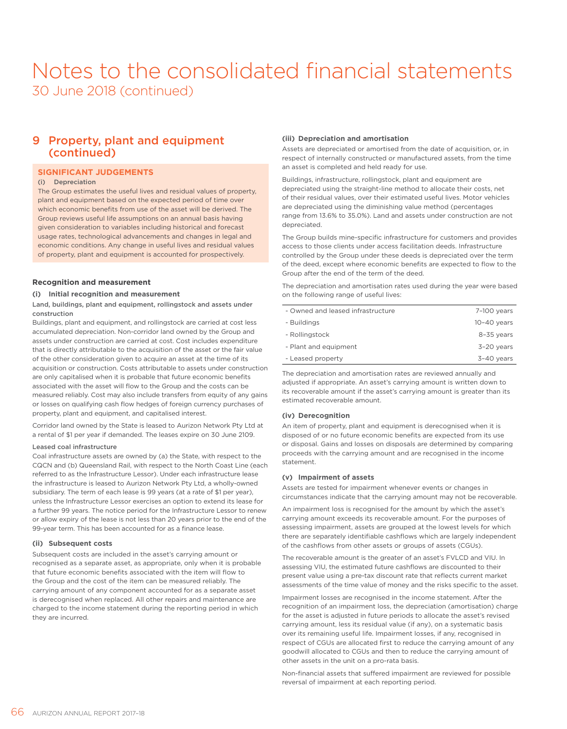# Notes to the consolidated financial statements
30 June 2018 (continued)

## 9 Property, plant and equipment (continued)

### SIGNIFICANT JUDGEMENTS

**(i) Depreciation**

The Group estimates the useful lives and residual values of property, plant and equipment based on the expected period of time over which economic benefits from use of the asset will be derived. The Group reviews useful life assumptions on an annual basis having given consideration to variables including historical and forecast usage rates, technological advancements and changes in legal and economic conditions. Any change in useful lives and residual values of property, plant and equipment is accounted for prospectively.

### Recognition and measurement

#### (i) Initial recognition and measurement

**Land, buildings, plant and equipment, rollingstock and assets under construction**

Buildings, plant and equipment, and rollingstock are carried at cost less accumulated depreciation. Non-corridor land owned by the Group and assets under construction are carried at cost. Cost includes expenditure that is directly attributable to the acquisition of the asset or the fair value of the other consideration given to acquire an asset at the time of its acquisition or construction. Costs attributable to assets under construction are only capitalised when it is probable that future economic benefits associated with the asset will flow to the Group and the costs can be measured reliably. Cost may also include transfers from equity of any gains or losses on qualifying cash flow hedges of foreign currency purchases of property, plant and equipment, and capitalised interest.

Corridor land owned by the State is leased to Aurizon Network Pty Ltd at a rental of $1 per year if demanded. The leases expire on 30 June 2109.

**Leased coal infrastructure**

Coal infrastructure assets are owned by (a) the State, with respect to the CQCN and (b) Queensland Rail, with respect to the North Coast Line (each referred to as the Infrastructure Lessor). Under each infrastructure lease the infrastructure is leased to Aurizon Network Pty Ltd, a wholly-owned subsidiary. The term of each lease is 99 years (at a rate of $1 per year), unless the Infrastructure Lessor exercises an option to extend its lease for a further 99 years. The notice period for the Infrastructure Lessor to renew or allow expiry of the lease is not less than 20 years prior to the end of the 99-year term. This has been accounted for as a finance lease.

#### (ii) Subsequent costs

Subsequent costs are included in the asset's carrying amount or recognised as a separate asset, as appropriate, only when it is probable that future economic benefits associated with the item will flow to the Group and the cost of the item can be measured reliably. The carrying amount of any component accounted for as a separate asset is derecognised when replaced. All other repairs and maintenance are charged to the income statement during the reporting period in which they are incurred.

#### (iii) Depreciation and amortisation

Assets are depreciated or amortised from the date of acquisition, or, in respect of internally constructed or manufactured assets, from the time an asset is completed and held ready for use.

Buildings, infrastructure, rollingstock, plant and equipment are depreciated using the straight-line method to allocate their costs, net of their residual values, over their estimated useful lives. Motor vehicles are depreciated using the diminishing value method (percentages range from 13.6% to 35.0%). Land and assets under construction are not depreciated.

The Group builds mine-specific infrastructure for customers and provides access to those clients under access facilitation deeds. Infrastructure controlled by the Group under these deeds is depreciated over the term of the deed, except where economic benefits are expected to flow to the Group after the end of the term of the deed.

The depreciation and amortisation rates used during the year were based on the following range of useful lives:

| | |
|---|---|
| - Owned and leased infrastructure | 7–100 years |
| - Buildings | 10–40 years |
| - Rollingstock | 8–35 years |
| - Plant and equipment | 3–20 years |
| - Leased property | 3–40 years |

The depreciation and amortisation rates are reviewed annually and adjusted if appropriate. An asset's carrying amount is written down to its recoverable amount if the asset's carrying amount is greater than its estimated recoverable amount.

#### (iv) Derecognition

An item of property, plant and equipment is derecognised when it is disposed of or no future economic benefits are expected from its use or disposal. Gains and losses on disposals are determined by comparing proceeds with the carrying amount and are recognised in the income statement.

#### (v) Impairment of assets

Assets are tested for impairment whenever events or changes in circumstances indicate that the carrying amount may not be recoverable.

An impairment loss is recognised for the amount by which the asset's carrying amount exceeds its recoverable amount. For the purposes of assessing impairment, assets are grouped at the lowest levels for which there are separately identifiable cashflows which are largely independent of the cashflows from other assets or groups of assets (CGUs).

The recoverable amount is the greater of an asset's FVLCD and VIU. In assessing VIU, the estimated future cashflows are discounted to their present value using a pre-tax discount rate that reflects current market assessments of the time value of money and the risks specific to the asset.

Impairment losses are recognised in the income statement. After the recognition of an impairment loss, the depreciation (amortisation) charge for the asset is adjusted in future periods to allocate the asset's revised carrying amount, less its residual value (if any), on a systematic basis over its remaining useful life. Impairment losses, if any, recognised in respect of CGUs are allocated first to reduce the carrying amount of any goodwill allocated to CGUs and then to reduce the carrying amount of other assets in the unit on a pro-rata basis.

Non-financial assets that suffered impairment are reviewed for possible reversal of impairment at each reporting period.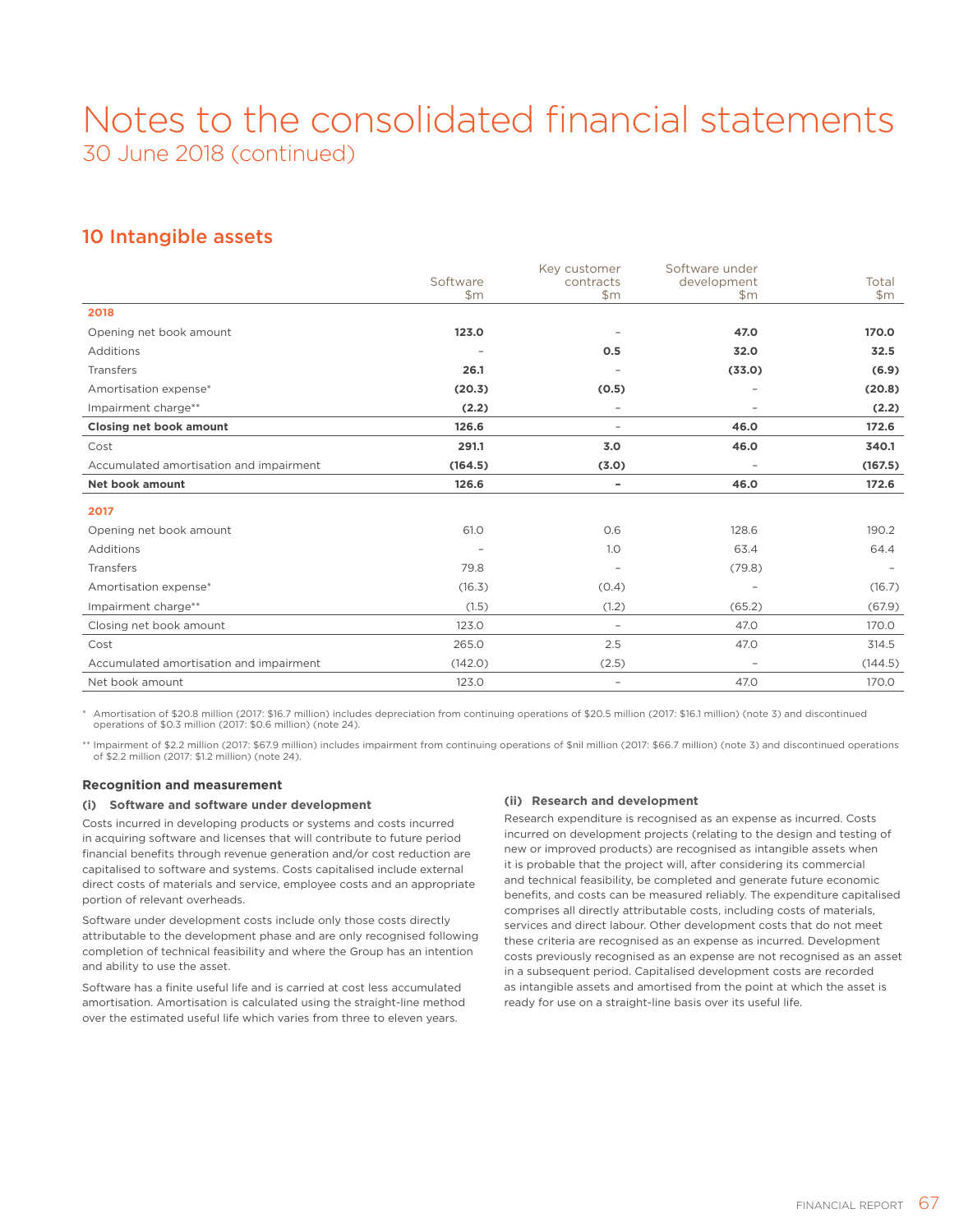# Notes to the consolidated financial statements

30 June 2018 (continued)

## 10 Intangible assets

| | Software $m | Key customer contracts $m | Software under development $m | Total $m |
|---|---|---|---|---|
| **2018** | | | | |
| Opening net book amount | **123.0** | – | **47.0** | **170.0** |
| Additions | – | **0.5** | **32.0** | **32.5** |
| Transfers | **26.1** | – | **(33.0)** | **(6.9)** |
| Amortisation expense* | **(20.3)** | **(0.5)** | – | **(20.8)** |
| Impairment charge** | **(2.2)** | – | – | **(2.2)** |
| **Closing net book amount** | **126.6** | – | **46.0** | **172.6** |
| Cost | **291.1** | **3.0** | **46.0** | **340.1** |
| Accumulated amortisation and impairment | **(164.5)** | **(3.0)** | – | **(167.5)** |
| **Net book amount** | **126.6** | **–** | **46.0** | **172.6** |
| **2017** | | | | |
| Opening net book amount | 61.0 | 0.6 | 128.6 | 190.2 |
| Additions | – | 1.0 | 63.4 | 64.4 |
| Transfers | 79.8 | – | (79.8) | – |
| Amortisation expense* | (16.3) | (0.4) | – | (16.7) |
| Impairment charge** | (1.5) | (1.2) | (65.2) | (67.9) |
| Closing net book amount | 123.0 | – | 47.0 | 170.0 |
| Cost | 265.0 | 2.5 | 47.0 | 314.5 |
| Accumulated amortisation and impairment | (142.0) | (2.5) | – | (144.5) |
| Net book amount | 123.0 | – | 47.0 | 170.0 |

\* Amortisation of $20.8 million (2017: $16.7 million) includes depreciation from continuing operations of $20.5 million (2017: $16.1 million) (note 3) and discontinued operations of $0.3 million (2017: $0.6 million) (note 24).

\*\* Impairment of $2.2 million (2017: $67.9 million) includes impairment from continuing operations of $nil million (2017: $66.7 million) (note 3) and discontinued operations of $2.2 million (2017: $1.2 million) (note 24).

### Recognition and measurement

#### (i) Software and software under development

Costs incurred in developing products or systems and costs incurred in acquiring software and licenses that will contribute to future period financial benefits through revenue generation and/or cost reduction are capitalised to software and systems. Costs capitalised include external direct costs of materials and service, employee costs and an appropriate portion of relevant overheads.

Software under development costs include only those costs directly attributable to the development phase and are only recognised following completion of technical feasibility and where the Group has an intention and ability to use the asset.

Software has a finite useful life and is carried at cost less accumulated amortisation. Amortisation is calculated using the straight-line method over the estimated useful life which varies from three to eleven years.

#### (ii) Research and development

Research expenditure is recognised as an expense as incurred. Costs incurred on development projects (relating to the design and testing of new or improved products) are recognised as intangible assets when it is probable that the project will, after considering its commercial and technical feasibility, be completed and generate future economic benefits, and costs can be measured reliably. The expenditure capitalised comprises all directly attributable costs, including costs of materials, services and direct labour. Other development costs that do not meet these criteria are recognised as an expense as incurred. Development costs previously recognised as an expense are not recognised as an asset in a subsequent period. Capitalised development costs are recorded as intangible assets and amortised from the point at which the asset is ready for use on a straight-line basis over its useful life.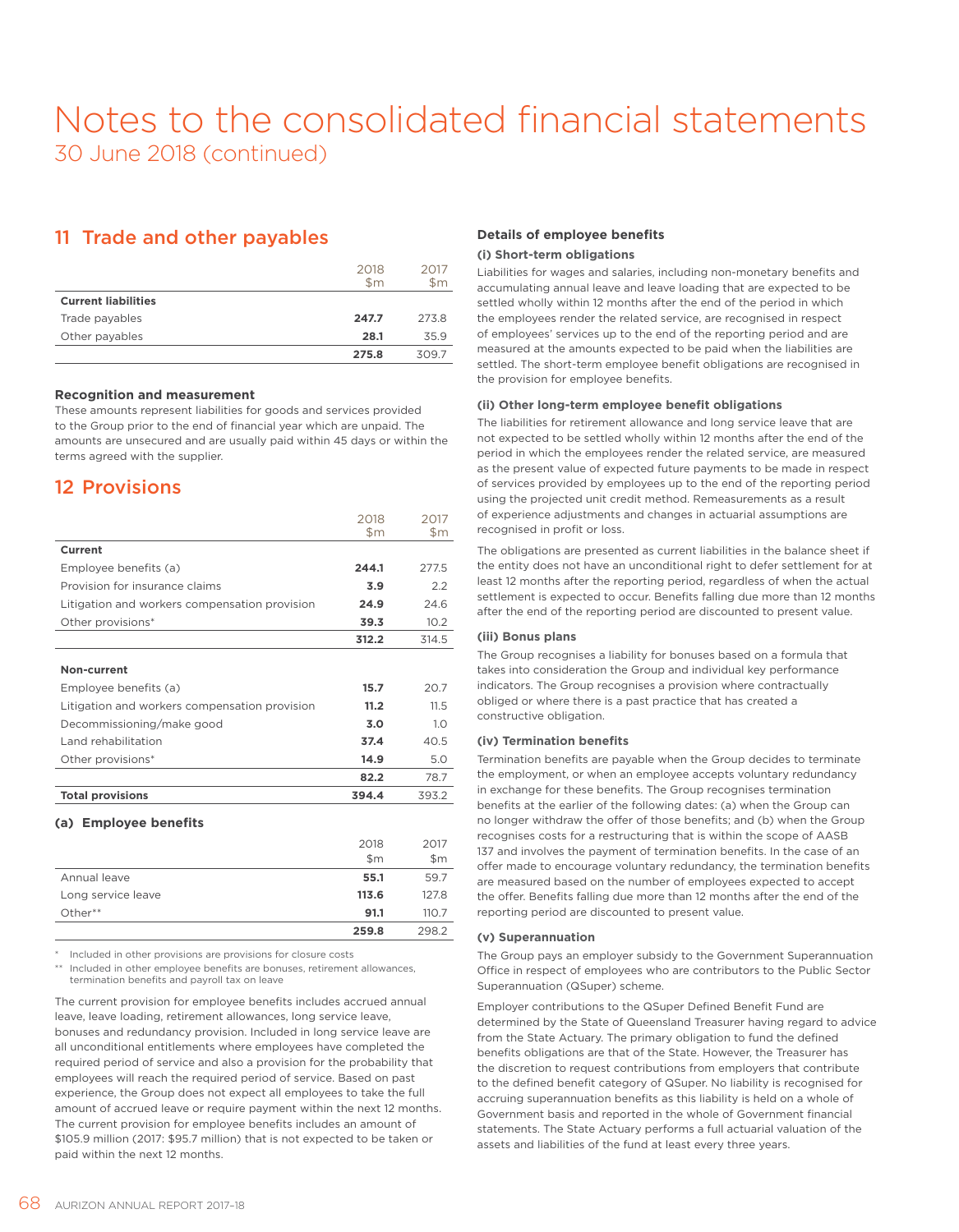# Notes to the consolidated financial statements

30 June 2018 (continued)

## 11 Trade and other payables

| | 2018 $m | 2017 $m |
|---|---|---|
| **Current liabilities** | | |
| Trade payables | **247.7** | 273.8 |
| Other payables | **28.1** | 35.9 |
| | **275.8** | 309.7 |

### Recognition and measurement

These amounts represent liabilities for goods and services provided to the Group prior to the end of financial year which are unpaid. The amounts are unsecured and are usually paid within 45 days or within the terms agreed with the supplier.

## 12 Provisions

| | 2018 $m | 2017 $m |
|---|---|---|
| **Current** | | |
| Employee benefits (a) | **244.1** | 277.5 |
| Provision for insurance claims | **3.9** | 2.2 |
| Litigation and workers compensation provision | **24.9** | 24.6 |
| Other provisions* | **39.3** | 10.2 |
| | **312.2** | 314.5 |
| **Non-current** | | |
| Employee benefits (a) | **15.7** | 20.7 |
| Litigation and workers compensation provision | **11.2** | 11.5 |
| Decommissioning/make good | **3.0** | 1.0 |
| Land rehabilitation | **37.4** | 40.5 |
| Other provisions* | **14.9** | 5.0 |
| | **82.2** | 78.7 |
| **Total provisions** | **394.4** | 393.2 |

### (a) Employee benefits

| | 2018 $m | 2017 $m |
|---|---|---|
| Annual leave | **55.1** | 59.7 |
| Long service leave | **113.6** | 127.8 |
| Other** | **91.1** | 110.7 |
| | **259.8** | 298.2 |

\* Included in other provisions are provisions for closure costs

\** Included in other employee benefits are bonuses, retirement allowances, termination benefits and payroll tax on leave

The current provision for employee benefits includes accrued annual leave, leave loading, retirement allowances, long service leave, bonuses and redundancy provision. Included in long service leave are all unconditional entitlements where employees have completed the required period of service and also a provision for the probability that employees will reach the required period of service. Based on past experience, the Group does not expect all employees to take the full amount of accrued leave or require payment within the next 12 months. The current provision for employee benefits includes an amount of $105.9 million (2017: $95.7 million) that is not expected to be taken or paid within the next 12 months.

### Details of employee benefits

#### (i) Short-term obligations

Liabilities for wages and salaries, including non-monetary benefits and accumulating annual leave and leave loading that are expected to be settled wholly within 12 months after the end of the period in which the employees render the related service, are recognised in respect of employees' services up to the end of the reporting period and are measured at the amounts expected to be paid when the liabilities are settled. The short-term employee benefit obligations are recognised in the provision for employee benefits.

#### (ii) Other long-term employee benefit obligations

The liabilities for retirement allowance and long service leave that are not expected to be settled wholly within 12 months after the end of the period in which the employees render the related service, are measured as the present value of expected future payments to be made in respect of services provided by employees up to the end of the reporting period using the projected unit credit method. Remeasurements as a result of experience adjustments and changes in actuarial assumptions are recognised in profit or loss.

The obligations are presented as current liabilities in the balance sheet if the entity does not have an unconditional right to defer settlement for at least 12 months after the reporting period, regardless of when the actual settlement is expected to occur. Benefits falling due more than 12 months after the end of the reporting period are discounted to present value.

#### (iii) Bonus plans

The Group recognises a liability for bonuses based on a formula that takes into consideration the Group and individual key performance indicators. The Group recognises a provision where contractually obliged or where there is a past practice that has created a constructive obligation.

#### (iv) Termination benefits

Termination benefits are payable when the Group decides to terminate the employment, or when an employee accepts voluntary redundancy in exchange for these benefits. The Group recognises termination benefits at the earlier of the following dates: (a) when the Group can no longer withdraw the offer of those benefits; and (b) when the Group recognises costs for a restructuring that is within the scope of AASB 137 and involves the payment of termination benefits. In the case of an offer made to encourage voluntary redundancy, the termination benefits are measured based on the number of employees expected to accept the offer. Benefits falling due more than 12 months after the end of the reporting period are discounted to present value.

#### (v) Superannuation

The Group pays an employer subsidy to the Government Superannuation Office in respect of employees who are contributors to the Public Sector Superannuation (QSuper) scheme.

Employer contributions to the QSuper Defined Benefit Fund are determined by the State of Queensland Treasurer having regard to advice from the State Actuary. The primary obligation to fund the defined benefits obligations are that of the State. However, the Treasurer has the discretion to request contributions from employers that contribute to the defined benefit category of QSuper. No liability is recognised for accruing superannuation benefits as this liability is held on a whole of Government basis and reported in the whole of Government financial statements. The State Actuary performs a full actuarial valuation of the assets and liabilities of the fund at least every three years.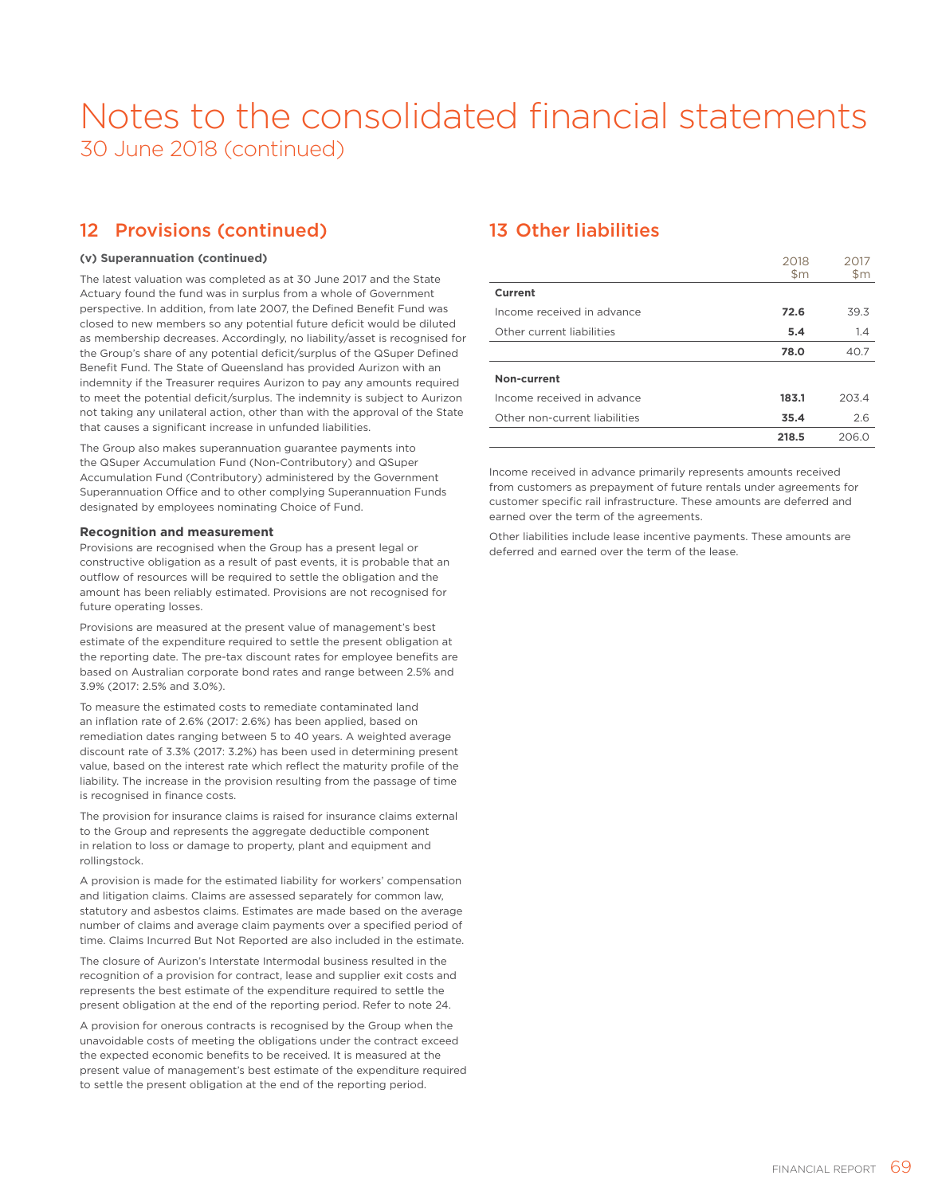# Notes to the consolidated financial statements
30 June 2018 (continued)

## 12 Provisions (continued)

**(v) Superannuation (continued)**

The latest valuation was completed as at 30 June 2017 and the State Actuary found the fund was in surplus from a whole of Government perspective. In addition, from late 2007, the Defined Benefit Fund was closed to new members so any potential future deficit would be diluted as membership decreases. Accordingly, no liability/asset is recognised for the Group's share of any potential deficit/surplus of the QSuper Defined Benefit Fund. The State of Queensland has provided Aurizon with an indemnity if the Treasurer requires Aurizon to pay any amounts required to meet the potential deficit/surplus. The indemnity is subject to Aurizon not taking any unilateral action, other than with the approval of the State that causes a significant increase in unfunded liabilities.

The Group also makes superannuation guarantee payments into the QSuper Accumulation Fund (Non-Contributory) and QSuper Accumulation Fund (Contributory) administered by the Government Superannuation Office and to other complying Superannuation Funds designated by employees nominating Choice of Fund.

### Recognition and measurement

Provisions are recognised when the Group has a present legal or constructive obligation as a result of past events, it is probable that an outflow of resources will be required to settle the obligation and the amount has been reliably estimated. Provisions are not recognised for future operating losses.

Provisions are measured at the present value of management's best estimate of the expenditure required to settle the present obligation at the reporting date. The pre-tax discount rates for employee benefits are based on Australian corporate bond rates and range between 2.5% and 3.9% (2017: 2.5% and 3.0%).

To measure the estimated costs to remediate contaminated land an inflation rate of 2.6% (2017: 2.6%) has been applied, based on remediation dates ranging between 5 to 40 years. A weighted average discount rate of 3.3% (2017: 3.2%) has been used in determining present value, based on the interest rate which reflect the maturity profile of the liability. The increase in the provision resulting from the passage of time is recognised in finance costs.

The provision for insurance claims is raised for insurance claims external to the Group and represents the aggregate deductible component in relation to loss or damage to property, plant and equipment and rollingstock.

A provision is made for the estimated liability for workers' compensation and litigation claims. Claims are assessed separately for common law, statutory and asbestos claims. Estimates are made based on the average number of claims and average claim payments over a specified period of time. Claims Incurred But Not Reported are also included in the estimate.

The closure of Aurizon's Interstate Intermodal business resulted in the recognition of a provision for contract, lease and supplier exit costs and represents the best estimate of the expenditure required to settle the present obligation at the end of the reporting period. Refer to note 24.

A provision for onerous contracts is recognised by the Group when the unavoidable costs of meeting the obligations under the contract exceed the expected economic benefits to be received. It is measured at the present value of management's best estimate of the expenditure required to settle the present obligation at the end of the reporting period.

## 13 Other liabilities

| | 2018 $m | 2017 $m |
|---|---|---|
| **Current** | | |
| Income received in advance | **72.6** | 39.3 |
| Other current liabilities | **5.4** | 1.4 |
| | **78.0** | 40.7 |
| **Non-current** | | |
| Income received in advance | **183.1** | 203.4 |
| Other non-current liabilities | **35.4** | 2.6 |
| | **218.5** | 206.0 |

Income received in advance primarily represents amounts received from customers as prepayment of future rentals under agreements for customer specific rail infrastructure. These amounts are deferred and earned over the term of the agreements.

Other liabilities include lease incentive payments. These amounts are deferred and earned over the term of the lease.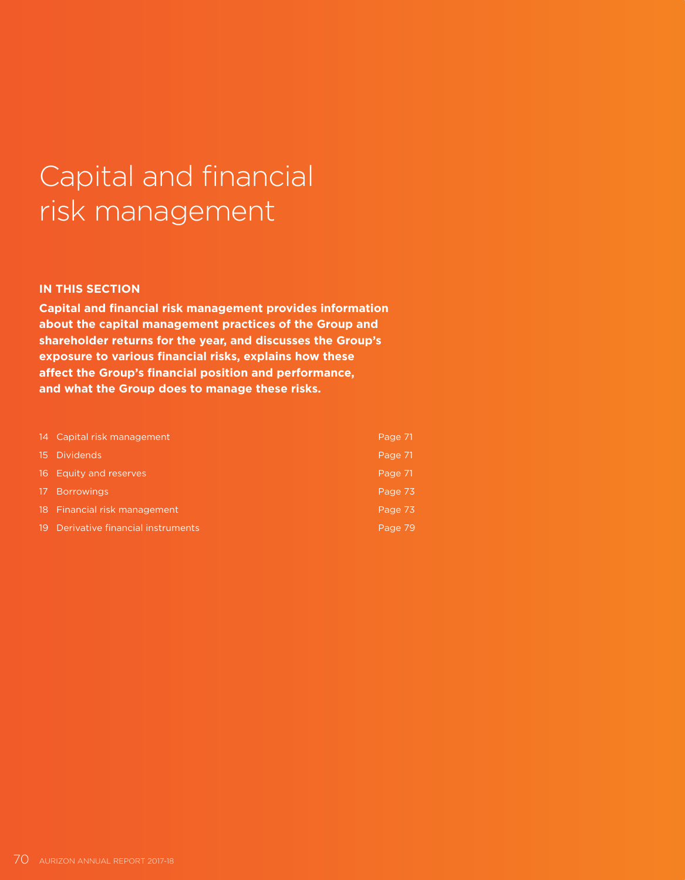# Capital and financial risk management

**IN THIS SECTION**

**Capital and financial risk management provides information about the capital management practices of the Group and shareholder returns for the year, and discusses the Group's exposure to various financial risks, explains how these affect the Group's financial position and performance, and what the Group does to manage these risks.**

| | | |
|---|---|---|
| 14 | Capital risk management | Page 71 |
| 15 | Dividends | Page 71 |
| 16 | Equity and reserves | Page 71 |
| 17 | Borrowings | Page 73 |
| 18 | Financial risk management | Page 73 |
| 19 | Derivative financial instruments | Page 79 |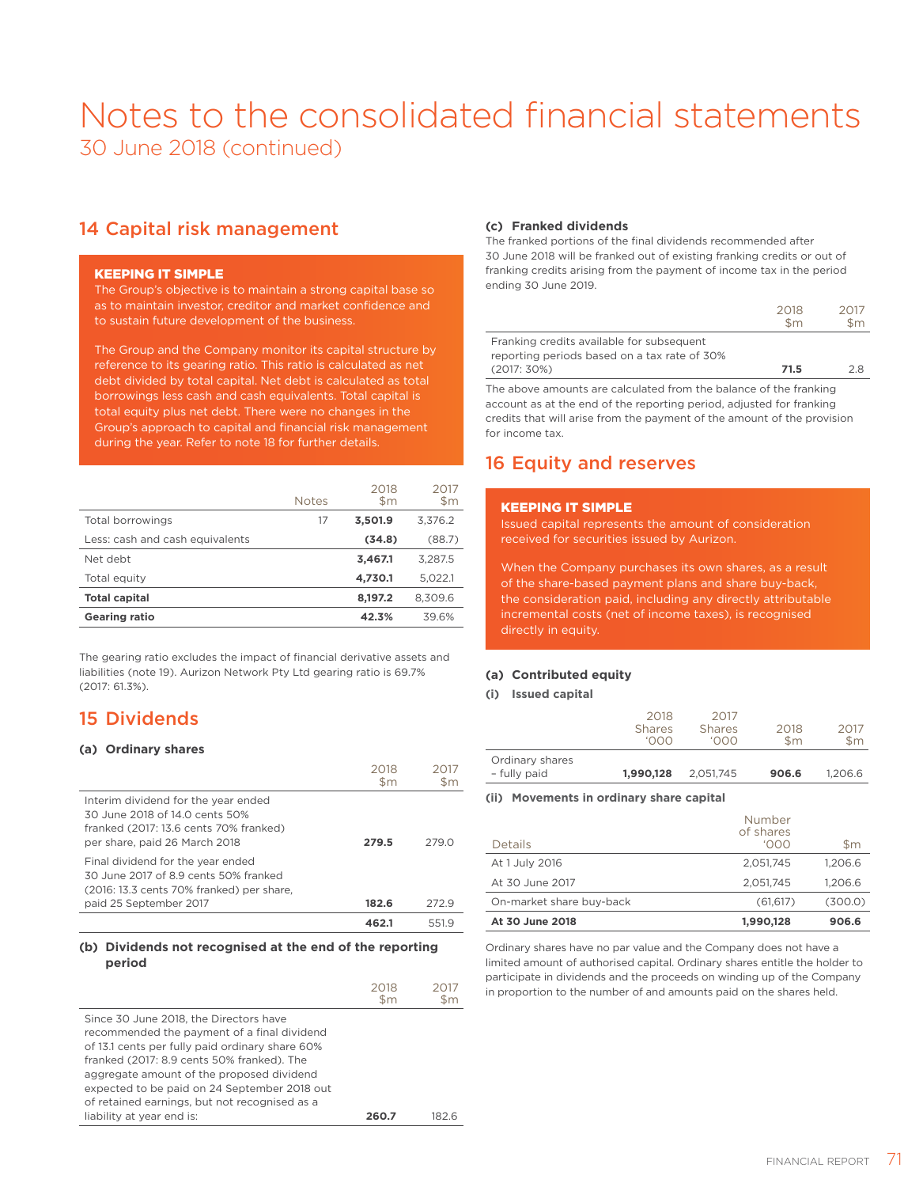# Notes to the consolidated financial statements

30 June 2018 (continued)

## 14 Capital risk management

**KEEPING IT SIMPLE**

The Group's objective is to maintain a strong capital base so as to maintain investor, creditor and market confidence and to sustain future development of the business.

The Group and the Company monitor its capital structure by reference to its gearing ratio. This ratio is calculated as net debt divided by total capital. Net debt is calculated as total borrowings less cash and cash equivalents. Total capital is total equity plus net debt. There were no changes in the Group's approach to capital and financial risk management during the year. Refer to note 18 for further details.

| | Notes | 2018 $m | 2017 $m |
|---|---|---|---|
| Total borrowings | 17 | **3,501.9** | 3,376.2 |
| Less: cash and cash equivalents | | **(34.8)** | (88.7) |
| Net debt | | **3,467.1** | 3,287.5 |
| Total equity | | **4,730.1** | 5,022.1 |
| **Total capital** | | **8,197.2** | 8,309.6 |
| **Gearing ratio** | | **42.3%** | 39.6% |

The gearing ratio excludes the impact of financial derivative assets and liabilities (note 19). Aurizon Network Pty Ltd gearing ratio is 69.7% (2017: 61.3%).

## 15 Dividends

### (a) Ordinary shares

| | 2018 $m | 2017 $m |
|---|---|---|
| Interim dividend for the year ended 30 June 2018 of 14.0 cents 50% franked (2017: 13.6 cents 70% franked) per share, paid 26 March 2018 | **279.5** | 279.0 |
| Final dividend for the year ended 30 June 2017 of 8.9 cents 50% franked (2016: 13.3 cents 70% franked) per share, paid 25 September 2017 | **182.6** | 272.9 |
| | **462.1** | 551.9 |

### (b) Dividends not recognised at the end of the reporting period

| | 2018 $m | 2017 $m |
|---|---|---|
| Since 30 June 2018, the Directors have recommended the payment of a final dividend of 13.1 cents per fully paid ordinary share 60% franked (2017: 8.9 cents 50% franked). The aggregate amount of the proposed dividend expected to be paid on 24 September 2018 out of retained earnings, but not recognised as a liability at year end is: | **260.7** | 182.6 |

### (c) Franked dividends

The franked portions of the final dividends recommended after 30 June 2018 will be franked out of existing franking credits or out of franking credits arising from the payment of income tax in the period ending 30 June 2019.

| | 2018 $m | 2017 $m |
|---|---|---|
| Franking credits available for subsequent reporting periods based on a tax rate of 30% (2017: 30%) | **71.5** | 2.8 |

The above amounts are calculated from the balance of the franking account as at the end of the reporting period, adjusted for franking credits that will arise from the payment of the amount of the provision for income tax.

## 16 Equity and reserves

**KEEPING IT SIMPLE**

Issued capital represents the amount of consideration received for securities issued by Aurizon.

When the Company purchases its own shares, as a result of the share-based payment plans and share buy-back, the consideration paid, including any directly attributable incremental costs (net of income taxes), is recognised directly in equity.

### (a) Contributed equity

#### (i) Issued capital

| | 2018 Shares '000 | 2017 Shares '000 | 2018 $m | 2017 $m |
|---|---|---|---|---|
| Ordinary shares – fully paid | **1,990,128** | 2,051,745 | **906.6** | 1,206.6 |

#### (ii) Movements in ordinary share capital

| Details | Number of shares '000 | $m |
|---|---|---|
| At 1 July 2016 | 2,051,745 | 1,206.6 |
| At 30 June 2017 | 2,051,745 | 1,206.6 |
| On-market share buy-back | (61,617) | (300.0) |
| **At 30 June 2018** | **1,990,128** | **906.6** |

Ordinary shares have no par value and the Company does not have a limited amount of authorised capital. Ordinary shares entitle the holder to participate in dividends and the proceeds on winding up of the Company in proportion to the number of and amounts paid on the shares held.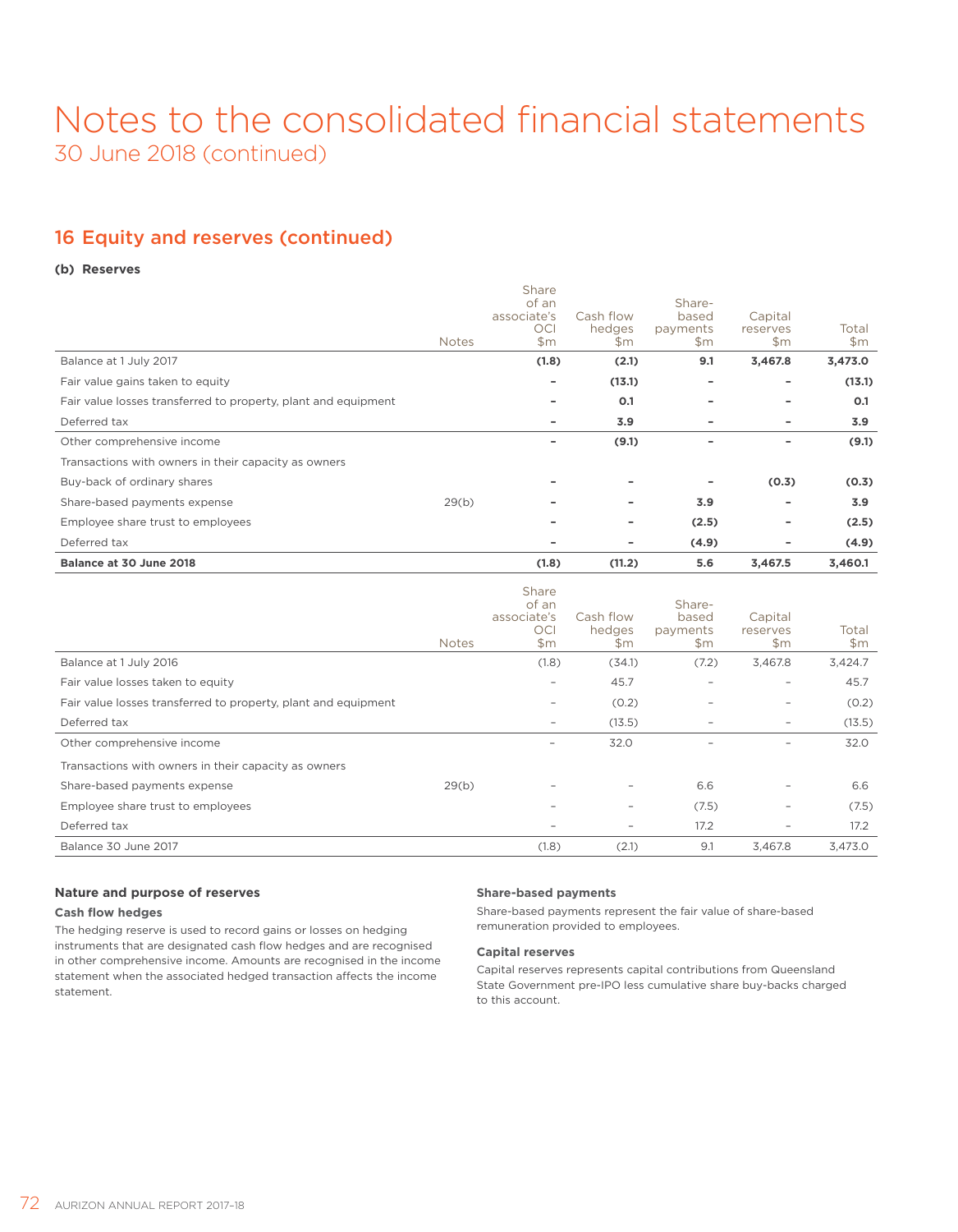# Notes to the consolidated financial statements
30 June 2018 (continued)

## 16 Equity and reserves (continued)

### (b) Reserves

| | Notes | Share of an associate's OCI $m | Cash flow hedges $m | Share-based payments $m | Capital reserves $m | Total $m |
|---|---|---|---|---|---|---|
| Balance at 1 July 2017 | | **(1.8)** | **(2.1)** | **9.1** | **3,467.8** | **3,473.0** |
| Fair value gains taken to equity | | **–** | **(13.1)** | **–** | **–** | **(13.1)** |
| Fair value losses transferred to property, plant and equipment | | **–** | **0.1** | **–** | **–** | **0.1** |
| Deferred tax | | **–** | **3.9** | **–** | **–** | **3.9** |
| Other comprehensive income | | **–** | **(9.1)** | **–** | **–** | **(9.1)** |
| Transactions with owners in their capacity as owners | | | | | | |
| Buy-back of ordinary shares | | **–** | **–** | **–** | **(0.3)** | **(0.3)** |
| Share-based payments expense | 29(b) | **–** | **–** | **3.9** | **–** | **3.9** |
| Employee share trust to employees | | **–** | **–** | **(2.5)** | **–** | **(2.5)** |
| Deferred tax | | **–** | **–** | **(4.9)** | **–** | **(4.9)** |
| **Balance at 30 June 2018** | | **(1.8)** | **(11.2)** | **5.6** | **3,467.5** | **3,460.1** |

| | Notes | Share of an associate's OCI $m | Cash flow hedges $m | Share-based payments $m | Capital reserves $m | Total $m |
|---|---|---|---|---|---|---|
| Balance at 1 July 2016 | | (1.8) | (34.1) | (7.2) | 3,467.8 | 3,424.7 |
| Fair value losses taken to equity | | – | 45.7 | – | – | 45.7 |
| Fair value losses transferred to property, plant and equipment | | – | (0.2) | – | – | (0.2) |
| Deferred tax | | – | (13.5) | – | – | (13.5) |
| Other comprehensive income | | – | 32.0 | – | – | 32.0 |
| Transactions with owners in their capacity as owners | | | | | | |
| Share-based payments expense | 29(b) | – | – | 6.6 | – | 6.6 |
| Employee share trust to employees | | – | – | (7.5) | – | (7.5) |
| Deferred tax | | – | – | 17.2 | – | 17.2 |
| Balance 30 June 2017 | | (1.8) | (2.1) | 9.1 | 3,467.8 | 3,473.0 |

### Nature and purpose of reserves

**Cash flow hedges**

The hedging reserve is used to record gains or losses on hedging instruments that are designated cash flow hedges and are recognised in other comprehensive income. Amounts are recognised in the income statement when the associated hedged transaction affects the income statement.

**Share-based payments**

Share-based payments represent the fair value of share-based remuneration provided to employees.

**Capital reserves**

Capital reserves represents capital contributions from Queensland State Government pre-IPO less cumulative share buy-backs charged to this account.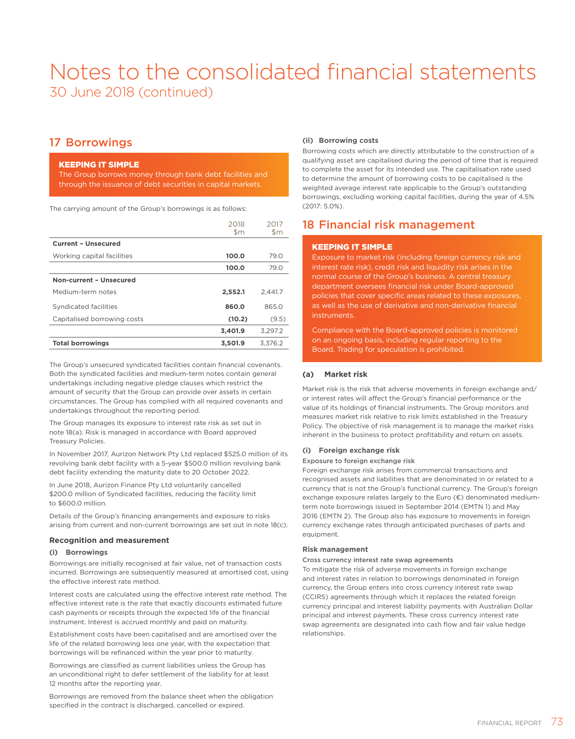# Notes to the consolidated financial statements

30 June 2018 (continued)

## 17 Borrowings

**KEEPING IT SIMPLE**
The Group borrows money through bank debt facilities and through the issuance of debt securities in capital markets.

The carrying amount of the Group's borrowings is as follows:

| | 2018 $m | 2017 $m |
|---|---|---|
| **Current – Unsecured** | | |
| Working capital facilities | **100.0** | 79.0 |
| | **100.0** | 79.0 |
| **Non-current – Unsecured** | | |
| Medium-term notes | **2,552.1** | 2,441.7 |
| Syndicated facilities | **860.0** | 865.0 |
| Capitalised borrowing costs | **(10.2)** | (9.5) |
| | **3,401.9** | 3,297.2 |
| **Total borrowings** | **3,501.9** | 3,376.2 |

The Group's unsecured syndicated facilities contain financial covenants. Both the syndicated facilities and medium-term notes contain general undertakings including negative pledge clauses which restrict the amount of security that the Group can provide over assets in certain circumstances. The Group has complied with all required covenants and undertakings throughout the reporting period.

The Group manages its exposure to interest rate risk as set out in note 18(a). Risk is managed in accordance with Board approved Treasury Policies.

In November 2017, Aurizon Network Pty Ltd replaced $525.0 million of its revolving bank debt facility with a 5-year $500.0 million revolving bank debt facility extending the maturity date to 20 October 2022.

In June 2018, Aurizon Finance Pty Ltd voluntarily cancelled $200.0 million of Syndicated facilities, reducing the facility limit to $600.0 million.

Details of the Group's financing arrangements and exposure to risks arising from current and non-current borrowings are set out in note 18(c).

### Recognition and measurement

#### (i) Borrowings

Borrowings are initially recognised at fair value, net of transaction costs incurred. Borrowings are subsequently measured at amortised cost, using the effective interest rate method.

Interest costs are calculated using the effective interest rate method. The effective interest rate is the rate that exactly discounts estimated future cash payments or receipts through the expected life of the financial instrument. Interest is accrued monthly and paid on maturity.

Establishment costs have been capitalised and are amortised over the life of the related borrowing less one year, with the expectation that borrowings will be refinanced within the year prior to maturity.

Borrowings are classified as current liabilities unless the Group has an unconditional right to defer settlement of the liability for at least 12 months after the reporting year.

Borrowings are removed from the balance sheet when the obligation specified in the contract is discharged, cancelled or expired.

#### (ii) Borrowing costs

Borrowing costs which are directly attributable to the construction of a qualifying asset are capitalised during the period of time that is required to complete the asset for its intended use. The capitalisation rate used to determine the amount of borrowing costs to be capitalised is the weighted average interest rate applicable to the Group's outstanding borrowings, excluding working capital facilities, during the year of 4.5% (2017: 5.0%).

## 18 Financial risk management

**KEEPING IT SIMPLE**
Exposure to market risk (including foreign currency risk and interest rate risk), credit risk and liquidity risk arises in the normal course of the Group's business. A central treasury department oversees financial risk under Board-approved policies that cover specific areas related to these exposures, as well as the use of derivative and non-derivative financial instruments.

Compliance with the Board-approved policies is monitored on an ongoing basis, including regular reporting to the Board. Trading for speculation is prohibited.

### (a) Market risk

Market risk is the risk that adverse movements in foreign exchange and/or interest rates will affect the Group's financial performance or the value of its holdings of financial instruments. The Group monitors and measures market risk relative to risk limits established in the Treasury Policy. The objective of risk management is to manage the market risks inherent in the business to protect profitability and return on assets.

#### (i) Foreign exchange risk

**Exposure to foreign exchange risk**

Foreign exchange risk arises from commercial transactions and recognised assets and liabilities that are denominated in or related to a currency that is not the Group's functional currency. The Group's foreign exchange exposure relates largely to the Euro (€) denominated medium-term note borrowings issued in September 2014 (EMTN 1) and May 2016 (EMTN 2). The Group also has exposure to movements in foreign currency exchange rates through anticipated purchases of parts and equipment.

**Risk management**

**Cross currency interest rate swap agreements**

To mitigate the risk of adverse movements in foreign exchange and interest rates in relation to borrowings denominated in foreign currency, the Group enters into cross currency interest rate swap (CCIRS) agreements through which it replaces the related foreign currency principal and interest liability payments with Australian Dollar principal and interest payments. These cross currency interest rate swap agreements are designated into cash flow and fair value hedge relationships.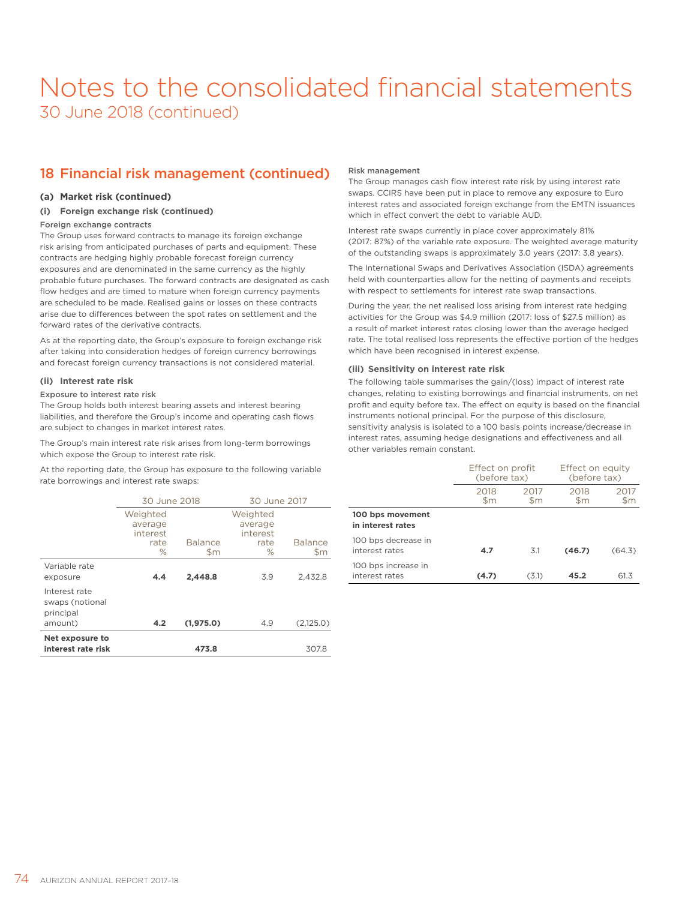# Notes to the consolidated financial statements

30 June 2018 (continued)

## 18 Financial risk management (continued)

### (a) Market risk (continued)

#### (i) Foreign exchange risk (continued)

**Foreign exchange contracts**

The Group uses forward contracts to manage its foreign exchange risk arising from anticipated purchases of parts and equipment. These contracts are hedging highly probable forecast foreign currency exposures and are denominated in the same currency as the highly probable future purchases. The forward contracts are designated as cash flow hedges and are timed to mature when foreign currency payments are scheduled to be made. Realised gains or losses on these contracts arise due to differences between the spot rates on settlement and the forward rates of the derivative contracts.

As at the reporting date, the Group's exposure to foreign exchange risk after taking into consideration hedges of foreign currency borrowings and forecast foreign currency transactions is not considered material.

#### (ii) Interest rate risk

**Exposure to interest rate risk**

The Group holds both interest bearing assets and interest bearing liabilities, and therefore the Group's income and operating cash flows are subject to changes in market interest rates.

The Group's main interest rate risk arises from long-term borrowings which expose the Group to interest rate risk.

At the reporting date, the Group has exposure to the following variable rate borrowings and interest rate swaps:

| | 30 June 2018 | | 30 June 2017 | |
|---|---|---|---|---|
| | Weighted average interest rate % | Balance $m | Weighted average interest rate % | Balance $m |
| Variable rate exposure | **4.4** | **2,448.8** | 3.9 | 2,432.8 |
| Interest rate swaps (notional principal amount) | **4.2** | **(1,975.0)** | 4.9 | (2,125.0) |
| **Net exposure to interest rate risk** | | **473.8** | | 307.8 |

**Risk management**

The Group manages cash flow interest rate risk by using interest rate swaps. CCIRS have been put in place to remove any exposure to Euro interest rates and associated foreign exchange from the EMTN issuances which in effect convert the debt to variable AUD.

Interest rate swaps currently in place cover approximately 81% (2017: 87%) of the variable rate exposure. The weighted average maturity of the outstanding swaps is approximately 3.0 years (2017: 3.8 years).

The International Swaps and Derivatives Association (ISDA) agreements held with counterparties allow for the netting of payments and receipts with respect to settlements for interest rate swap transactions.

During the year, the net realised loss arising from interest rate hedging activities for the Group was $4.9 million (2017: loss of $27.5 million) as a result of market interest rates closing lower than the average hedged rate. The total realised loss represents the effective portion of the hedges which have been recognised in interest expense.

#### (iii) Sensitivity on interest rate risk

The following table summarises the gain/(loss) impact of interest rate changes, relating to existing borrowings and financial instruments, on net profit and equity before tax. The effect on equity is based on the financial instruments notional principal. For the purpose of this disclosure, sensitivity analysis is isolated to a 100 basis points increase/decrease in interest rates, assuming hedge designations and effectiveness and all other variables remain constant.

| | Effect on profit (before tax) | | Effect on equity (before tax) | |
|---|---|---|---|---|
| | 2018 $m | 2017 $m | 2018 $m | 2017 $m |
| **100 bps movement in interest rates** | | | | |
| 100 bps decrease in interest rates | **4.7** | 3.1 | **(46.7)** | (64.3) |
| 100 bps increase in interest rates | **(4.7)** | (3.1) | **45.2** | 61.3 |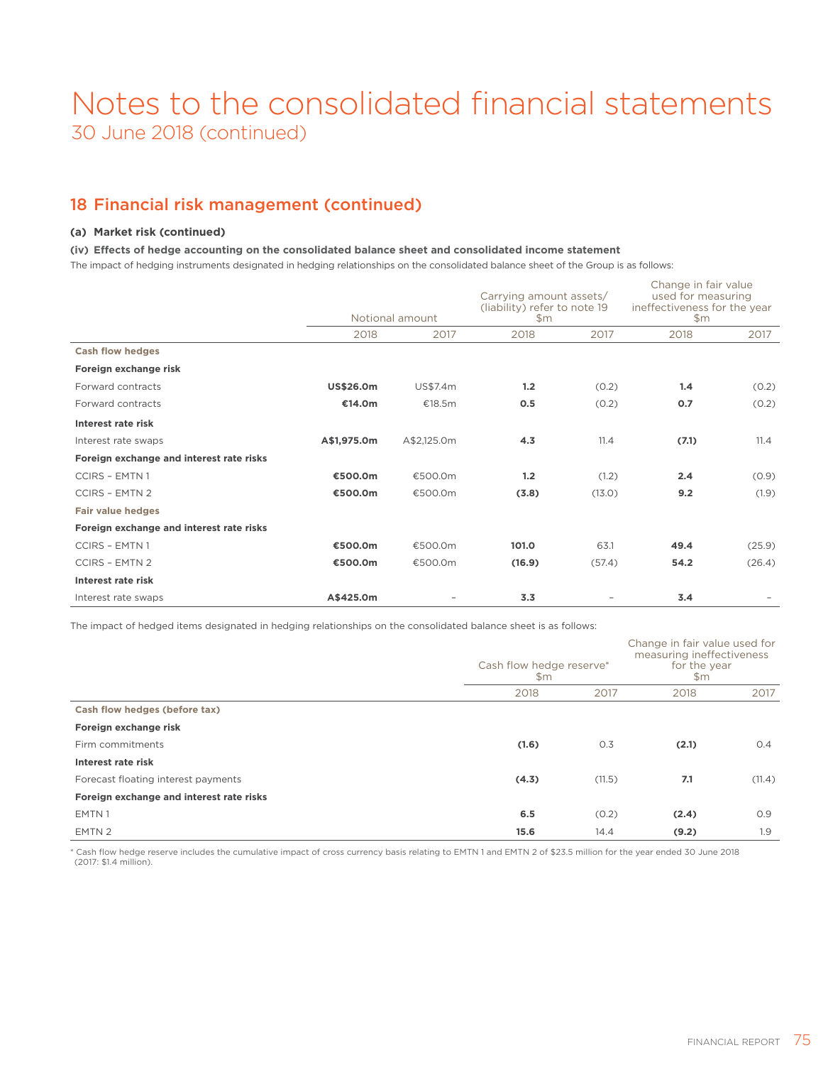# Notes to the consolidated financial statements

30 June 2018 (continued)

## 18 Financial risk management (continued)

### (a) Market risk (continued)

#### (iv) Effects of hedge accounting on the consolidated balance sheet and consolidated income statement

The impact of hedging instruments designated in hedging relationships on the consolidated balance sheet of the Group is as follows:

| | Notional amount | | Carrying amount assets/ (liability) refer to note 19 $m | | Change in fair value used for measuring ineffectiveness for the year $m | |
|---|---|---|---|---|---|---|
| | 2018 | 2017 | 2018 | 2017 | 2018 | 2017 |
| **Cash flow hedges** | | | | | | |
| **Foreign exchange risk** | | | | | | |
| Forward contracts | **US$26.0m** | US$7.4m | **1.2** | (0.2) | **1.4** | (0.2) |
| Forward contracts | **€14.0m** | €18.5m | **0.5** | (0.2) | **0.7** | (0.2) |
| **Interest rate risk** | | | | | | |
| Interest rate swaps | **A$1,975.0m** | A$2,125.0m | **4.3** | 11.4 | **(7.1)** | 11.4 |
| **Foreign exchange and interest rate risks** | | | | | | |
| CCIRS – EMTN 1 | **€500.0m** | €500.0m | **1.2** | (1.2) | **2.4** | (0.9) |
| CCIRS – EMTN 2 | **€500.0m** | €500.0m | **(3.8)** | (13.0) | **9.2** | (1.9) |
| **Fair value hedges** | | | | | | |
| **Foreign exchange and interest rate risks** | | | | | | |
| CCIRS – EMTN 1 | **€500.0m** | €500.0m | **101.0** | 63.1 | **49.4** | (25.9) |
| CCIRS – EMTN 2 | **€500.0m** | €500.0m | **(16.9)** | (57.4) | **54.2** | (26.4) |
| **Interest rate risk** | | | | | | |
| Interest rate swaps | **A$425.0m** | – | **3.3** | – | **3.4** | – |

The impact of hedged items designated in hedging relationships on the consolidated balance sheet is as follows:

| | Cash flow hedge reserve* $m | | Change in fair value used for measuring ineffectiveness for the year $m | |
|---|---|---|---|---|
| | 2018 | 2017 | 2018 | 2017 |
| **Cash flow hedges (before tax)** | | | | |
| **Foreign exchange risk** | | | | |
| Firm commitments | **(1.6)** | 0.3 | **(2.1)** | 0.4 |
| **Interest rate risk** | | | | |
| Forecast floating interest payments | **(4.3)** | (11.5) | **7.1** | (11.4) |
| **Foreign exchange and interest rate risks** | | | | |
| EMTN 1 | **6.5** | (0.2) | **(2.4)** | 0.9 |
| EMTN 2 | **15.6** | 14.4 | **(9.2)** | 1.9 |

\* Cash flow hedge reserve includes the cumulative impact of cross currency basis relating to EMTN 1 and EMTN 2 of $23.5 million for the year ended 30 June 2018 (2017: $1.4 million).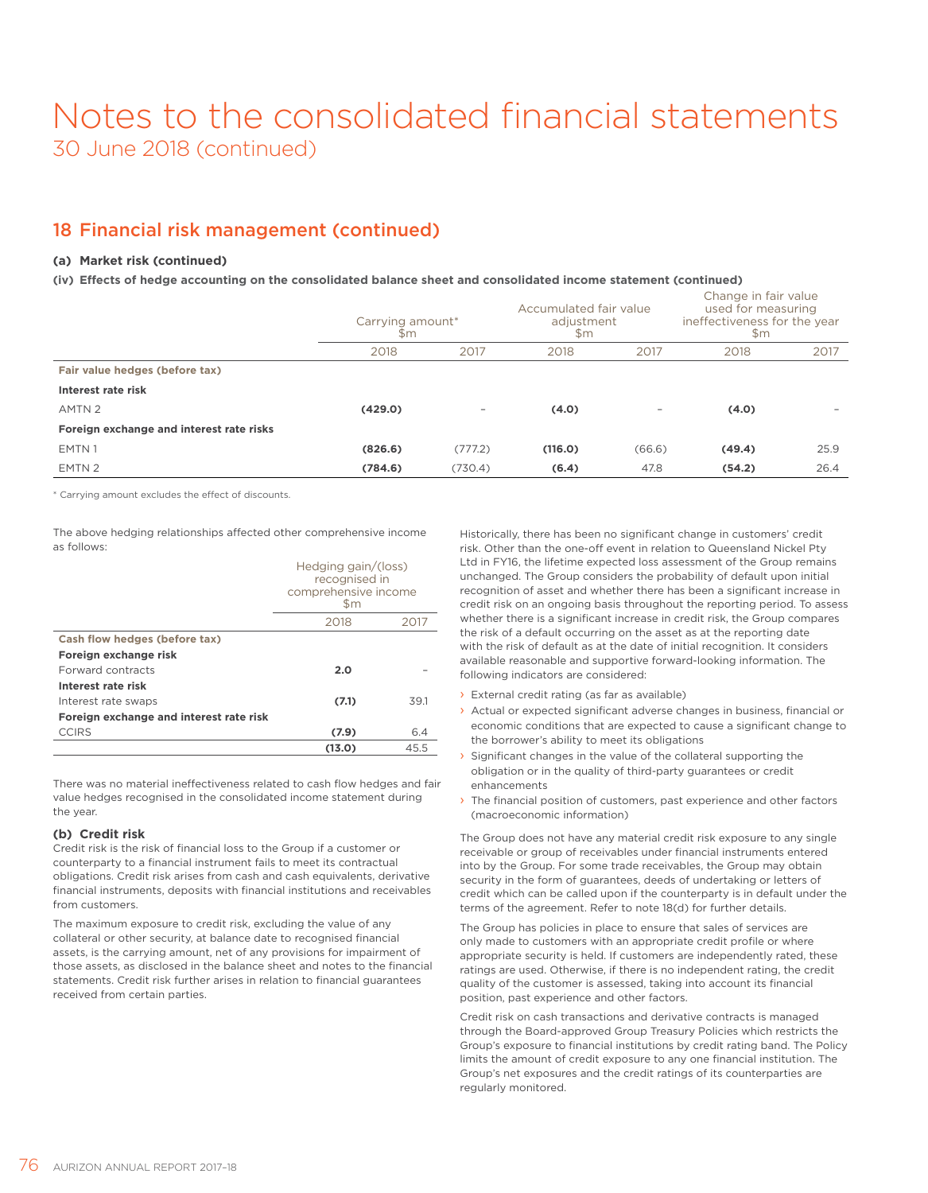# Notes to the consolidated financial statements

30 June 2018 (continued)

## 18 Financial risk management (continued)

### (a) Market risk (continued)

#### (iv) Effects of hedge accounting on the consolidated balance sheet and consolidated income statement (continued)

| | Carrying amount* $m | | Accumulated fair value adjustment $m | | Change in fair value used for measuring ineffectiveness for the year $m | |
|---|---|---|---|---|---|---|
| | 2018 | 2017 | 2018 | 2017 | 2018 | 2017 |
| **Fair value hedges (before tax)** | | | | | | |
| **Interest rate risk** | | | | | | |
| AMTN 2 | **(429.0)** | – | **(4.0)** | – | **(4.0)** | – |
| **Foreign exchange and interest rate risks** | | | | | | |
| EMTN 1 | **(826.6)** | (777.2) | **(116.0)** | (66.6) | **(49.4)** | 25.9 |
| EMTN 2 | **(784.6)** | (730.4) | **(6.4)** | 47.8 | **(54.2)** | 26.4 |

\* Carrying amount excludes the effect of discounts.

The above hedging relationships affected other comprehensive income as follows:

| | Hedging gain/(loss) recognised in comprehensive income $m | |
|---|---|---|
| | 2018 | 2017 |
| **Cash flow hedges (before tax)** | | |
| **Foreign exchange risk** | | |
| Forward contracts | **2.0** | – |
| **Interest rate risk** | | |
| Interest rate swaps | **(7.1)** | 39.1 |
| **Foreign exchange and interest rate risk** | | |
| CCIRS | **(7.9)** | 6.4 |
| | **(13.0)** | 45.5 |

There was no material ineffectiveness related to cash flow hedges and fair value hedges recognised in the consolidated income statement during the year.

### (b) Credit risk

Credit risk is the risk of financial loss to the Group if a customer or counterparty to a financial instrument fails to meet its contractual obligations. Credit risk arises from cash and cash equivalents, derivative financial instruments, deposits with financial institutions and receivables from customers.

The maximum exposure to credit risk, excluding the value of any collateral or other security, at balance date to recognised financial assets, is the carrying amount, net of any provisions for impairment of those assets, as disclosed in the balance sheet and notes to the financial statements. Credit risk further arises in relation to financial guarantees received from certain parties.

Historically, there has been no significant change in customers' credit risk. Other than the one-off event in relation to Queensland Nickel Pty Ltd in FY16, the lifetime expected loss assessment of the Group remains unchanged. The Group considers the probability of default upon initial recognition of asset and whether there has been a significant increase in credit risk on an ongoing basis throughout the reporting period. To assess whether there is a significant increase in credit risk, the Group compares the risk of a default occurring on the asset as at the reporting date with the risk of default as at the date of initial recognition. It considers available reasonable and supportive forward-looking information. The following indicators are considered:

- External credit rating (as far as available)
- Actual or expected significant adverse changes in business, financial or economic conditions that are expected to cause a significant change to the borrower's ability to meet its obligations
- Significant changes in the value of the collateral supporting the obligation or in the quality of third-party guarantees or credit enhancements
- The financial position of customers, past experience and other factors (macroeconomic information)

The Group does not have any material credit risk exposure to any single receivable or group of receivables under financial instruments entered into by the Group. For some trade receivables, the Group may obtain security in the form of guarantees, deeds of undertaking or letters of credit which can be called upon if the counterparty is in default under the terms of the agreement. Refer to note 18(d) for further details.

The Group has policies in place to ensure that sales of services are only made to customers with an appropriate credit profile or where appropriate security is held. If customers are independently rated, these ratings are used. Otherwise, if there is no independent rating, the credit quality of the customer is assessed, taking into account its financial position, past experience and other factors.

Credit risk on cash transactions and derivative contracts is managed through the Board-approved Group Treasury Policies which restricts the Group's exposure to financial institutions by credit rating band. The Policy limits the amount of credit exposure to any one financial institution. The Group's net exposures and the credit ratings of its counterparties are regularly monitored.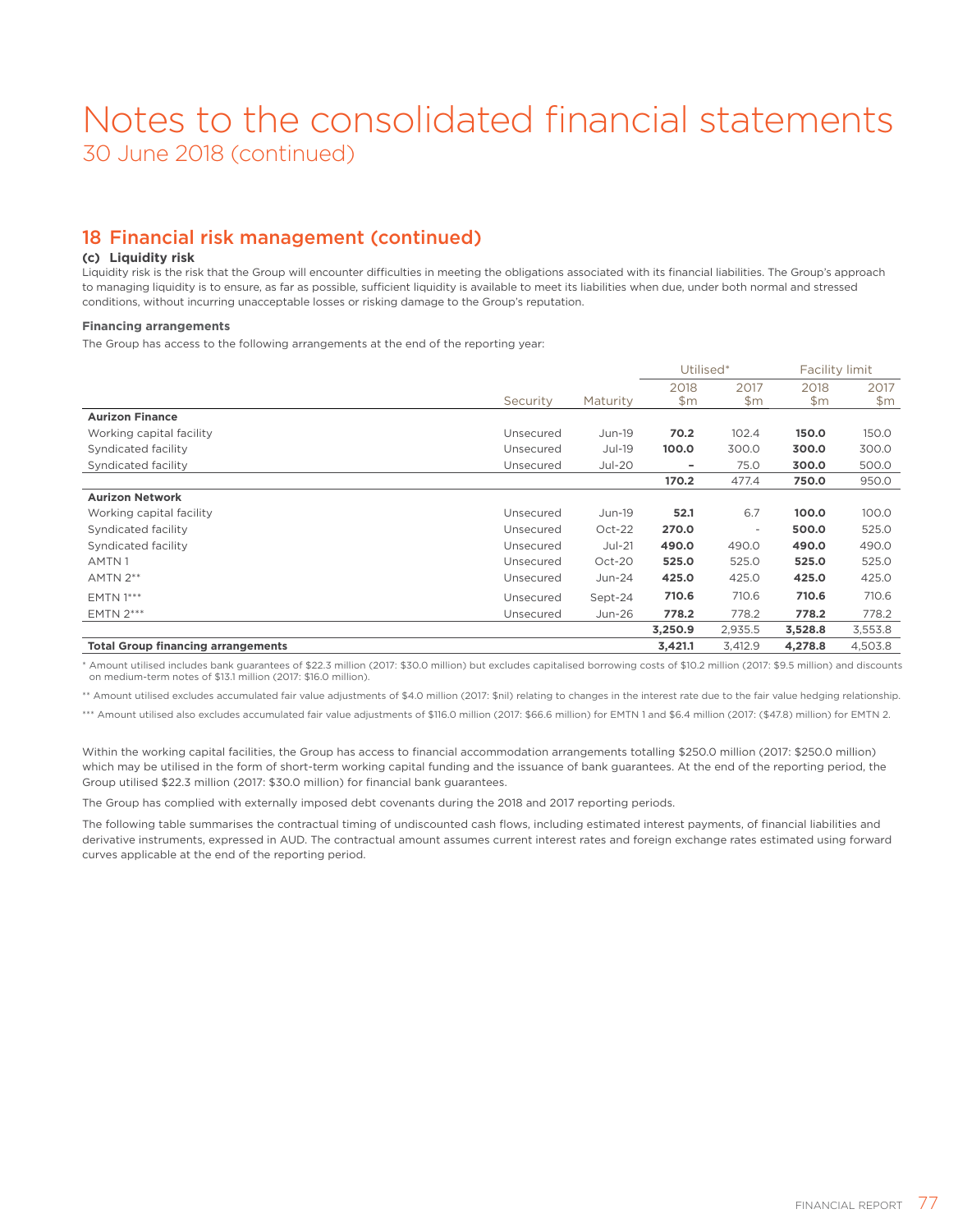# Notes to the consolidated financial statements

30 June 2018 (continued)

## 18 Financial risk management (continued)

### (c) Liquidity risk

Liquidity risk is the risk that the Group will encounter difficulties in meeting the obligations associated with its financial liabilities. The Group's approach to managing liquidity is to ensure, as far as possible, sufficient liquidity is available to meet its liabilities when due, under both normal and stressed conditions, without incurring unacceptable losses or risking damage to the Group's reputation.

#### Financing arrangements

The Group has access to the following arrangements at the end of the reporting year:

| | | | Utilised* | | Facility limit | |
|---|---|---|---|---|---|---|
| | Security | Maturity | 2018 $m | 2017 $m | 2018 $m | 2017 $m |
| **Aurizon Finance** | | | | | | |
| Working capital facility | Unsecured | Jun-19 | **70.2** | 102.4 | **150.0** | 150.0 |
| Syndicated facility | Unsecured | Jul-19 | **100.0** | 300.0 | **300.0** | 300.0 |
| Syndicated facility | Unsecured | Jul-20 | **–** | 75.0 | **300.0** | 500.0 |
| | | | **170.2** | 477.4 | **750.0** | 950.0 |
| **Aurizon Network** | | | | | | |
| Working capital facility | Unsecured | Jun-19 | **52.1** | 6.7 | **100.0** | 100.0 |
| Syndicated facility | Unsecured | Oct-22 | **270.0** | - | **500.0** | 525.0 |
| Syndicated facility | Unsecured | Jul-21 | **490.0** | 490.0 | **490.0** | 490.0 |
| AMTN 1 | Unsecured | Oct-20 | **525.0** | 525.0 | **525.0** | 525.0 |
| AMTN 2** | Unsecured | Jun-24 | **425.0** | 425.0 | **425.0** | 425.0 |
| EMTN 1*** | Unsecured | Sept-24 | **710.6** | 710.6 | **710.6** | 710.6 |
| EMTN 2*** | Unsecured | Jun-26 | **778.2** | 778.2 | **778.2** | 778.2 |
| | | | **3,250.9** | 2,935.5 | **3,528.8** | 3,553.8 |
| **Total Group financing arrangements** | | | **3,421.1** | 3,412.9 | **4,278.8** | 4,503.8 |

\* Amount utilised includes bank guarantees of $22.3 million (2017: $30.0 million) but excludes capitalised borrowing costs of $10.2 million (2017: $9.5 million) and discounts on medium-term notes of $13.1 million (2017: $16.0 million).

\*\* Amount utilised excludes accumulated fair value adjustments of $4.0 million (2017: $nil) relating to changes in the interest rate due to the fair value hedging relationship.

\*\*\* Amount utilised also excludes accumulated fair value adjustments of $116.0 million (2017: $66.6 million) for EMTN 1 and $6.4 million (2017: ($47.8) million) for EMTN 2.

Within the working capital facilities, the Group has access to financial accommodation arrangements totalling $250.0 million (2017: $250.0 million) which may be utilised in the form of short-term working capital funding and the issuance of bank guarantees. At the end of the reporting period, the Group utilised $22.3 million (2017: $30.0 million) for financial bank guarantees.

The Group has complied with externally imposed debt covenants during the 2018 and 2017 reporting periods.

The following table summarises the contractual timing of undiscounted cash flows, including estimated interest payments, of financial liabilities and derivative instruments, expressed in AUD. The contractual amount assumes current interest rates and foreign exchange rates estimated using forward curves applicable at the end of the reporting period.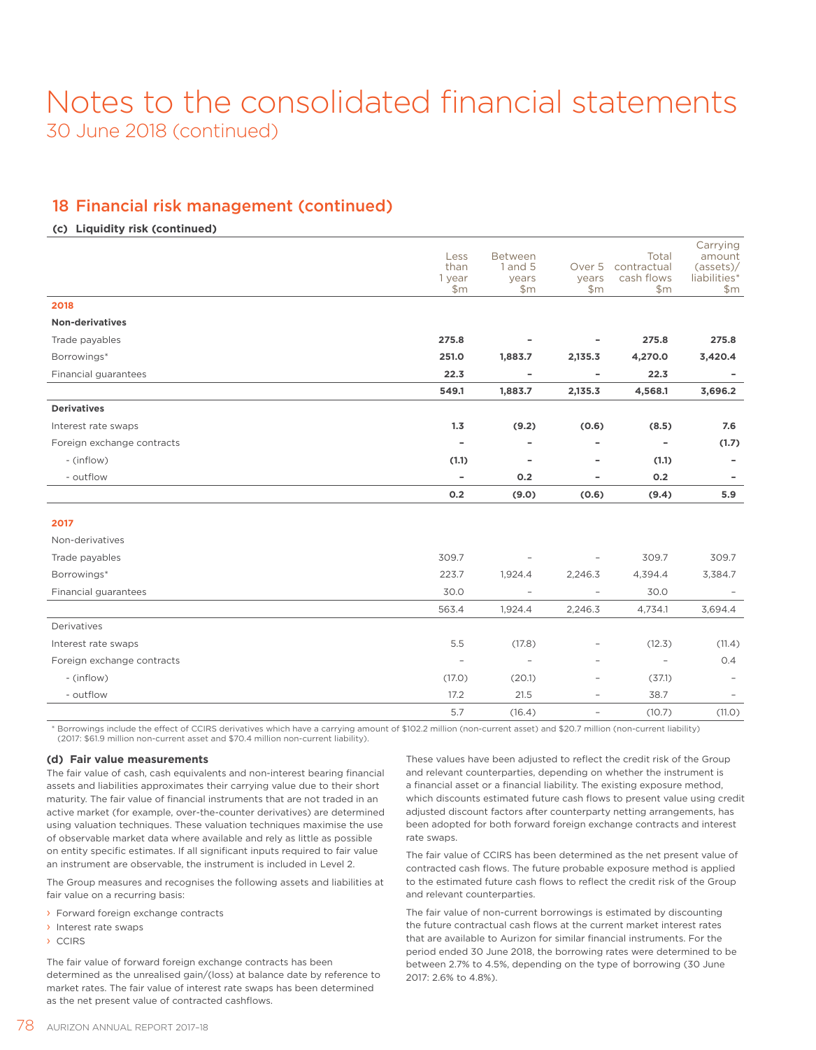# Notes to the consolidated financial statements
30 June 2018 (continued)

## 18 Financial risk management (continued)

### (c) Liquidity risk (continued)

| | Less than 1 year $m | Between 1 and 5 years $m | Over 5 years $m | Total contractual cash flows $m | Carrying amount (assets)/ liabilities* $m |
|---|---|---|---|---|---|
| **2018** | | | | | |
| **Non-derivatives** | | | | | |
| Trade payables | **275.8** | **–** | **–** | **275.8** | **275.8** |
| Borrowings* | **251.0** | **1,883.7** | **2,135.3** | **4,270.0** | **3,420.4** |
| Financial guarantees | **22.3** | **–** | **–** | **22.3** | **–** |
| | **549.1** | **1,883.7** | **2,135.3** | **4,568.1** | **3,696.2** |
| **Derivatives** | | | | | |
| Interest rate swaps | **1.3** | **(9.2)** | **(0.6)** | **(8.5)** | **7.6** |
| Foreign exchange contracts | **–** | **–** | **–** | **–** | **(1.7)** |
| - (inflow) | **(1.1)** | **–** | **–** | **(1.1)** | **–** |
| - outflow | **–** | **0.2** | **–** | **0.2** | **–** |
| | **0.2** | **(9.0)** | **(0.6)** | **(9.4)** | **5.9** |
| **2017** | | | | | |
| Non-derivatives | | | | | |
| Trade payables | 309.7 | – | – | 309.7 | 309.7 |
| Borrowings* | 223.7 | 1,924.4 | 2,246.3 | 4,394.4 | 3,384.7 |
| Financial guarantees | 30.0 | – | – | 30.0 | – |
| | 563.4 | 1,924.4 | 2,246.3 | 4,734.1 | 3,694.4 |
| Derivatives | | | | | |
| Interest rate swaps | 5.5 | (17.8) | – | (12.3) | (11.4) |
| Foreign exchange contracts | – | – | – | – | 0.4 |
| - (inflow) | (17.0) | (20.1) | – | (37.1) | – |
| - outflow | 17.2 | 21.5 | – | 38.7 | – |
| | 5.7 | (16.4) | – | (10.7) | (11.0) |

\* Borrowings include the effect of CCIRS derivatives which have a carrying amount of $102.2 million (non-current asset) and $20.7 million (non-current liability) (2017: $61.9 million non-current asset and $70.4 million non-current liability).

### (d) Fair value measurements

The fair value of cash, cash equivalents and non-interest bearing financial assets and liabilities approximates their carrying value due to their short maturity. The fair value of financial instruments that are not traded in an active market (for example, over-the-counter derivatives) are determined using valuation techniques. These valuation techniques maximise the use of observable market data where available and rely as little as possible on entity specific estimates. If all significant inputs required to fair value an instrument are observable, the instrument is included in Level 2.

The Group measures and recognises the following assets and liabilities at fair value on a recurring basis:

- Forward foreign exchange contracts
- Interest rate swaps
- CCIRS

The fair value of forward foreign exchange contracts has been determined as the unrealised gain/(loss) at balance date by reference to market rates. The fair value of interest rate swaps has been determined as the net present value of contracted cashflows.

These values have been adjusted to reflect the credit risk of the Group and relevant counterparties, depending on whether the instrument is a financial asset or a financial liability. The existing exposure method, which discounts estimated future cash flows to present value using credit adjusted discount factors after counterparty netting arrangements, has been adopted for both forward foreign exchange contracts and interest rate swaps.

The fair value of CCIRS has been determined as the net present value of contracted cash flows. The future probable exposure method is applied to the estimated future cash flows to reflect the credit risk of the Group and relevant counterparties.

The fair value of non-current borrowings is estimated by discounting the future contractual cash flows at the current market interest rates that are available to Aurizon for similar financial instruments. For the period ended 30 June 2018, the borrowing rates were determined to be between 2.7% to 4.5%, depending on the type of borrowing (30 June 2017: 2.6% to 4.8%).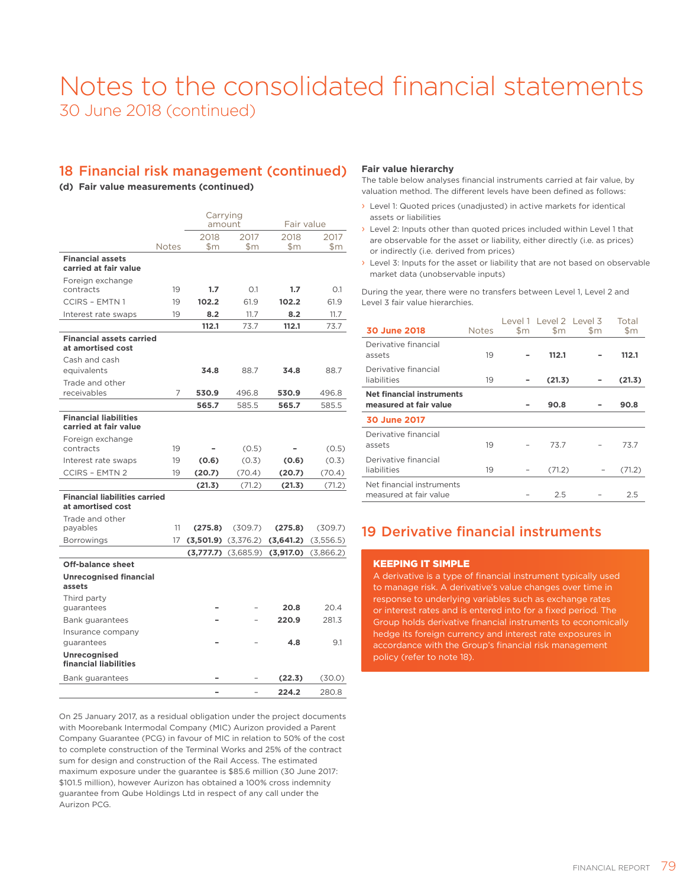# Notes to the consolidated financial statements

30 June 2018 (continued)

## 18 Financial risk management (continued)

### (d) Fair value measurements (continued)

| | Notes | Carrying amount 2018 $m | Carrying amount 2017 $m | Fair value 2018 $m | Fair value 2017 $m |
|---|---|---|---|---|---|
| **Financial assets carried at fair value** | | | | | |
| Foreign exchange contracts | 19 | **1.7** | 0.1 | **1.7** | 0.1 |
| CCIRS – EMTN 1 | 19 | **102.2** | 61.9 | **102.2** | 61.9 |
| Interest rate swaps | 19 | **8.2** | 11.7 | **8.2** | 11.7 |
| | | **112.1** | 73.7 | **112.1** | 73.7 |
| **Financial assets carried at amortised cost** | | | | | |
| Cash and cash equivalents | | **34.8** | 88.7 | **34.8** | 88.7 |
| Trade and other receivables | 7 | **530.9** | 496.8 | **530.9** | 496.8 |
| | | **565.7** | 585.5 | **565.7** | 585.5 |
| **Financial liabilities carried at fair value** | | | | | |
| Foreign exchange contracts | 19 | **–** | (0.5) | **–** | (0.5) |
| Interest rate swaps | 19 | **(0.6)** | (0.3) | **(0.6)** | (0.3) |
| CCIRS – EMTN 2 | 19 | **(20.7)** | (70.4) | **(20.7)** | (70.4) |
| | | **(21.3)** | (71.2) | **(21.3)** | (71.2) |
| **Financial liabilities carried at amortised cost** | | | | | |
| Trade and other payables | 11 | **(275.8)** | (309.7) | **(275.8)** | (309.7) |
| Borrowings | 17 | **(3,501.9)** | (3,376.2) | **(3,641.2)** | (3,556.5) |
| | | **(3,777.7)** | (3,685.9) | **(3,917.0)** | (3,866.2) |
| **Off-balance sheet** | | | | | |
| **Unrecognised financial assets** | | | | | |
| Third party guarantees | | **–** | – | **20.8** | 20.4 |
| Bank guarantees | | **–** | – | **220.9** | 281.3 |
| Insurance company guarantees | | **–** | – | **4.8** | 9.1 |
| **Unrecognised financial liabilities** | | | | | |
| Bank guarantees | | **–** | – | **(22.3)** | (30.0) |
| | | **–** | – | **224.2** | 280.8 |

On 25 January 2017, as a residual obligation under the project documents with Moorebank Intermodal Company (MIC) Aurizon provided a Parent Company Guarantee (PCG) in favour of MIC in relation to 50% of the cost to complete construction of the Terminal Works and 25% of the contract sum for design and construction of the Rail Access. The estimated maximum exposure under the guarantee is $85.6 million (30 June 2017: $101.5 million), however Aurizon has obtained a 100% cross indemnity guarantee from Qube Holdings Ltd in respect of any call under the Aurizon PCG.

### Fair value hierarchy

The table below analyses financial instruments carried at fair value, by valuation method. The different levels have been defined as follows:

- Level 1: Quoted prices (unadjusted) in active markets for identical assets or liabilities
- Level 2: Inputs other than quoted prices included within Level 1 that are observable for the asset or liability, either directly (i.e. as prices) or indirectly (i.e. derived from prices)
- Level 3: Inputs for the asset or liability that are not based on observable market data (unobservable inputs)

During the year, there were no transfers between Level 1, Level 2 and Level 3 fair value hierarchies.

| **30 June 2018** | Notes | Level 1 $m | Level 2 $m | Level 3 $m | Total $m |
|---|---|---|---|---|---|
| Derivative financial assets | 19 | **–** | **112.1** | **–** | **112.1** |
| Derivative financial liabilities | 19 | **–** | **(21.3)** | **–** | **(21.3)** |
| **Net financial instruments measured at fair value** | | **–** | **90.8** | **–** | **90.8** |
| **30 June 2017** | | | | | |
| Derivative financial assets | 19 | – | 73.7 | – | 73.7 |
| Derivative financial liabilities | 19 | – | (71.2) | – | (71.2) |
| Net financial instruments measured at fair value | | – | 2.5 | – | 2.5 |

## 19 Derivative financial instruments

**KEEPING IT SIMPLE**

A derivative is a type of financial instrument typically used to manage risk. A derivative's value changes over time in response to underlying variables such as exchange rates or interest rates and is entered into for a fixed period. The Group holds derivative financial instruments to economically hedge its foreign currency and interest rate exposures in accordance with the Group's financial risk management policy (refer to note 18).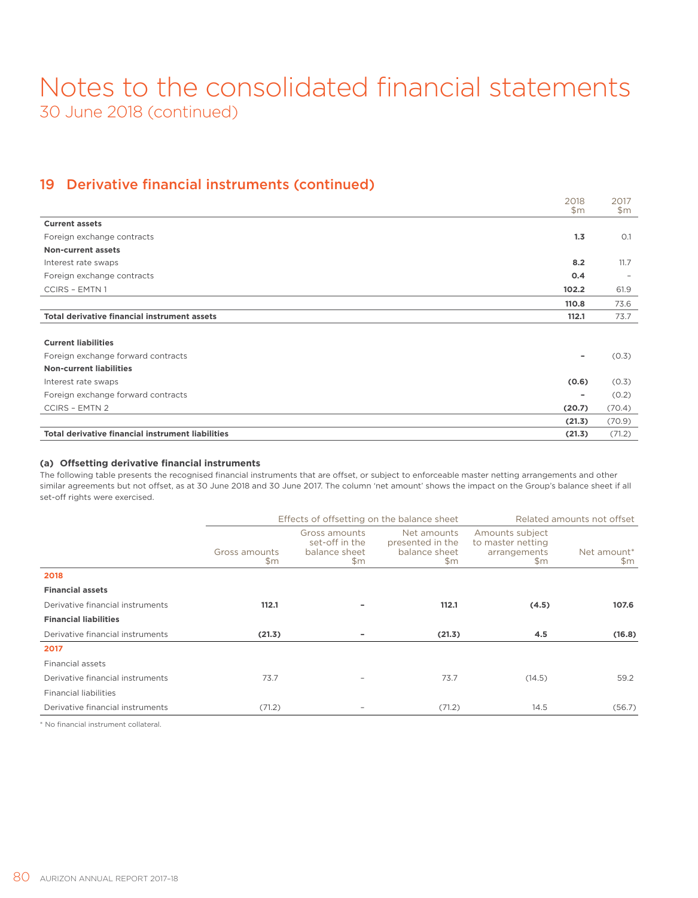# Notes to the consolidated financial statements
30 June 2018 (continued)

## 19 Derivative financial instruments (continued)

| | 2018 $m | 2017 $m |
|---|---|---|
| **Current assets** | | |
| Foreign exchange contracts | **1.3** | 0.1 |
| **Non-current assets** | | |
| Interest rate swaps | **8.2** | 11.7 |
| Foreign exchange contracts | **0.4** | – |
| CCIRS – EMTN 1 | **102.2** | 61.9 |
| | **110.8** | 73.6 |
| **Total derivative financial instrument assets** | **112.1** | 73.7 |
| | | |
| **Current liabilities** | | |
| Foreign exchange forward contracts | **–** | (0.3) |
| **Non-current liabilities** | | |
| Interest rate swaps | **(0.6)** | (0.3) |
| Foreign exchange forward contracts | **–** | (0.2) |
| CCIRS – EMTN 2 | **(20.7)** | (70.4) |
| | **(21.3)** | (70.9) |
| **Total derivative financial instrument liabilities** | **(21.3)** | (71.2) |

### (a) Offsetting derivative financial instruments

The following table presents the recognised financial instruments that are offset, or subject to enforceable master netting arrangements and other similar agreements but not offset, as at 30 June 2018 and 30 June 2017. The column 'net amount' shows the impact on the Group's balance sheet if all set-off rights were exercised.

| | Effects of offsetting on the balance sheet | | | Related amounts not offset | |
|---|---|---|---|---|---|
| | Gross amounts $m | Gross amounts set-off in the balance sheet $m | Net amounts presented in the balance sheet $m | Amounts subject to master netting arrangements $m | Net amount* $m |
| **2018** | | | | | |
| **Financial assets** | | | | | |
| Derivative financial instruments | **112.1** | **–** | **112.1** | **(4.5)** | **107.6** |
| **Financial liabilities** | | | | | |
| Derivative financial instruments | **(21.3)** | **–** | **(21.3)** | **4.5** | **(16.8)** |
| **2017** | | | | | |
| Financial assets | | | | | |
| Derivative financial instruments | 73.7 | – | 73.7 | (14.5) | 59.2 |
| Financial liabilities | | | | | |
| Derivative financial instruments | (71.2) | – | (71.2) | 14.5 | (56.7) |

\* No financial instrument collateral.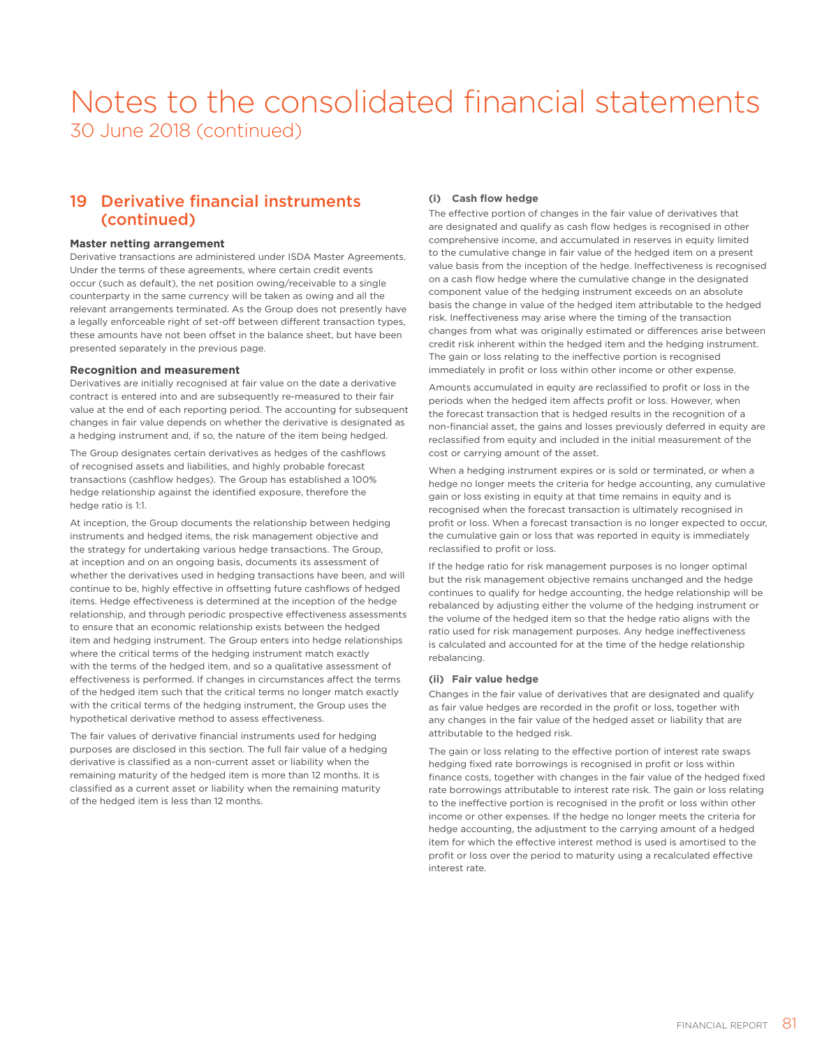# Notes to the consolidated financial statements

30 June 2018 (continued)

## 19 Derivative financial instruments (continued)

### Master netting arrangement

Derivative transactions are administered under ISDA Master Agreements. Under the terms of these agreements, where certain credit events occur (such as default), the net position owing/receivable to a single counterparty in the same currency will be taken as owing and all the relevant arrangements terminated. As the Group does not presently have a legally enforceable right of set-off between different transaction types, these amounts have not been offset in the balance sheet, but have been presented separately in the previous page.

### Recognition and measurement

Derivatives are initially recognised at fair value on the date a derivative contract is entered into and are subsequently re-measured to their fair value at the end of each reporting period. The accounting for subsequent changes in fair value depends on whether the derivative is designated as a hedging instrument and, if so, the nature of the item being hedged.

The Group designates certain derivatives as hedges of the cashflows of recognised assets and liabilities, and highly probable forecast transactions (cashflow hedges). The Group has established a 100% hedge relationship against the identified exposure, therefore the hedge ratio is 1:1.

At inception, the Group documents the relationship between hedging instruments and hedged items, the risk management objective and the strategy for undertaking various hedge transactions. The Group, at inception and on an ongoing basis, documents its assessment of whether the derivatives used in hedging transactions have been, and will continue to be, highly effective in offsetting future cashflows of hedged items. Hedge effectiveness is determined at the inception of the hedge relationship, and through periodic prospective effectiveness assessments to ensure that an economic relationship exists between the hedged item and hedging instrument. The Group enters into hedge relationships where the critical terms of the hedging instrument match exactly with the terms of the hedged item, and so a qualitative assessment of effectiveness is performed. If changes in circumstances affect the terms of the hedged item such that the critical terms no longer match exactly with the critical terms of the hedging instrument, the Group uses the hypothetical derivative method to assess effectiveness.

The fair values of derivative financial instruments used for hedging purposes are disclosed in this section. The full fair value of a hedging derivative is classified as a non-current asset or liability when the remaining maturity of the hedged item is more than 12 months. It is classified as a current asset or liability when the remaining maturity of the hedged item is less than 12 months.

#### (i) Cash flow hedge

The effective portion of changes in the fair value of derivatives that are designated and qualify as cash flow hedges is recognised in other comprehensive income, and accumulated in reserves in equity limited to the cumulative change in fair value of the hedged item on a present value basis from the inception of the hedge. Ineffectiveness is recognised on a cash flow hedge where the cumulative change in the designated component value of the hedging instrument exceeds on an absolute basis the change in value of the hedged item attributable to the hedged risk. Ineffectiveness may arise where the timing of the transaction changes from what was originally estimated or differences arise between credit risk inherent within the hedged item and the hedging instrument. The gain or loss relating to the ineffective portion is recognised immediately in profit or loss within other income or other expense.

Amounts accumulated in equity are reclassified to profit or loss in the periods when the hedged item affects profit or loss. However, when the forecast transaction that is hedged results in the recognition of a non-financial asset, the gains and losses previously deferred in equity are reclassified from equity and included in the initial measurement of the cost or carrying amount of the asset.

When a hedging instrument expires or is sold or terminated, or when a hedge no longer meets the criteria for hedge accounting, any cumulative gain or loss existing in equity at that time remains in equity and is recognised when the forecast transaction is ultimately recognised in profit or loss. When a forecast transaction is no longer expected to occur, the cumulative gain or loss that was reported in equity is immediately reclassified to profit or loss.

If the hedge ratio for risk management purposes is no longer optimal but the risk management objective remains unchanged and the hedge continues to qualify for hedge accounting, the hedge relationship will be rebalanced by adjusting either the volume of the hedging instrument or the volume of the hedged item so that the hedge ratio aligns with the ratio used for risk management purposes. Any hedge ineffectiveness is calculated and accounted for at the time of the hedge relationship rebalancing.

#### (ii) Fair value hedge

Changes in the fair value of derivatives that are designated and qualify as fair value hedges are recorded in the profit or loss, together with any changes in the fair value of the hedged asset or liability that are attributable to the hedged risk.

The gain or loss relating to the effective portion of interest rate swaps hedging fixed rate borrowings is recognised in profit or loss within finance costs, together with changes in the fair value of the hedged fixed rate borrowings attributable to interest rate risk. The gain or loss relating to the ineffective portion is recognised in the profit or loss within other income or other expenses. If the hedge no longer meets the criteria for hedge accounting, the adjustment to the carrying amount of a hedged item for which the effective interest method is used is amortised to the profit or loss over the period to maturity using a recalculated effective interest rate.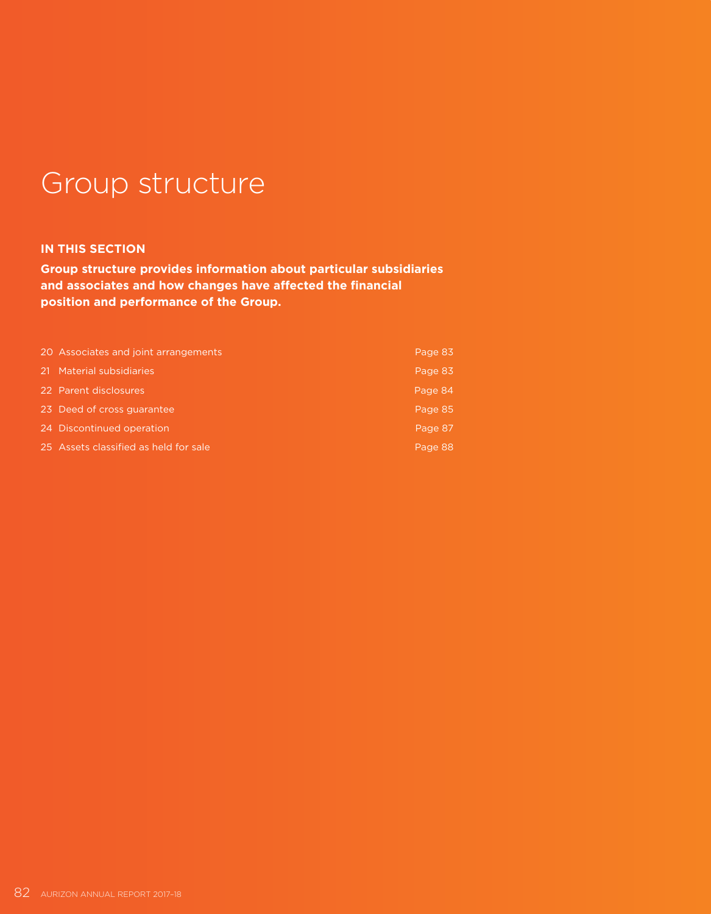# Group structure

## IN THIS SECTION

**Group structure provides information about particular subsidiaries and associates and how changes have affected the financial position and performance of the Group.**

| | |
|---|---|
| 20 Associates and joint arrangements | Page 83 |
| 21 Material subsidiaries | Page 83 |
| 22 Parent disclosures | Page 84 |
| 23 Deed of cross guarantee | Page 85 |
| 24 Discontinued operation | Page 87 |
| 25 Assets classified as held for sale | Page 88 |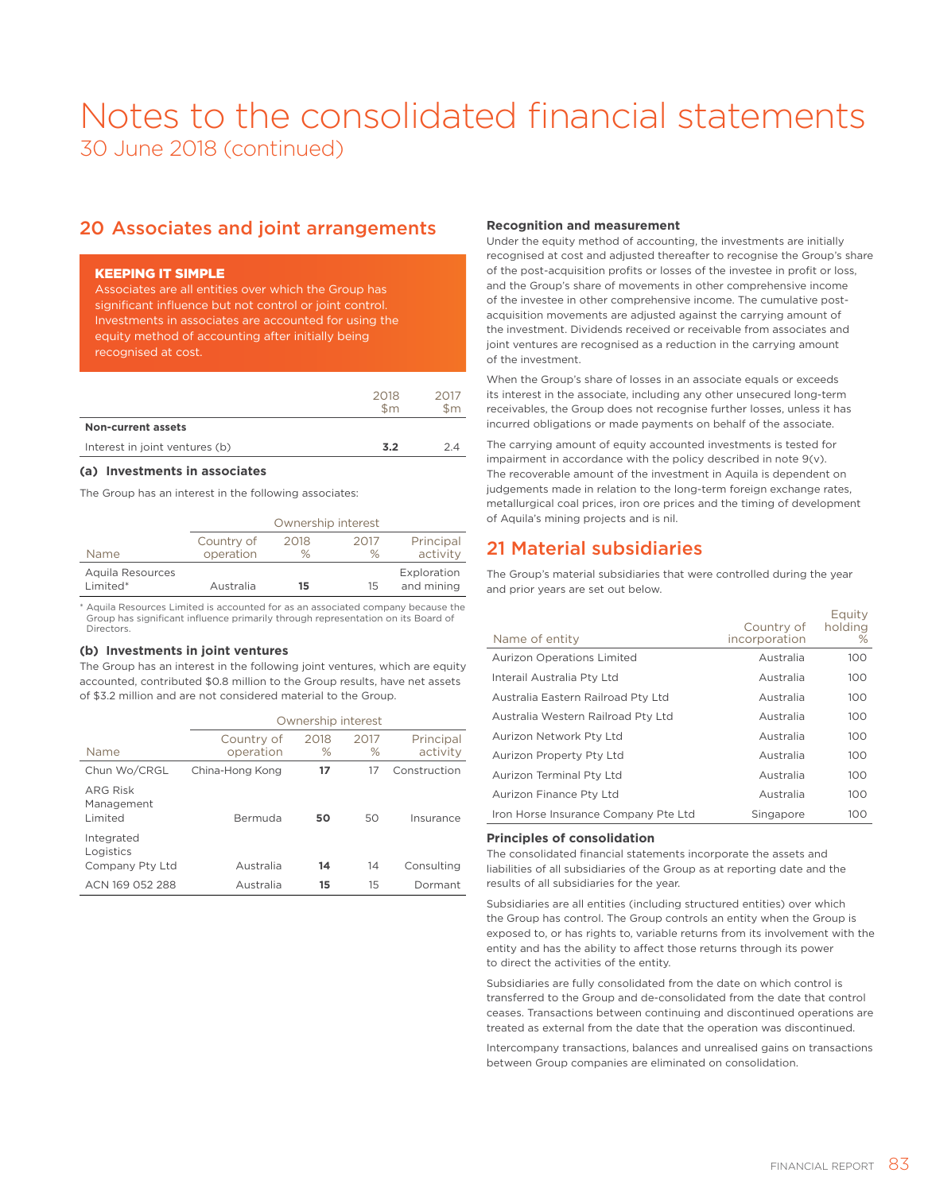# Notes to the consolidated financial statements

30 June 2018 (continued)

## 20 Associates and joint arrangements

**KEEPING IT SIMPLE**

Associates are all entities over which the Group has significant influence but not control or joint control. Investments in associates are accounted for using the equity method of accounting after initially being recognised at cost.

| | 2018 $m | 2017 $m |
|---|---|---|
| **Non-current assets** | | |
| Interest in joint ventures (b) | **3.2** | 2.4 |

### (a) Investments in associates

The Group has an interest in the following associates:

| | | Ownership interest | | |
|---|---|---|---|---|
| Name | Country of operation | 2018 % | 2017 % | Principal activity |
| Aquila Resources Limited* | Australia | **15** | 15 | Exploration and mining |

\* Aquila Resources Limited is accounted for as an associated company because the Group has significant influence primarily through representation on its Board of Directors.

### (b) Investments in joint ventures

The Group has an interest in the following joint ventures, which are equity accounted, contributed $0.8 million to the Group results, have net assets of $3.2 million and are not considered material to the Group.

| | | Ownership interest | | |
|---|---|---|---|---|
| Name | Country of operation | 2018 % | 2017 % | Principal activity |
| Chun Wo/CRGL | China-Hong Kong | **17** | 17 | Construction |
| ARG Risk Management Limited | Bermuda | **50** | 50 | Insurance |
| Integrated Logistics Company Pty Ltd | Australia | **14** | 14 | Consulting |
| ACN 169 052 288 | Australia | **15** | 15 | Dormant |

**Recognition and measurement**

Under the equity method of accounting, the investments are initially recognised at cost and adjusted thereafter to recognise the Group's share of the post-acquisition profits or losses of the investee in profit or loss, and the Group's share of movements in other comprehensive income of the investee in other comprehensive income. The cumulative post-acquisition movements are adjusted against the carrying amount of the investment. Dividends received or receivable from associates and joint ventures are recognised as a reduction in the carrying amount of the investment.

When the Group's share of losses in an associate equals or exceeds its interest in the associate, including any other unsecured long-term receivables, the Group does not recognise further losses, unless it has incurred obligations or made payments on behalf of the associate.

The carrying amount of equity accounted investments is tested for impairment in accordance with the policy described in note 9(v). The recoverable amount of the investment in Aquila is dependent on judgements made in relation to the long-term foreign exchange rates, metallurgical coal prices, iron ore prices and the timing of development of Aquila's mining projects and is nil.

## 21 Material subsidiaries

The Group's material subsidiaries that were controlled during the year and prior years are set out below.

| Name of entity | Country of incorporation | Equity holding % |
|---|---|---|
| Aurizon Operations Limited | Australia | 100 |
| Interail Australia Pty Ltd | Australia | 100 |
| Australia Eastern Railroad Pty Ltd | Australia | 100 |
| Australia Western Railroad Pty Ltd | Australia | 100 |
| Aurizon Network Pty Ltd | Australia | 100 |
| Aurizon Property Pty Ltd | Australia | 100 |
| Aurizon Terminal Pty Ltd | Australia | 100 |
| Aurizon Finance Pty Ltd | Australia | 100 |
| Iron Horse Insurance Company Pte Ltd | Singapore | 100 |

**Principles of consolidation**

The consolidated financial statements incorporate the assets and liabilities of all subsidiaries of the Group as at reporting date and the results of all subsidiaries for the year.

Subsidiaries are all entities (including structured entities) over which the Group has control. The Group controls an entity when the Group is exposed to, or has rights to, variable returns from its involvement with the entity and has the ability to affect those returns through its power to direct the activities of the entity.

Subsidiaries are fully consolidated from the date on which control is transferred to the Group and de-consolidated from the date that control ceases. Transactions between continuing and discontinued operations are treated as external from the date that the operation was discontinued.

Intercompany transactions, balances and unrealised gains on transactions between Group companies are eliminated on consolidation.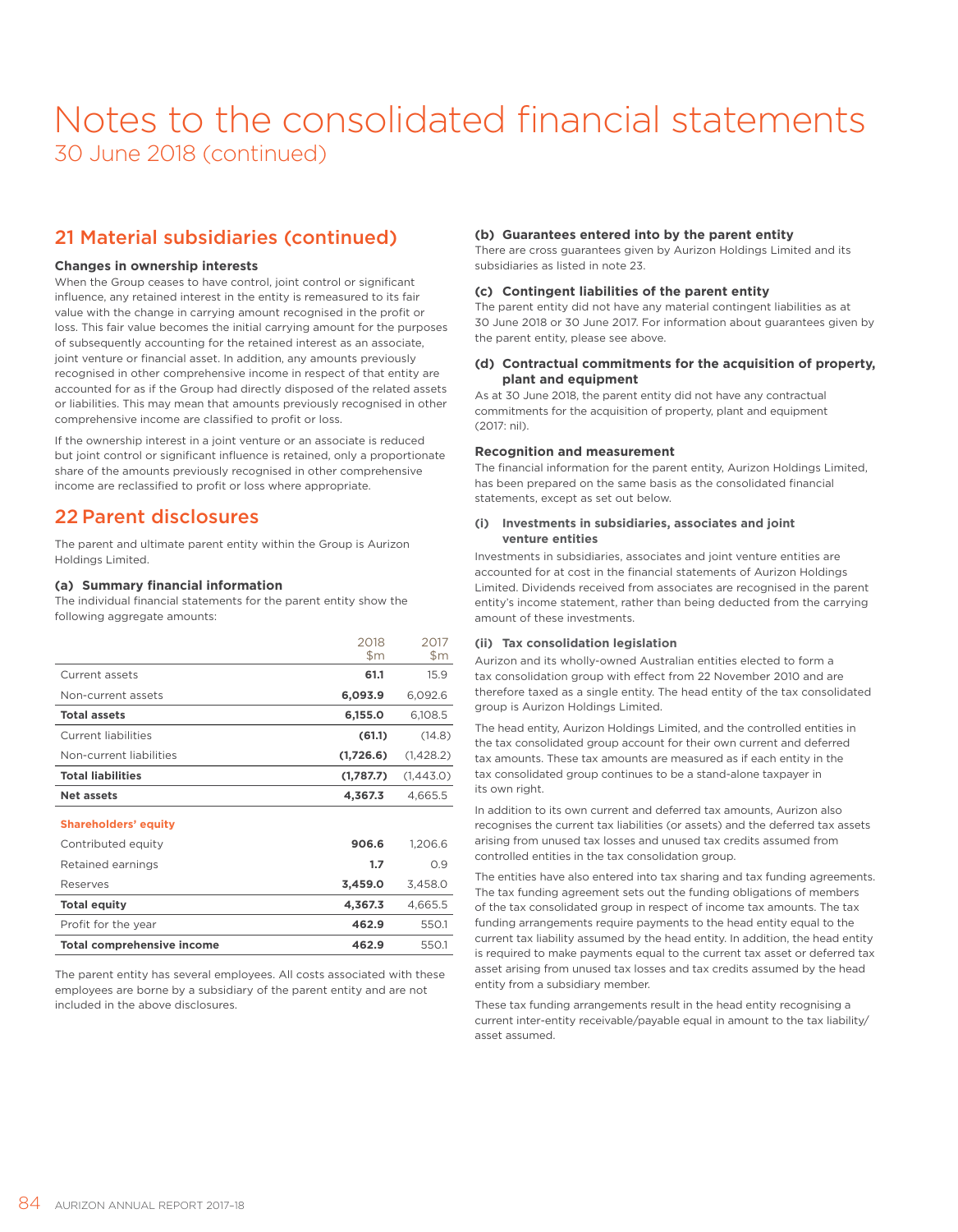# Notes to the consolidated financial statements

30 June 2018 (continued)

## 21 Material subsidiaries (continued)

### Changes in ownership interests

When the Group ceases to have control, joint control or significant influence, any retained interest in the entity is remeasured to its fair value with the change in carrying amount recognised in the profit or loss. This fair value becomes the initial carrying amount for the purposes of subsequently accounting for the retained interest as an associate, joint venture or financial asset. In addition, any amounts previously recognised in other comprehensive income in respect of that entity are accounted for as if the Group had directly disposed of the related assets or liabilities. This may mean that amounts previously recognised in other comprehensive income are classified to profit or loss.

If the ownership interest in a joint venture or an associate is reduced but joint control or significant influence is retained, only a proportionate share of the amounts previously recognised in other comprehensive income are reclassified to profit or loss where appropriate.

## 22 Parent disclosures

The parent and ultimate parent entity within the Group is Aurizon Holdings Limited.

### (a) Summary financial information

The individual financial statements for the parent entity show the following aggregate amounts:

| | 2018 $m | 2017 $m |
|---|---|---|
| Current assets | **61.1** | 15.9 |
| Non-current assets | **6,093.9** | 6,092.6 |
| **Total assets** | **6,155.0** | 6,108.5 |
| Current liabilities | **(61.1)** | (14.8) |
| Non-current liabilities | **(1,726.6)** | (1,428.2) |
| **Total liabilities** | **(1,787.7)** | (1,443.0) |
| **Net assets** | **4,367.3** | 4,665.5 |
| **Shareholders' equity** | | |
| Contributed equity | **906.6** | 1,206.6 |
| Retained earnings | **1.7** | 0.9 |
| Reserves | **3,459.0** | 3,458.0 |
| **Total equity** | **4,367.3** | 4,665.5 |
| Profit for the year | **462.9** | 550.1 |
| **Total comprehensive income** | **462.9** | 550.1 |

The parent entity has several employees. All costs associated with these employees are borne by a subsidiary of the parent entity and are not included in the above disclosures.

### (b) Guarantees entered into by the parent entity

There are cross guarantees given by Aurizon Holdings Limited and its subsidiaries as listed in note 23.

### (c) Contingent liabilities of the parent entity

The parent entity did not have any material contingent liabilities as at 30 June 2018 or 30 June 2017. For information about guarantees given by the parent entity, please see above.

### (d) Contractual commitments for the acquisition of property, plant and equipment

As at 30 June 2018, the parent entity did not have any contractual commitments for the acquisition of property, plant and equipment (2017: nil).

### Recognition and measurement

The financial information for the parent entity, Aurizon Holdings Limited, has been prepared on the same basis as the consolidated financial statements, except as set out below.

#### (i) Investments in subsidiaries, associates and joint venture entities

Investments in subsidiaries, associates and joint venture entities are accounted for at cost in the financial statements of Aurizon Holdings Limited. Dividends received from associates are recognised in the parent entity's income statement, rather than being deducted from the carrying amount of these investments.

#### (ii) Tax consolidation legislation

Aurizon and its wholly-owned Australian entities elected to form a tax consolidation group with effect from 22 November 2010 and are therefore taxed as a single entity. The head entity of the tax consolidated group is Aurizon Holdings Limited.

The head entity, Aurizon Holdings Limited, and the controlled entities in the tax consolidated group account for their own current and deferred tax amounts. These tax amounts are measured as if each entity in the tax consolidated group continues to be a stand-alone taxpayer in its own right.

In addition to its own current and deferred tax amounts, Aurizon also recognises the current tax liabilities (or assets) and the deferred tax assets arising from unused tax losses and unused tax credits assumed from controlled entities in the tax consolidation group.

The entities have also entered into tax sharing and tax funding agreements. The tax funding agreement sets out the funding obligations of members of the tax consolidated group in respect of income tax amounts. The tax funding arrangements require payments to the head entity equal to the current tax liability assumed by the head entity. In addition, the head entity is required to make payments equal to the current tax asset or deferred tax asset arising from unused tax losses and tax credits assumed by the head entity from a subsidiary member.

These tax funding arrangements result in the head entity recognising a current inter-entity receivable/payable equal in amount to the tax liability/asset assumed.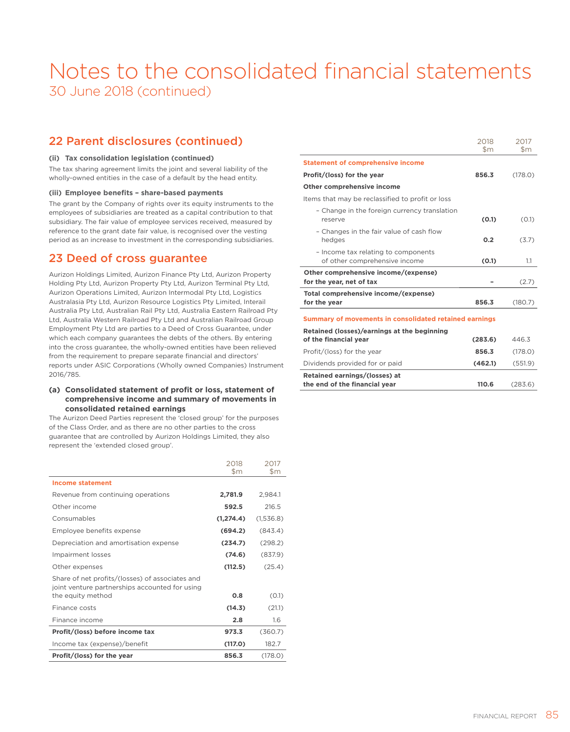# Notes to the consolidated financial statements

30 June 2018 (continued)

## 22 Parent disclosures (continued)

**(ii) Tax consolidation legislation (continued)**

The tax sharing agreement limits the joint and several liability of the wholly-owned entities in the case of a default by the head entity.

**(iii) Employee benefits – share-based payments**

The grant by the Company of rights over its equity instruments to the employees of subsidiaries are treated as a capital contribution to that subsidiary. The fair value of employee services received, measured by reference to the grant date fair value, is recognised over the vesting period as an increase to investment in the corresponding subsidiaries.

## 23 Deed of cross guarantee

Aurizon Holdings Limited, Aurizon Finance Pty Ltd, Aurizon Property Holding Pty Ltd, Aurizon Property Pty Ltd, Aurizon Terminal Pty Ltd, Aurizon Operations Limited, Aurizon Intermodal Pty Ltd, Logistics Australasia Pty Ltd, Aurizon Resource Logistics Pty Limited, Interail Australia Pty Ltd, Australian Rail Pty Ltd, Australia Eastern Railroad Pty Ltd, Australia Western Railroad Pty Ltd and Australian Railroad Group Employment Pty Ltd are parties to a Deed of Cross Guarantee, under which each company guarantees the debts of the others. By entering into the cross guarantee, the wholly-owned entities have been relieved from the requirement to prepare separate financial and directors' reports under ASIC Corporations (Wholly owned Companies) Instrument 2016/785.

### (a) Consolidated statement of profit or loss, statement of comprehensive income and summary of movements in consolidated retained earnings

The Aurizon Deed Parties represent the 'closed group' for the purposes of the Class Order, and as there are no other parties to the cross guarantee that are controlled by Aurizon Holdings Limited, they also represent the 'extended closed group'.

| | 2018 $m | 2017 $m |
|---|---|---|
| **Income statement** | | |
| Revenue from continuing operations | **2,781.9** | 2,984.1 |
| Other income | **592.5** | 216.5 |
| Consumables | **(1,274.4)** | (1,536.8) |
| Employee benefits expense | **(694.2)** | (843.4) |
| Depreciation and amortisation expense | **(234.7)** | (298.2) |
| Impairment losses | **(74.6)** | (837.9) |
| Other expenses | **(112.5)** | (25.4) |
| Share of net profits/(losses) of associates and joint venture partnerships accounted for using the equity method | **0.8** | (0.1) |
| Finance costs | **(14.3)** | (21.1) |
| Finance income | **2.8** | 1.6 |
| **Profit/(loss) before income tax** | **973.3** | (360.7) |
| Income tax (expense)/benefit | **(117.0)** | 182.7 |
| **Profit/(loss) for the year** | **856.3** | (178.0) |

| | 2018 $m | 2017 $m |
|---|---|---|
| **Statement of comprehensive income** | | |
| **Profit/(loss) for the year** | **856.3** | (178.0) |
| **Other comprehensive income** | | |
| Items that may be reclassified to profit or loss | | |
| – Change in the foreign currency translation reserve | **(0.1)** | (0.1) |
| – Changes in the fair value of cash flow hedges | **0.2** | (3.7) |
| – Income tax relating to components of other comprehensive income | **(0.1)** | 1.1 |
| **Other comprehensive income/(expense) for the year, net of tax** | **–** | (2.7) |
| **Total comprehensive income/(expense) for the year** | **856.3** | (180.7) |
| **Summary of movements in consolidated retained earnings** | | |
| **Retained (losses)/earnings at the beginning of the financial year** | **(283.6)** | 446.3 |
| Profit/(loss) for the year | **856.3** | (178.0) |
| Dividends provided for or paid | **(462.1)** | (551.9) |
| **Retained earnings/(losses) at the end of the financial year** | **110.6** | (283.6) |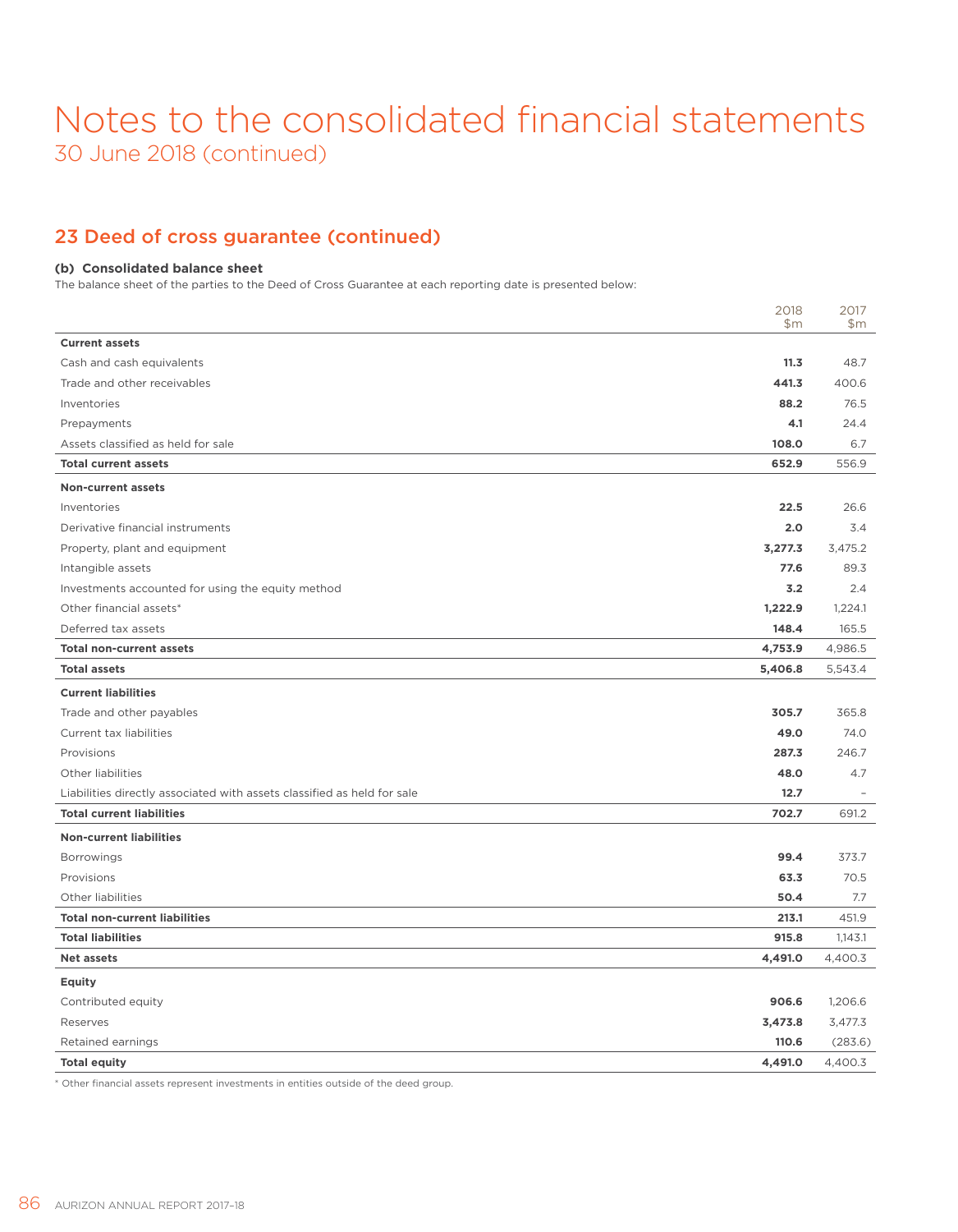# Notes to the consolidated financial statements

30 June 2018 (continued)

## 23 Deed of cross guarantee (continued)

### (b) Consolidated balance sheet

The balance sheet of the parties to the Deed of Cross Guarantee at each reporting date is presented below:

| | 2018 $m | 2017 $m |
|---|---|---|
| **Current assets** | | |
| Cash and cash equivalents | **11.3** | 48.7 |
| Trade and other receivables | **441.3** | 400.6 |
| Inventories | **88.2** | 76.5 |
| Prepayments | **4.1** | 24.4 |
| Assets classified as held for sale | **108.0** | 6.7 |
| **Total current assets** | **652.9** | 556.9 |
| **Non-current assets** | | |
| Inventories | **22.5** | 26.6 |
| Derivative financial instruments | **2.0** | 3.4 |
| Property, plant and equipment | **3,277.3** | 3,475.2 |
| Intangible assets | **77.6** | 89.3 |
| Investments accounted for using the equity method | **3.2** | 2.4 |
| Other financial assets* | **1,222.9** | 1,224.1 |
| Deferred tax assets | **148.4** | 165.5 |
| **Total non-current assets** | **4,753.9** | 4,986.5 |
| **Total assets** | **5,406.8** | 5,543.4 |
| **Current liabilities** | | |
| Trade and other payables | **305.7** | 365.8 |
| Current tax liabilities | **49.0** | 74.0 |
| Provisions | **287.3** | 246.7 |
| Other liabilities | **48.0** | 4.7 |
| Liabilities directly associated with assets classified as held for sale | **12.7** | – |
| **Total current liabilities** | **702.7** | 691.2 |
| **Non-current liabilities** | | |
| Borrowings | **99.4** | 373.7 |
| Provisions | **63.3** | 70.5 |
| Other liabilities | **50.4** | 7.7 |
| **Total non-current liabilities** | **213.1** | 451.9 |
| **Total liabilities** | **915.8** | 1,143.1 |
| **Net assets** | **4,491.0** | 4,400.3 |
| **Equity** | | |
| Contributed equity | **906.6** | 1,206.6 |
| Reserves | **3,473.8** | 3,477.3 |
| Retained earnings | **110.6** | (283.6) |
| **Total equity** | **4,491.0** | 4,400.3 |

* Other financial assets represent investments in entities outside of the deed group.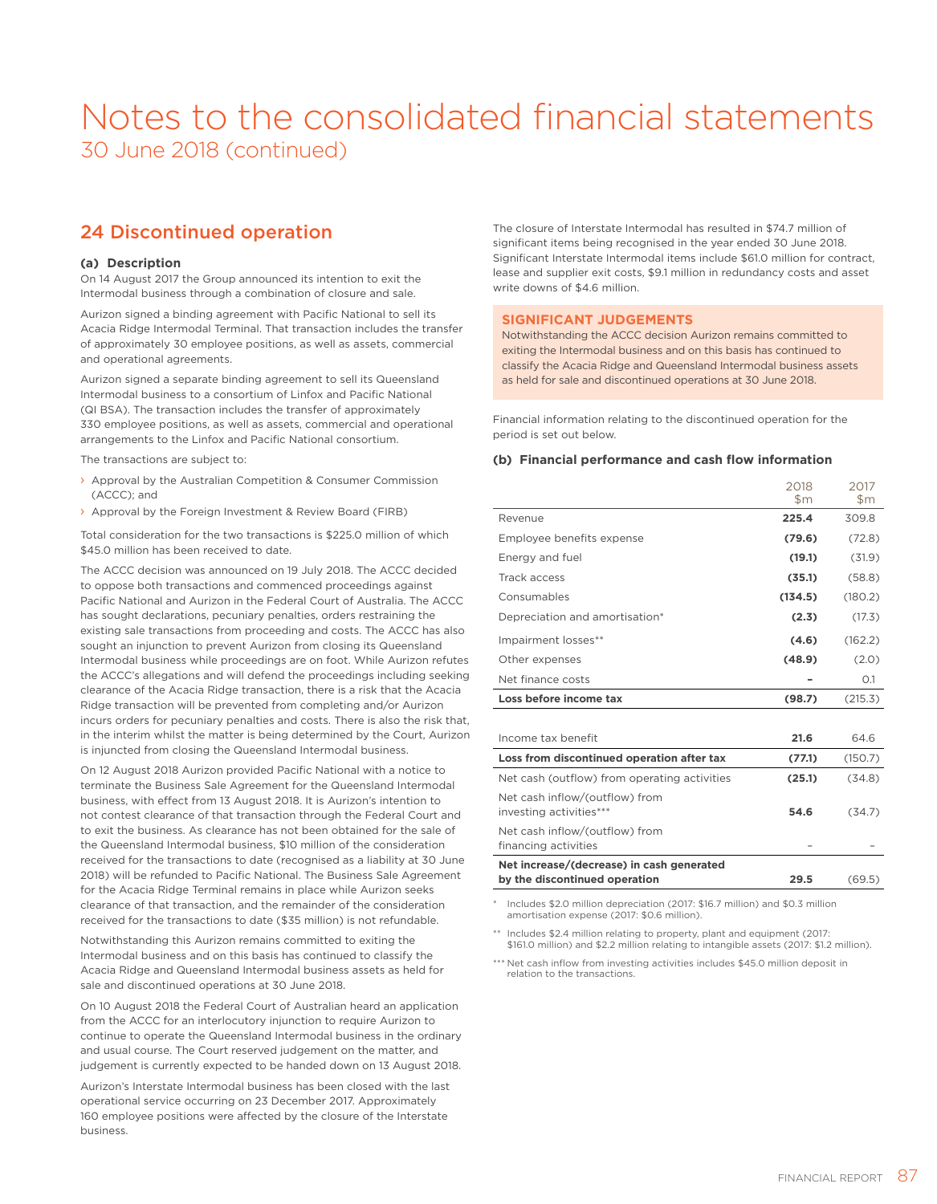# Notes to the consolidated financial statements

30 June 2018 (continued)

## 24 Discontinued operation

### (a) Description

On 14 August 2017 the Group announced its intention to exit the Intermodal business through a combination of closure and sale.

Aurizon signed a binding agreement with Pacific National to sell its Acacia Ridge Intermodal Terminal. That transaction includes the transfer of approximately 30 employee positions, as well as assets, commercial and operational agreements.

Aurizon signed a separate binding agreement to sell its Queensland Intermodal business to a consortium of Linfox and Pacific National (QI BSA). The transaction includes the transfer of approximately 330 employee positions, as well as assets, commercial and operational arrangements to the Linfox and Pacific National consortium.

The transactions are subject to:

- Approval by the Australian Competition & Consumer Commission (ACCC); and
- Approval by the Foreign Investment & Review Board (FIRB)

Total consideration for the two transactions is $225.0 million of which $45.0 million has been received to date.

The ACCC decision was announced on 19 July 2018. The ACCC decided to oppose both transactions and commenced proceedings against Pacific National and Aurizon in the Federal Court of Australia. The ACCC has sought declarations, pecuniary penalties, orders restraining the existing sale transactions from proceeding and costs. The ACCC has also sought an injunction to prevent Aurizon from closing its Queensland Intermodal business while proceedings are on foot. While Aurizon refutes the ACCC's allegations and will defend the proceedings including seeking clearance of the Acacia Ridge transaction, there is a risk that the Acacia Ridge transaction will be prevented from completing and/or Aurizon incurs orders for pecuniary penalties and costs. There is also the risk that, in the interim whilst the matter is being determined by the Court, Aurizon is injuncted from closing the Queensland Intermodal business.

On 12 August 2018 Aurizon provided Pacific National with a notice to terminate the Business Sale Agreement for the Queensland Intermodal business, with effect from 13 August 2018. It is Aurizon's intention to not contest clearance of that transaction through the Federal Court and to exit the business. As clearance has not been obtained for the sale of the Queensland Intermodal business, $10 million of the consideration received for the transactions to date (recognised as a liability at 30 June 2018) will be refunded to Pacific National. The Business Sale Agreement for the Acacia Ridge Terminal remains in place while Aurizon seeks clearance of that transaction, and the remainder of the consideration received for the transactions to date ($35 million) is not refundable.

Notwithstanding this Aurizon remains committed to exiting the Intermodal business and on this basis has continued to classify the Acacia Ridge and Queensland Intermodal business assets as held for sale and discontinued operations at 30 June 2018.

On 10 August 2018 the Federal Court of Australian heard an application from the ACCC for an interlocutory injunction to require Aurizon to continue to operate the Queensland Intermodal business in the ordinary and usual course. The Court reserved judgement on the matter, and judgement is currently expected to be handed down on 13 August 2018.

Aurizon's Interstate Intermodal business has been closed with the last operational service occurring on 23 December 2017. Approximately 160 employee positions were affected by the closure of the Interstate business.

The closure of Interstate Intermodal has resulted in $74.7 million of significant items being recognised in the year ended 30 June 2018. Significant Interstate Intermodal items include $61.0 million for contract, lease and supplier exit costs, $9.1 million in redundancy costs and asset write downs of $4.6 million.

**SIGNIFICANT JUDGEMENTS**

Notwithstanding the ACCC decision Aurizon remains committed to exiting the Intermodal business and on this basis has continued to classify the Acacia Ridge and Queensland Intermodal business assets as held for sale and discontinued operations at 30 June 2018.

Financial information relating to the discontinued operation for the period is set out below.

### (b) Financial performance and cash flow information

| | 2018 $m | 2017 $m |
|---|---|---|
| Revenue | **225.4** | 309.8 |
| Employee benefits expense | **(79.6)** | (72.8) |
| Energy and fuel | **(19.1)** | (31.9) |
| Track access | **(35.1)** | (58.8) |
| Consumables | **(134.5)** | (180.2) |
| Depreciation and amortisation* | **(2.3)** | (17.3) |
| Impairment losses** | **(4.6)** | (162.2) |
| Other expenses | **(48.9)** | (2.0) |
| Net finance costs | **–** | 0.1 |
| **Loss before income tax** | **(98.7)** | (215.3) |
| Income tax benefit | **21.6** | 64.6 |
| **Loss from discontinued operation after tax** | **(77.1)** | (150.7) |
| Net cash (outflow) from operating activities | **(25.1)** | (34.8) |
| Net cash inflow/(outflow) from investing activities*** | **54.6** | (34.7) |
| Net cash inflow/(outflow) from financing activities | – | – |
| **Net increase/(decrease) in cash generated by the discontinued operation** | **29.5** | (69.5) |

\* Includes $2.0 million depreciation (2017: $16.7 million) and $0.3 million amortisation expense (2017: $0.6 million).

** Includes $2.4 million relating to property, plant and equipment (2017: $161.0 million) and $2.2 million relating to intangible assets (2017: $1.2 million).

*** Net cash inflow from investing activities includes $45.0 million deposit in relation to the transactions.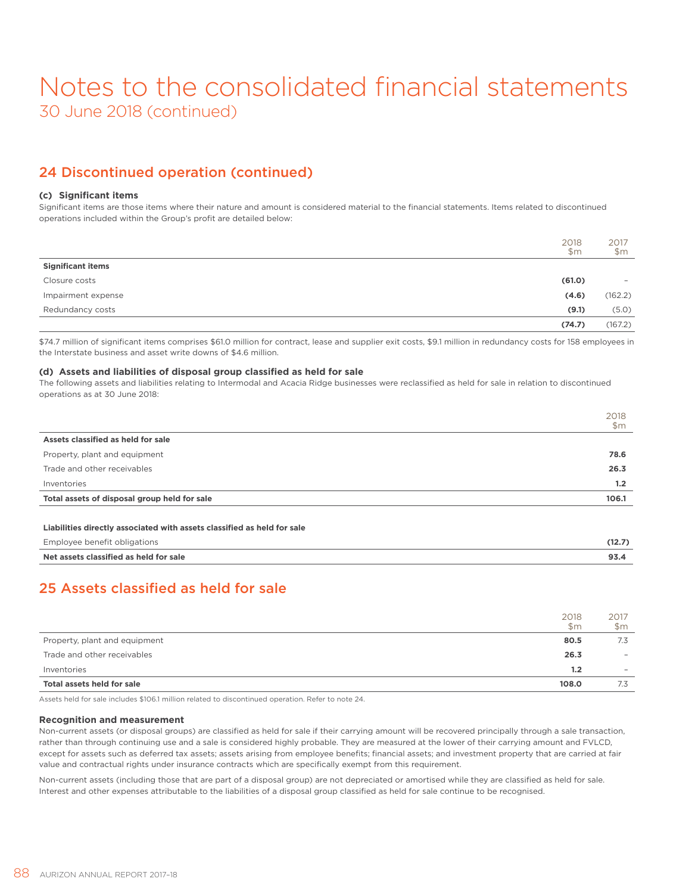# Notes to the consolidated financial statements
30 June 2018 (continued)

## 24 Discontinued operation (continued)

### (c) Significant items

Significant items are those items where their nature and amount is considered material to the financial statements. Items related to discontinued operations included within the Group's profit are detailed below:

| | 2018 $m | 2017 $m |
|---|---|---|
| **Significant items** | | |
| Closure costs | **(61.0)** | – |
| Impairment expense | **(4.6)** | (162.2) |
| Redundancy costs | **(9.1)** | (5.0) |
| | **(74.7)** | (167.2) |

$74.7 million of significant items comprises $61.0 million for contract, lease and supplier exit costs, $9.1 million in redundancy costs for 158 employees in the Interstate business and asset write downs of $4.6 million.

### (d) Assets and liabilities of disposal group classified as held for sale

The following assets and liabilities relating to Intermodal and Acacia Ridge businesses were reclassified as held for sale in relation to discontinued operations as at 30 June 2018:

| | 2018 $m |
|---|---|
| **Assets classified as held for sale** | |
| Property, plant and equipment | **78.6** |
| Trade and other receivables | **26.3** |
| Inventories | **1.2** |
| **Total assets of disposal group held for sale** | **106.1** |
| | |
| **Liabilities directly associated with assets classified as held for sale** | |
| Employee benefit obligations | **(12.7)** |
| **Net assets classified as held for sale** | **93.4** |

## 25 Assets classified as held for sale

| | 2018 $m | 2017 $m |
|---|---|---|
| Property, plant and equipment | **80.5** | 7.3 |
| Trade and other receivables | **26.3** | – |
| Inventories | **1.2** | – |
| **Total assets held for sale** | **108.0** | 7.3 |

Assets held for sale includes $106.1 million related to discontinued operation. Refer to note 24.

### Recognition and measurement

Non-current assets (or disposal groups) are classified as held for sale if their carrying amount will be recovered principally through a sale transaction, rather than through continuing use and a sale is considered highly probable. They are measured at the lower of their carrying amount and FVLCD, except for assets such as deferred tax assets; assets arising from employee benefits; financial assets; and investment property that are carried at fair value and contractual rights under insurance contracts which are specifically exempt from this requirement.

Non-current assets (including those that are part of a disposal group) are not depreciated or amortised while they are classified as held for sale. Interest and other expenses attributable to the liabilities of a disposal group classified as held for sale continue to be recognised.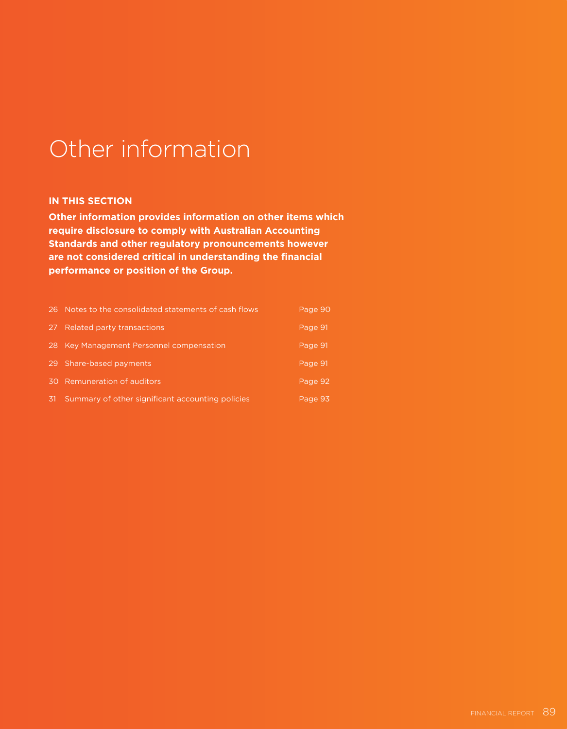# Other information

**IN THIS SECTION**

**Other information provides information on other items which require disclosure to comply with Australian Accounting Standards and other regulatory pronouncements however are not considered critical in understanding the financial performance or position of the Group.**

| | | |
|---|---|---|
| 26 | Notes to the consolidated statements of cash flows | Page 90 |
| 27 | Related party transactions | Page 91 |
| 28 | Key Management Personnel compensation | Page 91 |
| 29 | Share-based payments | Page 91 |
| 30 | Remuneration of auditors | Page 92 |
| 31 | Summary of other significant accounting policies | Page 93 |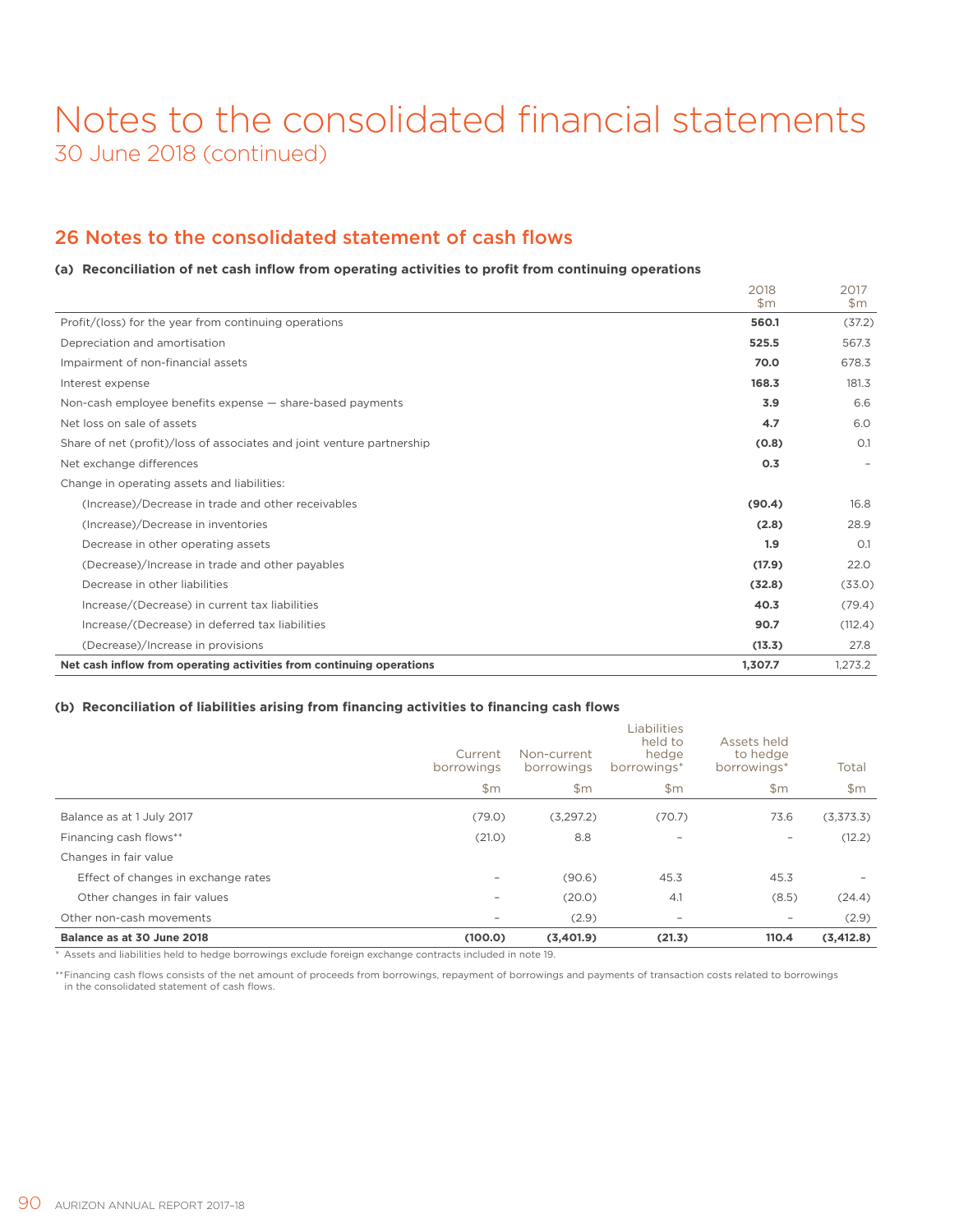# Notes to the consolidated financial statements

30 June 2018 (continued)

## 26 Notes to the consolidated statement of cash flows

### (a) Reconciliation of net cash inflow from operating activities to profit from continuing operations

| | 2018 $m | 2017 $m |
|---|---|---|
| Profit/(loss) for the year from continuing operations | **560.1** | (37.2) |
| Depreciation and amortisation | **525.5** | 567.3 |
| Impairment of non-financial assets | **70.0** | 678.3 |
| Interest expense | **168.3** | 181.3 |
| Non-cash employee benefits expense — share-based payments | **3.9** | 6.6 |
| Net loss on sale of assets | **4.7** | 6.0 |
| Share of net (profit)/loss of associates and joint venture partnership | **(0.8)** | 0.1 |
| Net exchange differences | **0.3** | – |
| Change in operating assets and liabilities: | | |
| (Increase)/Decrease in trade and other receivables | **(90.4)** | 16.8 |
| (Increase)/Decrease in inventories | **(2.8)** | 28.9 |
| Decrease in other operating assets | **1.9** | 0.1 |
| (Decrease)/Increase in trade and other payables | **(17.9)** | 22.0 |
| Decrease in other liabilities | **(32.8)** | (33.0) |
| Increase/(Decrease) in current tax liabilities | **40.3** | (79.4) |
| Increase/(Decrease) in deferred tax liabilities | **90.7** | (112.4) |
| (Decrease)/Increase in provisions | **(13.3)** | 27.8 |
| **Net cash inflow from operating activities from continuing operations** | **1,307.7** | 1,273.2 |

### (b) Reconciliation of liabilities arising from financing activities to financing cash flows

| | Current borrowings $m | Non-current borrowings $m | Liabilities held to hedge borrowings* $m | Assets held to hedge borrowings* $m | Total $m |
|---|---|---|---|---|---|
| Balance as at 1 July 2017 | (79.0) | (3,297.2) | (70.7) | 73.6 | (3,373.3) |
| Financing cash flows** | (21.0) | 8.8 | – | – | (12.2) |
| Changes in fair value | | | | | |
| Effect of changes in exchange rates | – | (90.6) | 45.3 | 45.3 | – |
| Other changes in fair values | – | (20.0) | 4.1 | (8.5) | (24.4) |
| Other non-cash movements | – | (2.9) | – | – | (2.9) |
| **Balance as at 30 June 2018** | **(100.0)** | **(3,401.9)** | **(21.3)** | **110.4** | **(3,412.8)** |

\* Assets and liabilities held to hedge borrowings exclude foreign exchange contracts included in note 19.

\*\*Financing cash flows consists of the net amount of proceeds from borrowings, repayment of borrowings and payments of transaction costs related to borrowings in the consolidated statement of cash flows.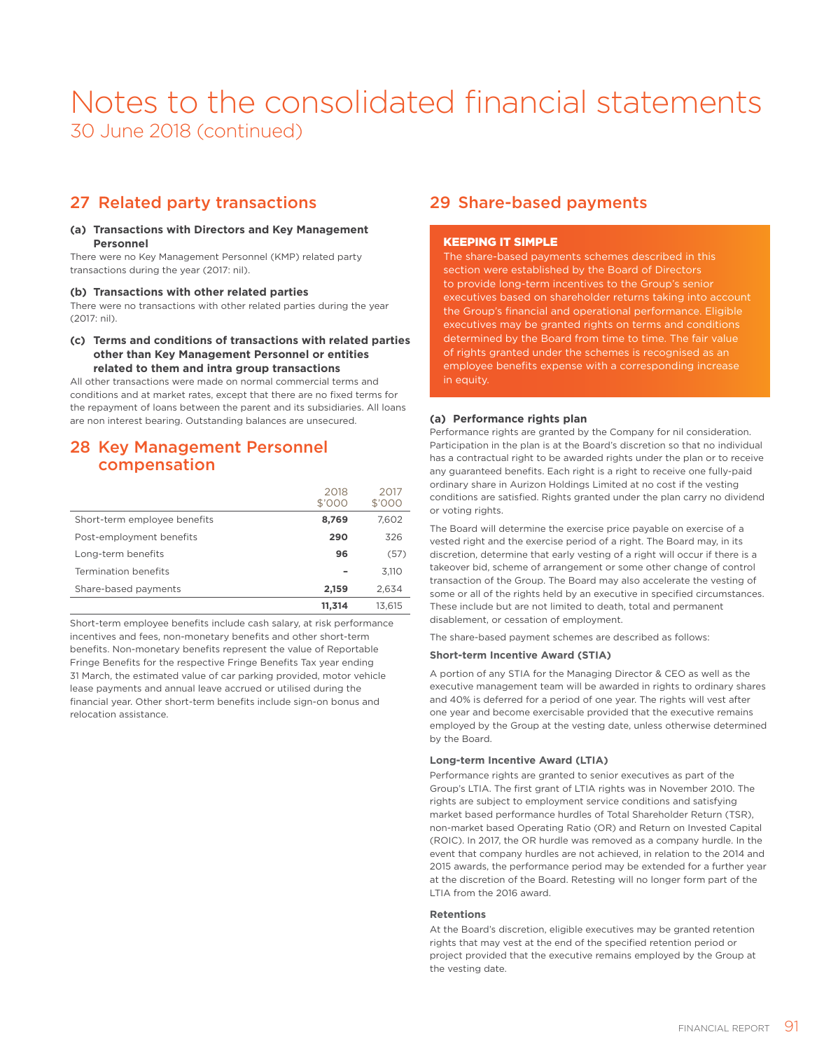# Notes to the consolidated financial statements
30 June 2018 (continued)

## 27 Related party transactions

**(a) Transactions with Directors and Key Management Personnel**

There were no Key Management Personnel (KMP) related party transactions during the year (2017: nil).

**(b) Transactions with other related parties**

There were no transactions with other related parties during the year (2017: nil).

**(c) Terms and conditions of transactions with related parties other than Key Management Personnel or entities related to them and intra group transactions**

All other transactions were made on normal commercial terms and conditions and at market rates, except that there are no fixed terms for the repayment of loans between the parent and its subsidiaries. All loans are non interest bearing. Outstanding balances are unsecured.

## 28 Key Management Personnel compensation

| | 2018 $'000 | 2017 $'000 |
|---|---|---|
| Short-term employee benefits | **8,769** | 7,602 |
| Post-employment benefits | **290** | 326 |
| Long-term benefits | **96** | (57) |
| Termination benefits | **–** | 3,110 |
| Share-based payments | **2,159** | 2,634 |
| | **11,314** | 13,615 |

Short-term employee benefits include cash salary, at risk performance incentives and fees, non-monetary benefits and other short-term benefits. Non-monetary benefits represent the value of Reportable Fringe Benefits for the respective Fringe Benefits Tax year ending 31 March, the estimated value of car parking provided, motor vehicle lease payments and annual leave accrued or utilised during the financial year. Other short-term benefits include sign-on bonus and relocation assistance.

## 29 Share-based payments

**KEEPING IT SIMPLE**

The share-based payments schemes described in this section were established by the Board of Directors to provide long-term incentives to the Group's senior executives based on shareholder returns taking into account the Group's financial and operational performance. Eligible executives may be granted rights on terms and conditions determined by the Board from time to time. The fair value of rights granted under the schemes is recognised as an employee benefits expense with a corresponding increase in equity.

**(a) Performance rights plan**

Performance rights are granted by the Company for nil consideration. Participation in the plan is at the Board's discretion so that no individual has a contractual right to be awarded rights under the plan or to receive any guaranteed benefits. Each right is a right to receive one fully-paid ordinary share in Aurizon Holdings Limited at no cost if the vesting conditions are satisfied. Rights granted under the plan carry no dividend or voting rights.

The Board will determine the exercise price payable on exercise of a vested right and the exercise period of a right. The Board may, in its discretion, determine that early vesting of a right will occur if there is a takeover bid, scheme of arrangement or some other change of control transaction of the Group. The Board may also accelerate the vesting of some or all of the rights held by an executive in specified circumstances. These include but are not limited to death, total and permanent disablement, or cessation of employment.

The share-based payment schemes are described as follows:

**Short-term Incentive Award (STIA)**

A portion of any STIA for the Managing Director & CEO as well as the executive management team will be awarded in rights to ordinary shares and 40% is deferred for a period of one year. The rights will vest after one year and become exercisable provided that the executive remains employed by the Group at the vesting date, unless otherwise determined by the Board.

**Long-term Incentive Award (LTIA)**

Performance rights are granted to senior executives as part of the Group's LTIA. The first grant of LTIA rights was in November 2010. The rights are subject to employment service conditions and satisfying market based performance hurdles of Total Shareholder Return (TSR), non-market based Operating Ratio (OR) and Return on Invested Capital (ROIC). In 2017, the OR hurdle was removed as a company hurdle. In the event that company hurdles are not achieved, in relation to the 2014 and 2015 awards, the performance period may be extended for a further year at the discretion of the Board. Retesting will no longer form part of the LTIA from the 2016 award.

**Retentions**

At the Board's discretion, eligible executives may be granted retention rights that may vest at the end of the specified retention period or project provided that the executive remains employed by the Group at the vesting date.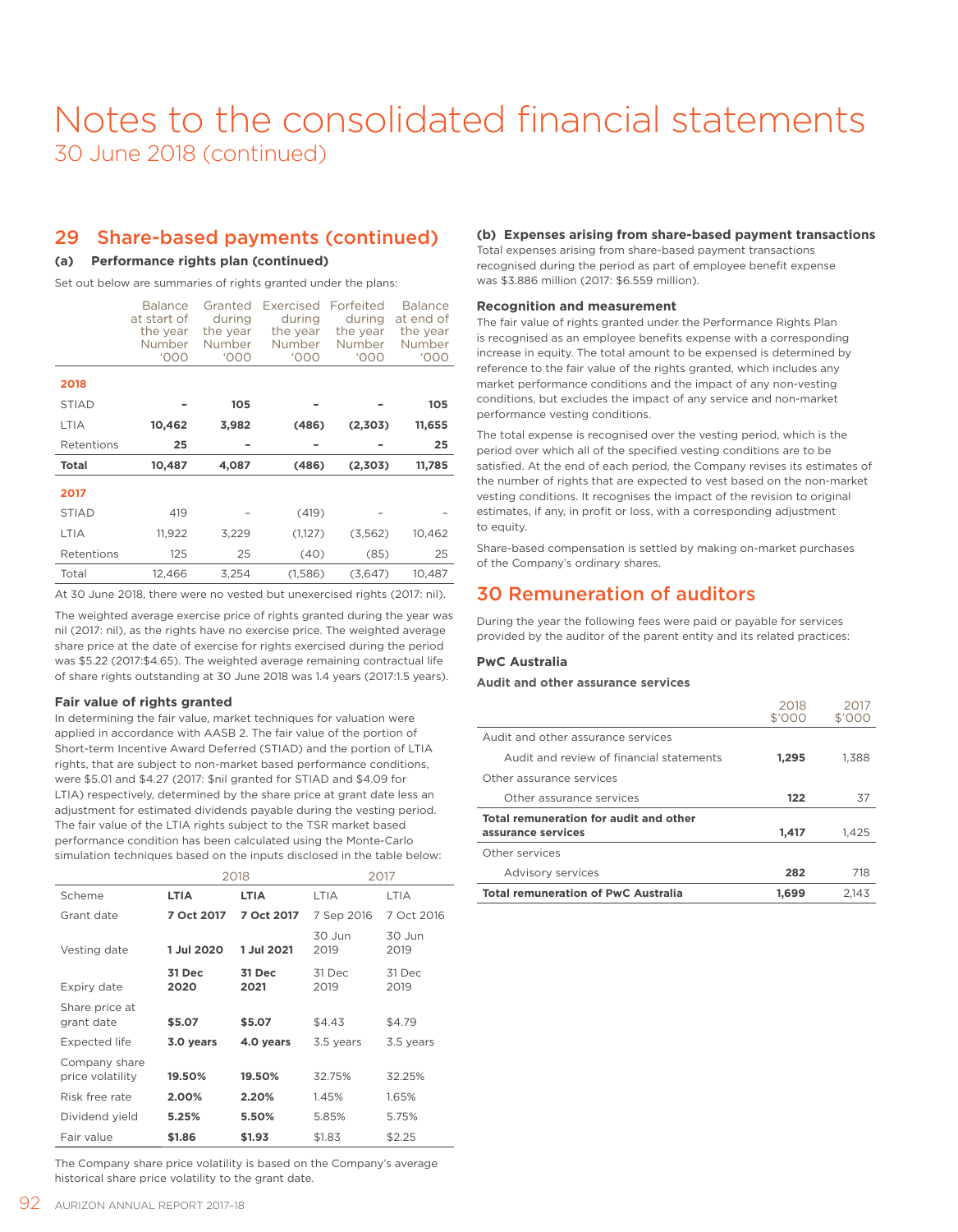# Notes to the consolidated financial statements

30 June 2018 (continued)

## 29 Share-based payments (continued)

### (a) Performance rights plan (continued)

Set out below are summaries of rights granted under the plans:

| | Balance at start of the year Number '000 | Granted during the year Number '000 | Exercised during the year Number '000 | Forfeited during the year Number '000 | Balance at end of the year Number '000 |
|---|---|---|---|---|---|
| **2018** | | | | | |
| STIAD | **–** | **105** | **–** | **–** | **105** |
| LTIA | **10,462** | **3,982** | **(486)** | **(2,303)** | **11,655** |
| Retentions | **25** | **–** | **–** | **–** | **25** |
| **Total** | **10,487** | **4,087** | **(486)** | **(2,303)** | **11,785** |
| **2017** | | | | | |
| STIAD | 419 | – | (419) | – | – |
| LTIA | 11,922 | 3,229 | (1,127) | (3,562) | 10,462 |
| Retentions | 125 | 25 | (40) | (85) | 25 |
| Total | 12,466 | 3,254 | (1,586) | (3,647) | 10,487 |

At 30 June 2018, there were no vested but unexercised rights (2017: nil).

The weighted average exercise price of rights granted during the year was nil (2017: nil), as the rights have no exercise price. The weighted average share price at the date of exercise for rights exercised during the period was $5.22 (2017:$4.65). The weighted average remaining contractual life of share rights outstanding at 30 June 2018 was 1.4 years (2017:1.5 years).

#### Fair value of rights granted

In determining the fair value, market techniques for valuation were applied in accordance with AASB 2. The fair value of the portion of Short-term Incentive Award Deferred (STIAD) and the portion of LTIA rights, that are subject to non-market based performance conditions, were $5.01 and $4.27 (2017: $nil granted for STIAD and $4.09 for LTIA) respectively, determined by the share price at grant date less an adjustment for estimated dividends payable during the vesting period. The fair value of the LTIA rights subject to the TSR market based performance condition has been calculated using the Monte-Carlo simulation techniques based on the inputs disclosed in the table below:

| | 2018 | | 2017 | |
|---|---|---|---|---|
| Scheme | **LTIA** | **LTIA** | LTIA | LTIA |
| Grant date | **7 Oct 2017** | **7 Oct 2017** | 7 Sep 2016 | 7 Oct 2016 |
| Vesting date | **1 Jul 2020** | **1 Jul 2021** | 30 Jun 2019 | 30 Jun 2019 |
| Expiry date | **31 Dec 2020** | **31 Dec 2021** | 31 Dec 2019 | 31 Dec 2019 |
| Share price at grant date | **$5.07** | **$5.07** | $4.43 | $4.79 |
| Expected life | **3.0 years** | **4.0 years** | 3.5 years | 3.5 years |
| Company share price volatility | **19.50%** | **19.50%** | 32.75% | 32.25% |
| Risk free rate | **2.00%** | **2.20%** | 1.45% | 1.65% |
| Dividend yield | **5.25%** | **5.50%** | 5.85% | 5.75% |
| Fair value | **$1.86** | **$1.93** | $1.83 | $2.25 |

The Company share price volatility is based on the Company's average historical share price volatility to the grant date.

### (b) Expenses arising from share-based payment transactions

Total expenses arising from share-based payment transactions recognised during the period as part of employee benefit expense was $3.886 million (2017: $6.559 million).

#### Recognition and measurement

The fair value of rights granted under the Performance Rights Plan is recognised as an employee benefits expense with a corresponding increase in equity. The total amount to be expensed is determined by reference to the fair value of the rights granted, which includes any market performance conditions and the impact of any non-vesting conditions, but excludes the impact of any service and non-market performance vesting conditions.

The total expense is recognised over the vesting period, which is the period over which all of the specified vesting conditions are to be satisfied. At the end of each period, the Company revises its estimates of the number of rights that are expected to vest based on the non-market vesting conditions. It recognises the impact of the revision to original estimates, if any, in profit or loss, with a corresponding adjustment to equity.

Share-based compensation is settled by making on-market purchases of the Company's ordinary shares.

## 30 Remuneration of auditors

During the year the following fees were paid or payable for services provided by the auditor of the parent entity and its related practices:

#### PwC Australia

#### Audit and other assurance services

| | 2018 $'000 | 2017 $'000 |
|---|---|---|
| Audit and other assurance services | | |
| Audit and review of financial statements | **1,295** | 1,388 |
| Other assurance services | | |
| Other assurance services | **122** | 37 |
| **Total remuneration for audit and other assurance services** | **1,417** | 1,425 |
| Other services | | |
| Advisory services | **282** | 718 |
| **Total remuneration of PwC Australia** | **1,699** | 2,143 |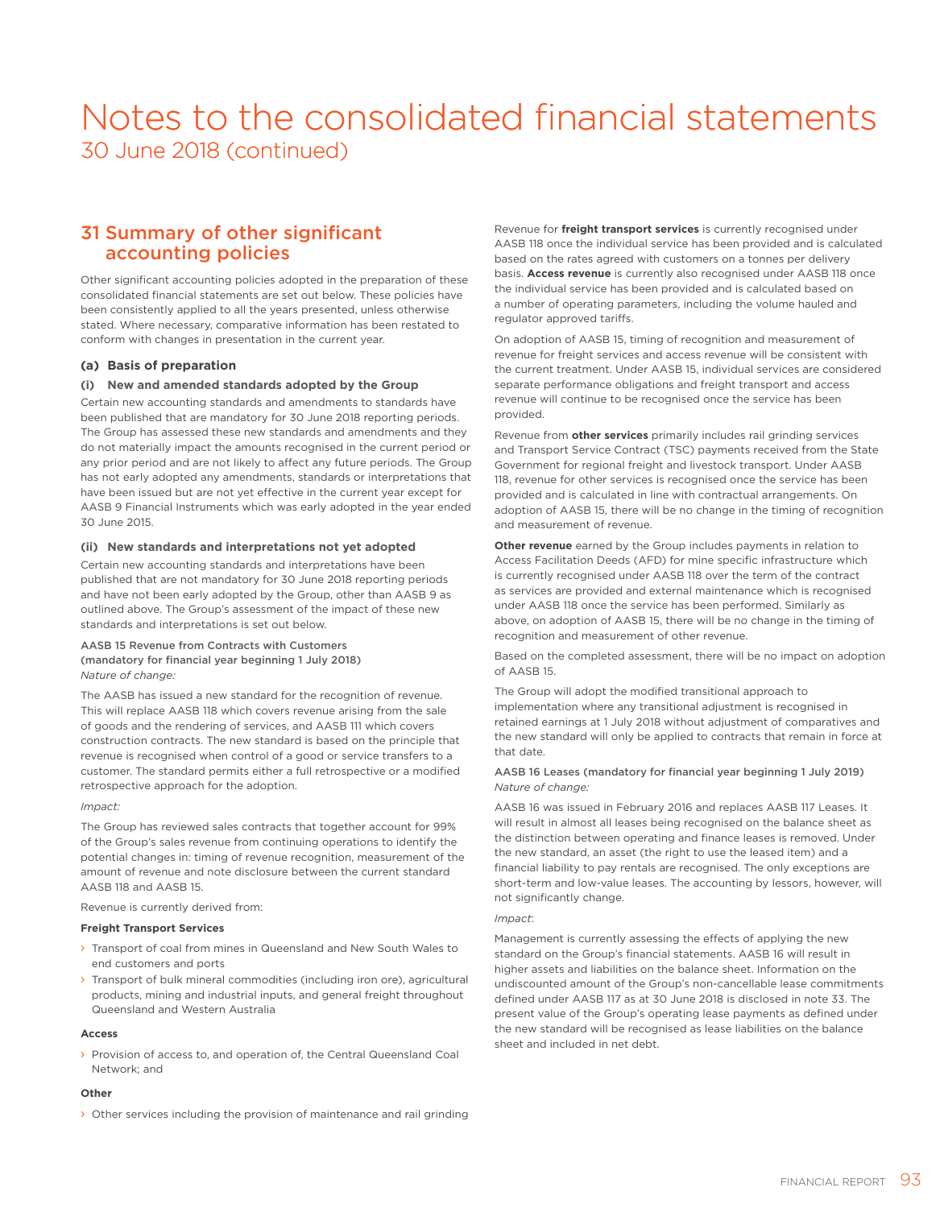# Notes to the consolidated financial statements

30 June 2018 (continued)

## 31 Summary of other significant accounting policies

Other significant accounting policies adopted in the preparation of these consolidated financial statements are set out below. These policies have been consistently applied to all the years presented, unless otherwise stated. Where necessary, comparative information has been restated to conform with changes in presentation in the current year.

### (a) Basis of preparation

#### (i) New and amended standards adopted by the Group

Certain new accounting standards and amendments to standards have been published that are mandatory for 30 June 2018 reporting periods. The Group has assessed these new standards and amendments and they do not materially impact the amounts recognised in the current period or any prior period and are not likely to affect any future periods. The Group has not early adopted any amendments, standards or interpretations that have been issued but are not yet effective in the current year except for AASB 9 Financial Instruments which was early adopted in the year ended 30 June 2015.

#### (ii) New standards and interpretations not yet adopted

Certain new accounting standards and interpretations have been published that are not mandatory for 30 June 2018 reporting periods and have not been early adopted by the Group, other than AASB 9 as outlined above. The Group's assessment of the impact of these new standards and interpretations is set out below.

AASB 15 Revenue from Contracts with Customers (mandatory for financial year beginning 1 July 2018)
*Nature of change:*

The AASB has issued a new standard for the recognition of revenue. This will replace AASB 118 which covers revenue arising from the sale of goods and the rendering of services, and AASB 111 which covers construction contracts. The new standard is based on the principle that revenue is recognised when control of a good or service transfers to a customer. The standard permits either a full retrospective or a modified retrospective approach for the adoption.

*Impact:*

The Group has reviewed sales contracts that together account for 99% of the Group's sales revenue from continuing operations to identify the potential changes in: timing of revenue recognition, measurement of the amount of revenue and note disclosure between the current standard AASB 118 and AASB 15.

Revenue is currently derived from:

**Freight Transport Services**

- Transport of coal from mines in Queensland and New South Wales to end customers and ports
- Transport of bulk mineral commodities (including iron ore), agricultural products, mining and industrial inputs, and general freight throughout Queensland and Western Australia

**Access**

- Provision of access to, and operation of, the Central Queensland Coal Network; and

**Other**

- Other services including the provision of maintenance and rail grinding

Revenue for **freight transport services** is currently recognised under AASB 118 once the individual service has been provided and is calculated based on the rates agreed with customers on a tonnes per delivery basis. **Access revenue** is currently also recognised under AASB 118 once the individual service has been provided and is calculated based on a number of operating parameters, including the volume hauled and regulator approved tariffs.

On adoption of AASB 15, timing of recognition and measurement of revenue for freight services and access revenue will be consistent with the current treatment. Under AASB 15, individual services are considered separate performance obligations and freight transport and access revenue will continue to be recognised once the service has been provided.

Revenue from **other services** primarily includes rail grinding services and Transport Service Contract (TSC) payments received from the State Government for regional freight and livestock transport. Under AASB 118, revenue for other services is recognised once the service has been provided and is calculated in line with contractual arrangements. On adoption of AASB 15, there will be no change in the timing of recognition and measurement of revenue.

**Other revenue** earned by the Group includes payments in relation to Access Facilitation Deeds (AFD) for mine specific infrastructure which is currently recognised under AASB 118 over the term of the contract as services are provided and external maintenance which is recognised under AASB 118 once the service has been performed. Similarly as above, on adoption of AASB 15, there will be no change in the timing of recognition and measurement of other revenue.

Based on the completed assessment, there will be no impact on adoption of AASB 15.

The Group will adopt the modified transitional approach to implementation where any transitional adjustment is recognised in retained earnings at 1 July 2018 without adjustment of comparatives and the new standard will only be applied to contracts that remain in force at that date.

AASB 16 Leases (mandatory for financial year beginning 1 July 2019)
*Nature of change:*

AASB 16 was issued in February 2016 and replaces AASB 117 Leases. It will result in almost all leases being recognised on the balance sheet as the distinction between operating and finance leases is removed. Under the new standard, an asset (the right to use the leased item) and a financial liability to pay rentals are recognised. The only exceptions are short-term and low-value leases. The accounting by lessors, however, will not significantly change.

*Impact:*

Management is currently assessing the effects of applying the new standard on the Group's financial statements. AASB 16 will result in higher assets and liabilities on the balance sheet. Information on the undiscounted amount of the Group's non-cancellable lease commitments defined under AASB 117 as at 30 June 2018 is disclosed in note 33. The present value of the Group's operating lease payments as defined under the new standard will be recognised as lease liabilities on the balance sheet and included in net debt.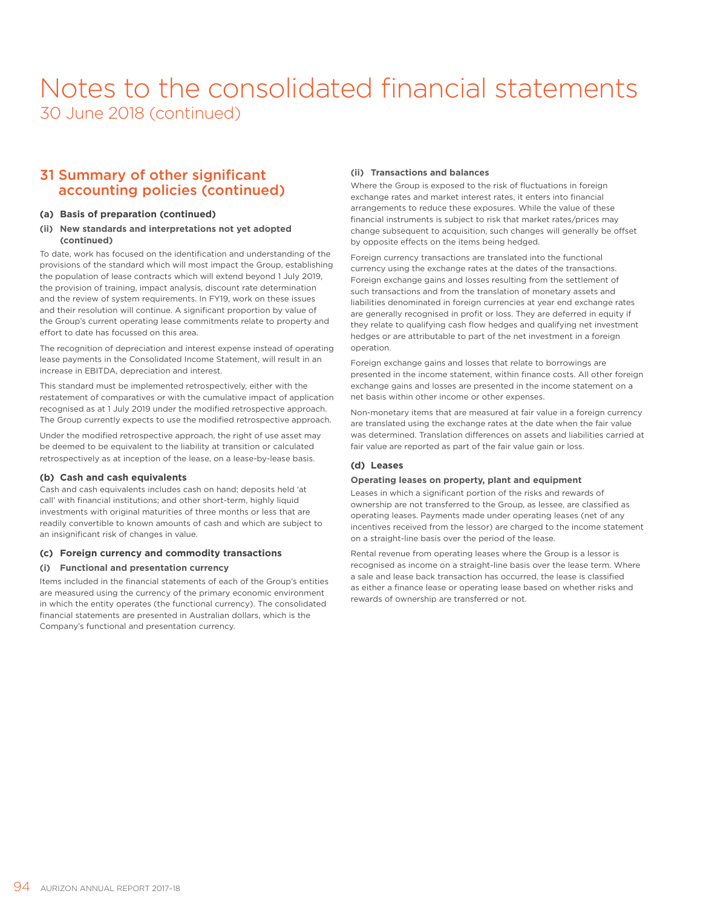# Notes to the consolidated financial statements

30 June 2018 (continued)

## 31 Summary of other significant accounting policies (continued)

### (a) Basis of preparation (continued)

#### (ii) New standards and interpretations not yet adopted (continued)

To date, work has focused on the identification and understanding of the provisions of the standard which will most impact the Group, establishing the population of lease contracts which will extend beyond 1 July 2019, the provision of training, impact analysis, discount rate determination and the review of system requirements. In FY19, work on these issues and their resolution will continue. A significant proportion by value of the Group's current operating lease commitments relate to property and effort to date has focussed on this area.

The recognition of depreciation and interest expense instead of operating lease payments in the Consolidated Income Statement, will result in an increase in EBITDA, depreciation and interest.

This standard must be implemented retrospectively, either with the restatement of comparatives or with the cumulative impact of application recognised as at 1 July 2019 under the modified retrospective approach. The Group currently expects to use the modified retrospective approach.

Under the modified retrospective approach, the right of use asset may be deemed to be equivalent to the liability at transition or calculated retrospectively as at inception of the lease, on a lease-by-lease basis.

### (b) Cash and cash equivalents

Cash and cash equivalents includes cash on hand; deposits held 'at call' with financial institutions; and other short-term, highly liquid investments with original maturities of three months or less that are readily convertible to known amounts of cash and which are subject to an insignificant risk of changes in value.

### (c) Foreign currency and commodity transactions

#### (i) Functional and presentation currency

Items included in the financial statements of each of the Group's entities are measured using the currency of the primary economic environment in which the entity operates (the functional currency). The consolidated financial statements are presented in Australian dollars, which is the Company's functional and presentation currency.

#### (ii) Transactions and balances

Where the Group is exposed to the risk of fluctuations in foreign exchange rates and market interest rates, it enters into financial arrangements to reduce these exposures. While the value of these financial instruments is subject to risk that market rates/prices may change subsequent to acquisition, such changes will generally be offset by opposite effects on the items being hedged.

Foreign currency transactions are translated into the functional currency using the exchange rates at the dates of the transactions. Foreign exchange gains and losses resulting from the settlement of such transactions and from the translation of monetary assets and liabilities denominated in foreign currencies at year end exchange rates are generally recognised in profit or loss. They are deferred in equity if they relate to qualifying cash flow hedges and qualifying net investment hedges or are attributable to part of the net investment in a foreign operation.

Foreign exchange gains and losses that relate to borrowings are presented in the income statement, within finance costs. All other foreign exchange gains and losses are presented in the income statement on a net basis within other income or other expenses.

Non-monetary items that are measured at fair value in a foreign currency are translated using the exchange rates at the date when the fair value was determined. Translation differences on assets and liabilities carried at fair value are reported as part of the fair value gain or loss.

### (d) Leases

#### Operating leases on property, plant and equipment

Leases in which a significant portion of the risks and rewards of ownership are not transferred to the Group, as lessee, are classified as operating leases. Payments made under operating leases (net of any incentives received from the lessor) are charged to the income statement on a straight-line basis over the period of the lease.

Rental revenue from operating leases where the Group is a lessor is recognised as income on a straight-line basis over the lease term. Where a sale and lease back transaction has occurred, the lease is classified as either a finance lease or operating lease based on whether risks and rewards of ownership are transferred or not.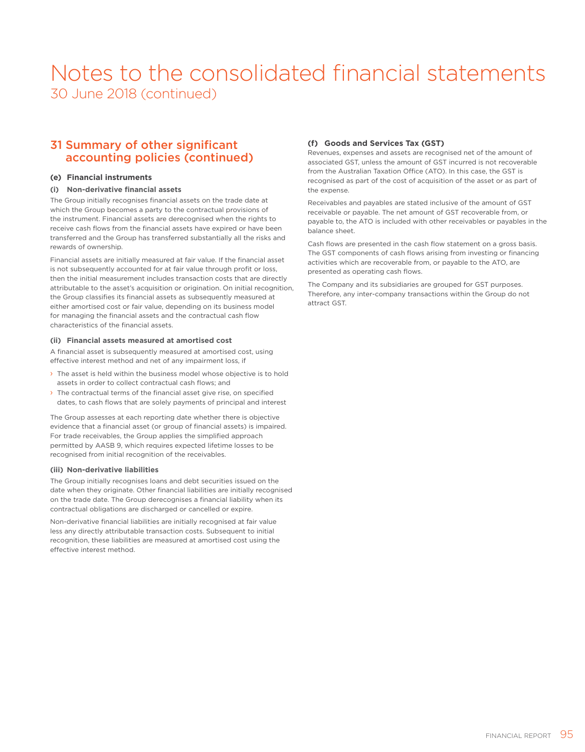# Notes to the consolidated financial statements

30 June 2018 (continued)

## 31 Summary of other significant accounting policies (continued)

### (e) Financial instruments

#### (i) Non-derivative financial assets

The Group initially recognises financial assets on the trade date at which the Group becomes a party to the contractual provisions of the instrument. Financial assets are derecognised when the rights to receive cash flows from the financial assets have expired or have been transferred and the Group has transferred substantially all the risks and rewards of ownership.

Financial assets are initially measured at fair value. If the financial asset is not subsequently accounted for at fair value through profit or loss, then the initial measurement includes transaction costs that are directly attributable to the asset's acquisition or origination. On initial recognition, the Group classifies its financial assets as subsequently measured at either amortised cost or fair value, depending on its business model for managing the financial assets and the contractual cash flow characteristics of the financial assets.

#### (ii) Financial assets measured at amortised cost

A financial asset is subsequently measured at amortised cost, using effective interest method and net of any impairment loss, if

- The asset is held within the business model whose objective is to hold assets in order to collect contractual cash flows; and
- The contractual terms of the financial asset give rise, on specified dates, to cash flows that are solely payments of principal and interest

The Group assesses at each reporting date whether there is objective evidence that a financial asset (or group of financial assets) is impaired. For trade receivables, the Group applies the simplified approach permitted by AASB 9, which requires expected lifetime losses to be recognised from initial recognition of the receivables.

#### (iii) Non-derivative liabilities

The Group initially recognises loans and debt securities issued on the date when they originate. Other financial liabilities are initially recognised on the trade date. The Group derecognises a financial liability when its contractual obligations are discharged or cancelled or expire.

Non-derivative financial liabilities are initially recognised at fair value less any directly attributable transaction costs. Subsequent to initial recognition, these liabilities are measured at amortised cost using the effective interest method.

### (f) Goods and Services Tax (GST)

Revenues, expenses and assets are recognised net of the amount of associated GST, unless the amount of GST incurred is not recoverable from the Australian Taxation Office (ATO). In this case, the GST is recognised as part of the cost of acquisition of the asset or as part of the expense.

Receivables and payables are stated inclusive of the amount of GST receivable or payable. The net amount of GST recoverable from, or payable to, the ATO is included with other receivables or payables in the balance sheet.

Cash flows are presented in the cash flow statement on a gross basis. The GST components of cash flows arising from investing or financing activities which are recoverable from, or payable to the ATO, are presented as operating cash flows.

The Company and its subsidiaries are grouped for GST purposes. Therefore, any inter-company transactions within the Group do not attract GST.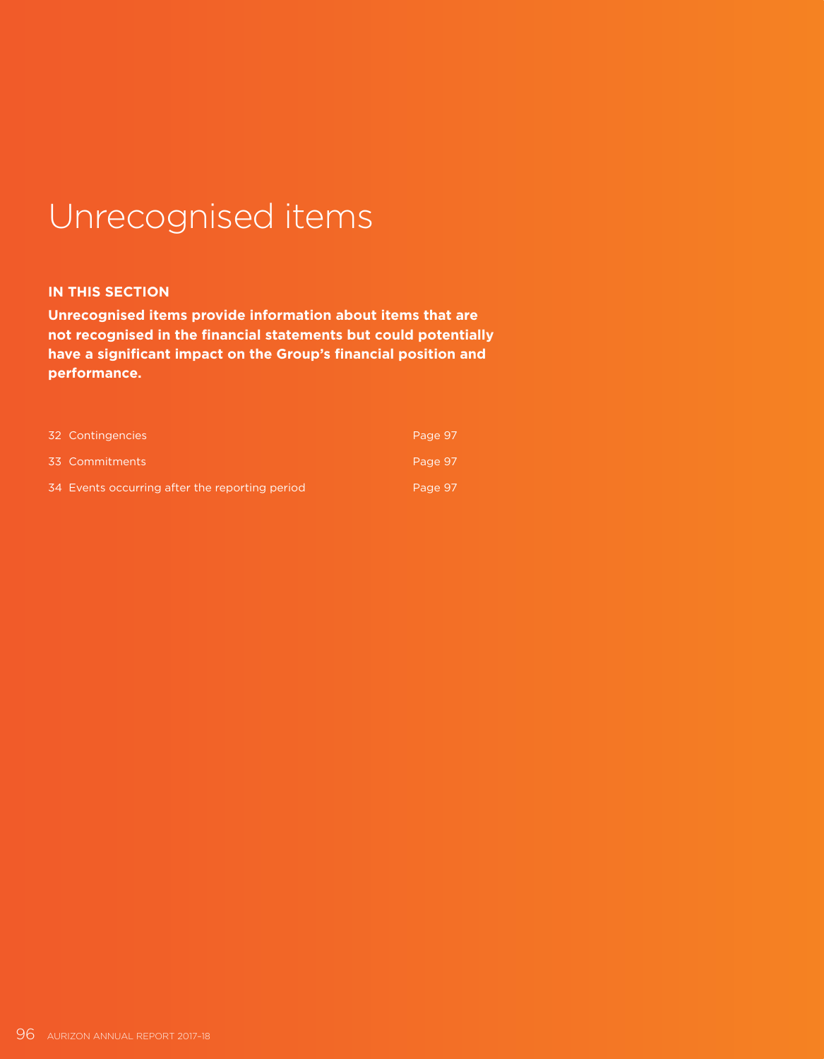# Unrecognised items

**IN THIS SECTION**

**Unrecognised items provide information about items that are not recognised in the financial statements but could potentially have a significant impact on the Group's financial position and performance.**

| | |
|---|---|
| 32 Contingencies | Page 97 |
| 33 Commitments | Page 97 |
| 34 Events occurring after the reporting period | Page 97 |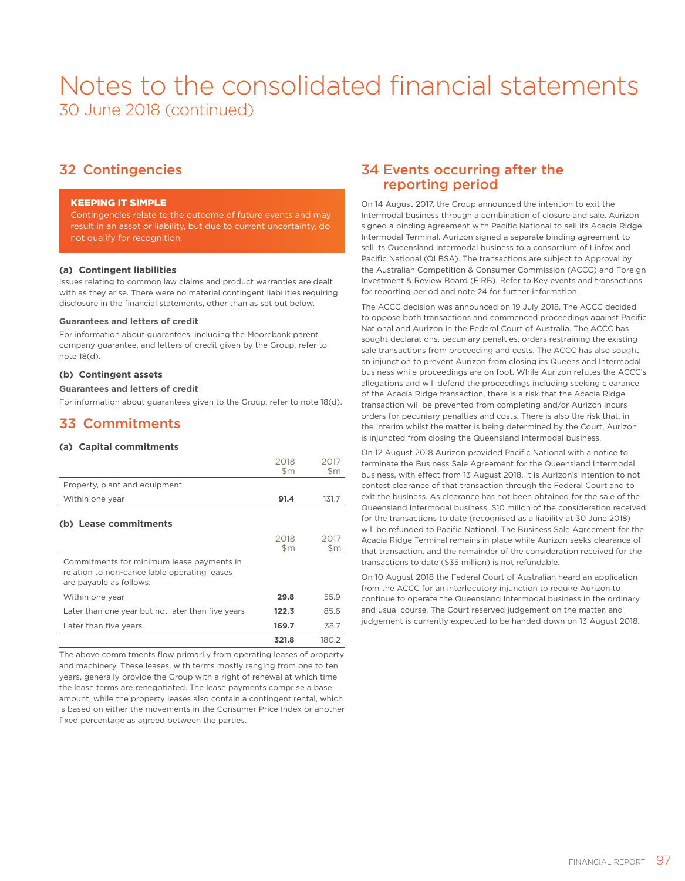# Notes to the consolidated financial statements

30 June 2018 (continued)

## 32 Contingencies

**KEEPING IT SIMPLE**

Contingencies relate to the outcome of future events and may result in an asset or liability, but due to current uncertainty, do not qualify for recognition.

### (a) Contingent liabilities

Issues relating to common law claims and product warranties are dealt with as they arise. There were no material contingent liabilities requiring disclosure in the financial statements, other than as set out below.

**Guarantees and letters of credit**

For information about guarantees, including the Moorebank parent company guarantee, and letters of credit given by the Group, refer to note 18(d).

### (b) Contingent assets

**Guarantees and letters of credit**

For information about guarantees given to the Group, refer to note 18(d).

## 33 Commitments

### (a) Capital commitments

| | 2018 $m | 2017 $m |
|---|---|---|
| Property, plant and equipment | | |
| Within one year | **91.4** | 131.7 |

### (b) Lease commitments

| | 2018 $m | 2017 $m |
|---|---|---|
| Commitments for minimum lease payments in relation to non-cancellable operating leases are payable as follows: | | |
| Within one year | **29.8** | 55.9 |
| Later than one year but not later than five years | **122.3** | 85.6 |
| Later than five years | **169.7** | 38.7 |
| | **321.8** | 180.2 |

The above commitments flow primarily from operating leases of property and machinery. These leases, with terms mostly ranging from one to ten years, generally provide the Group with a right of renewal at which time the lease terms are renegotiated. The lease payments comprise a base amount, while the property leases also contain a contingent rental, which is based on either the movements in the Consumer Price Index or another fixed percentage as agreed between the parties.

## 34 Events occurring after the reporting period

On 14 August 2017, the Group announced the intention to exit the Intermodal business through a combination of closure and sale. Aurizon signed a binding agreement with Pacific National to sell its Acacia Ridge Intermodal Terminal. Aurizon signed a separate binding agreement to sell its Queensland Intermodal business to a consortium of Linfox and Pacific National (QI BSA). The transactions are subject to Approval by the Australian Competition & Consumer Commission (ACCC) and Foreign Investment & Review Board (FIRB). Refer to Key events and transactions for reporting period and note 24 for further information.

The ACCC decision was announced on 19 July 2018. The ACCC decided to oppose both transactions and commenced proceedings against Pacific National and Aurizon in the Federal Court of Australia. The ACCC has sought declarations, pecuniary penalties, orders restraining the existing sale transactions from proceeding and costs. The ACCC has also sought an injunction to prevent Aurizon from closing its Queensland Intermodal business while proceedings are on foot. While Aurizon refutes the ACCC's allegations and will defend the proceedings including seeking clearance of the Acacia Ridge transaction, there is a risk that the Acacia Ridge transaction will be prevented from completing and/or Aurizon incurs orders for pecuniary penalties and costs. There is also the risk that, in the interim whilst the matter is being determined by the Court, Aurizon is injuncted from closing the Queensland Intermodal business.

On 12 August 2018 Aurizon provided Pacific National with a notice to terminate the Business Sale Agreement for the Queensland Intermodal business, with effect from 13 August 2018. It is Aurizon's intention to not contest clearance of that transaction through the Federal Court and to exit the business. As clearance has not been obtained for the sale of the Queensland Intermodal business, $10 millon of the consideration received for the transactions to date (recognised as a liability at 30 June 2018) will be refunded to Pacific National. The Business Sale Agreement for the Acacia Ridge Terminal remains in place while Aurizon seeks clearance of that transaction, and the remainder of the consideration received for the transactions to date ($35 million) is not refundable.

On 10 August 2018 the Federal Court of Australian heard an application from the ACCC for an interlocutory injunction to require Aurizon to continue to operate the Queensland Intermodal business in the ordinary and usual course. The Court reserved judgement on the matter, and judgement is currently expected to be handed down on 13 August 2018.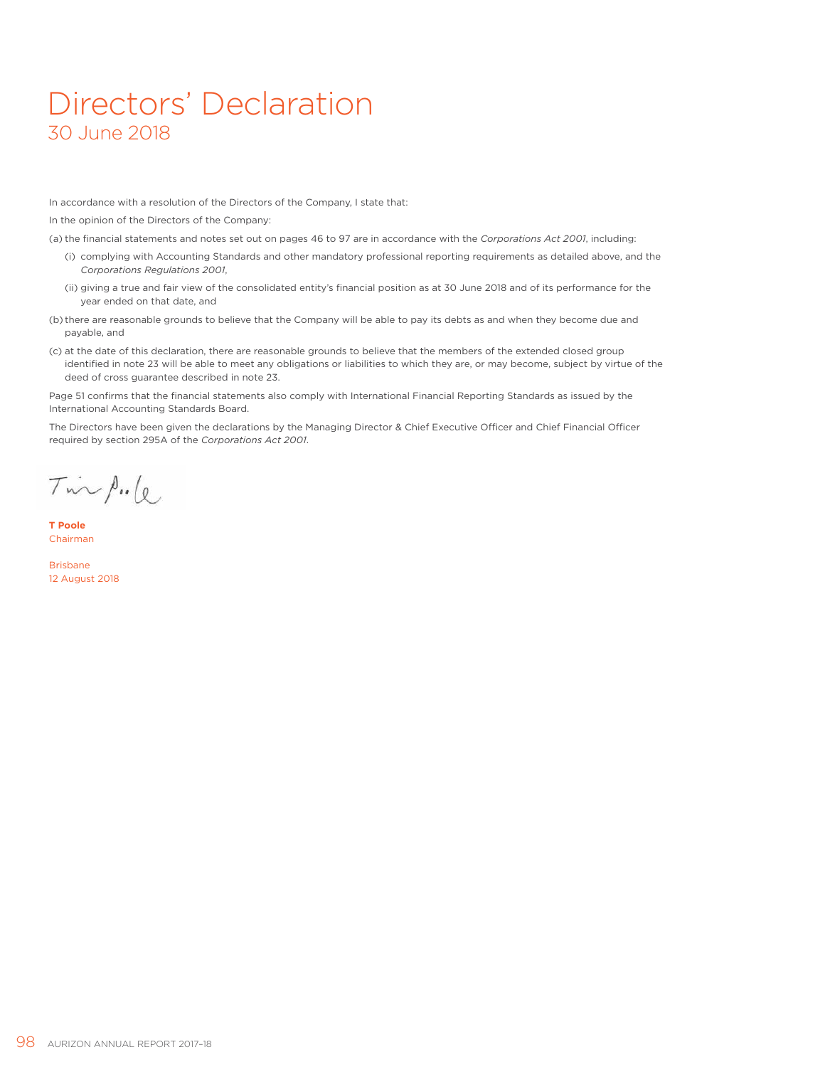# Directors' Declaration

## 30 June 2018

In accordance with a resolution of the Directors of the Company, I state that:

In the opinion of the Directors of the Company:

(a) the financial statements and notes set out on pages 46 to 97 are in accordance with the *Corporations Act 2001*, including:

(i) complying with Accounting Standards and other mandatory professional reporting requirements as detailed above, and the *Corporations Regulations 2001*,

(ii) giving a true and fair view of the consolidated entity's financial position as at 30 June 2018 and of its performance for the year ended on that date, and

(b) there are reasonable grounds to believe that the Company will be able to pay its debts as and when they become due and payable, and

(c) at the date of this declaration, there are reasonable grounds to believe that the members of the extended closed group identified in note 23 will be able to meet any obligations or liabilities to which they are, or may become, subject by virtue of the deed of cross guarantee described in note 23.

Page 51 confirms that the financial statements also comply with International Financial Reporting Standards as issued by the International Accounting Standards Board.

The Directors have been given the declarations by the Managing Director & Chief Executive Officer and Chief Financial Officer required by section 295A of the *Corporations Act 2001*.

**T Poole**
Chairman

Brisbane
12 August 2018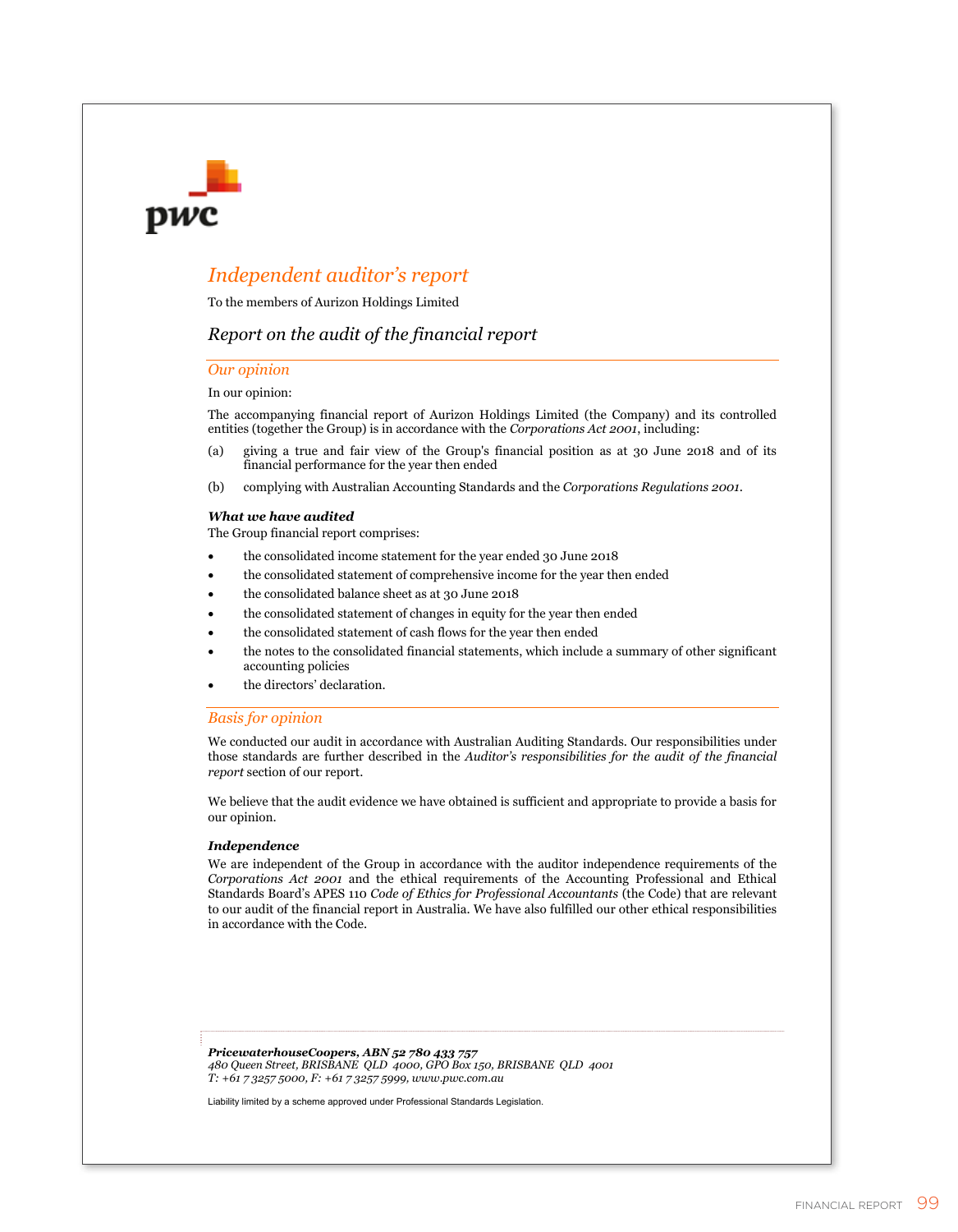pwc

# *Independent auditor's report*

To the members of Aurizon Holdings Limited

## *Report on the audit of the financial report*

### *Our opinion*

In our opinion:

The accompanying financial report of Aurizon Holdings Limited (the Company) and its controlled entities (together the Group) is in accordance with the *Corporations Act 2001*, including:

(a) giving a true and fair view of the Group's financial position as at 30 June 2018 and of its financial performance for the year then ended

(b) complying with Australian Accounting Standards and the *Corporations Regulations 2001*.

***What we have audited***

The Group financial report comprises:

- the consolidated income statement for the year ended 30 June 2018
- the consolidated statement of comprehensive income for the year then ended
- the consolidated balance sheet as at 30 June 2018
- the consolidated statement of changes in equity for the year then ended
- the consolidated statement of cash flows for the year then ended
- the notes to the consolidated financial statements, which include a summary of other significant accounting policies
- the directors' declaration.

### *Basis for opinion*

We conducted our audit in accordance with Australian Auditing Standards. Our responsibilities under those standards are further described in the *Auditor's responsibilities for the audit of the financial report* section of our report.

We believe that the audit evidence we have obtained is sufficient and appropriate to provide a basis for our opinion.

***Independence***

We are independent of the Group in accordance with the auditor independence requirements of the *Corporations Act 2001* and the ethical requirements of the Accounting Professional and Ethical Standards Board's APES 110 *Code of Ethics for Professional Accountants* (the Code) that are relevant to our audit of the financial report in Australia. We have also fulfilled our other ethical responsibilities in accordance with the Code.

***PricewaterhouseCoopers, ABN 52 780 433 757***
*480 Queen Street, BRISBANE QLD 4000, GPO Box 150, BRISBANE QLD 4001*
*T: +61 7 3257 5000, F: +61 7 3257 5999, www.pwc.com.au*

Liability limited by a scheme approved under Professional Standards Legislation.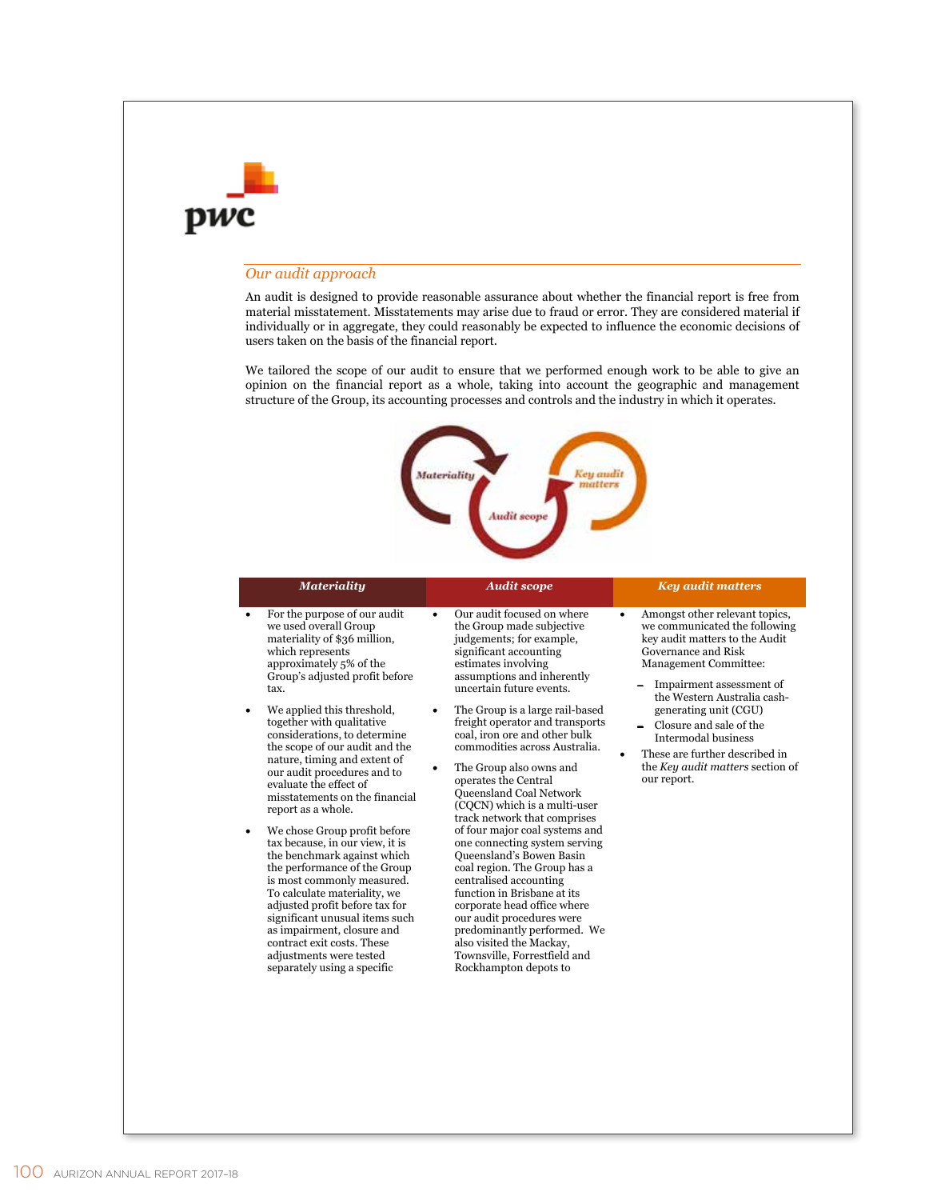## *Our audit approach*

An audit is designed to provide reasonable assurance about whether the financial report is free from material misstatement. Misstatements may arise due to fraud or error. They are considered material if individually or in aggregate, they could reasonably be expected to influence the economic decisions of users taken on the basis of the financial report.

We tailored the scope of our audit to ensure that we performed enough work to be able to give an opinion on the financial report as a whole, taking into account the geographic and management structure of the Group, its accounting processes and controls and the industry in which it operates.

| *Materiality* | *Audit scope* | *Key audit matters* |
|---|---|---|
| • For the purpose of our audit we used overall Group materiality of $36 million, which represents approximately 5% of the Group's adjusted profit before tax.<br><br>• We applied this threshold, together with qualitative considerations, to determine the scope of our audit and the nature, timing and extent of our audit procedures and to evaluate the effect of misstatements on the financial report as a whole.<br><br>• We chose Group profit before tax because, in our view, it is the benchmark against which the performance of the Group is most commonly measured. To calculate materiality, we adjusted profit before tax for significant unusual items such as impairment, closure and contract exit costs. These adjustments were tested separately using a specific | • Our audit focused on where the Group made subjective judgements; for example, significant accounting estimates involving assumptions and inherently uncertain future events.<br><br>• The Group is a large rail-based freight operator and transports coal, iron ore and other bulk commodities across Australia.<br><br>• The Group also owns and operates the Central Queensland Coal Network (CQCN) which is a multi-user track network that comprises of four major coal systems and one connecting system serving Queensland's Bowen Basin coal region. The Group has a centralised accounting function in Brisbane at its corporate head office where our audit procedures were predominantly performed. We also visited the Mackay, Townsville, Forrestfield and Rockhampton depots to | • Amongst other relevant topics, we communicated the following key audit matters to the Audit Governance and Risk Management Committee:<br>– Impairment assessment of the Western Australia cash-generating unit (CGU)<br>– Closure and sale of the Intermodal business<br><br>• These are further described in the *Key audit matters* section of our report. |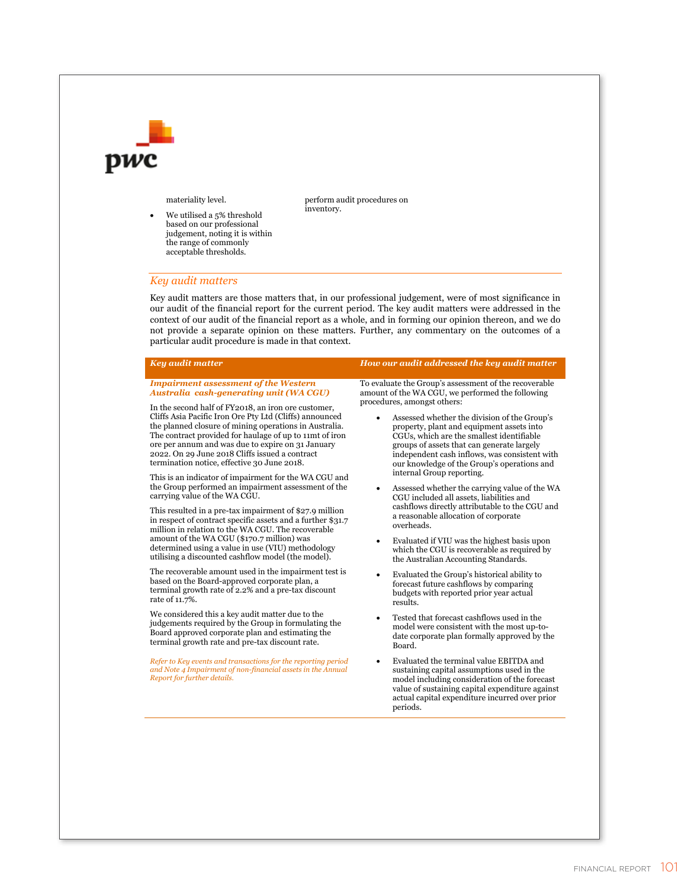materiality level.

- We utilised a 5% threshold based on our professional judgement, noting it is within the range of commonly acceptable thresholds.

perform audit procedures on inventory.

## *Key audit matters*

Key audit matters are those matters that, in our professional judgement, were of most significance in our audit of the financial report for the current period. The key audit matters were addressed in the context of our audit of the financial report as a whole, and in forming our opinion thereon, and we do not provide a separate opinion on these matters. Further, any commentary on the outcomes of a particular audit procedure is made in that context.

| *Key audit matter* | *How our audit addressed the key audit matter* |
|---|---|
| ***Impairment assessment of the Western Australia cash-generating unit (WA CGU)***<br><br>In the second half of FY2018, an iron ore customer, Cliffs Asia Pacific Iron Ore Pty Ltd (Cliffs) announced the planned closure of mining operations in Australia. The contract provided for haulage of up to 11mt of iron ore per annum and was due to expire on 31 January 2022. On 29 June 2018 Cliffs issued a contract termination notice, effective 30 June 2018.<br><br>This is an indicator of impairment for the WA CGU and the Group performed an impairment assessment of the carrying value of the WA CGU.<br><br>This resulted in a pre-tax impairment of $27.9 million in respect of contract specific assets and a further $31.7 million in relation to the WA CGU. The recoverable amount of the WA CGU ($170.7 million) was determined using a value in use (VIU) methodology utilising a discounted cashflow model (the model).<br><br>The recoverable amount used in the impairment test is based on the Board-approved corporate plan, a terminal growth rate of 2.2% and a pre-tax discount rate of 11.7%.<br><br>We considered this a key audit matter due to the judgements required by the Group in formulating the Board approved corporate plan and estimating the terminal growth rate and pre-tax discount rate.<br><br>*Refer to Key events and transactions for the reporting period and Note 4 Impairment of non-financial assets in the Annual Report for further details.* | To evaluate the Group's assessment of the recoverable amount of the WA CGU, we performed the following procedures, amongst others:<br><br>• Assessed whether the division of the Group's property, plant and equipment assets into CGUs, which are the smallest identifiable groups of assets that can generate largely independent cash inflows, was consistent with our knowledge of the Group's operations and internal Group reporting.<br><br>• Assessed whether the carrying value of the WA CGU included all assets, liabilities and cashflows directly attributable to the CGU and a reasonable allocation of corporate overheads.<br><br>• Evaluated if VIU was the highest basis upon which the CGU is recoverable as required by the Australian Accounting Standards.<br><br>• Evaluated the Group's historical ability to forecast future cashflows by comparing budgets with reported prior year actual results.<br><br>• Tested that forecast cashflows used in the model were consistent with the most up-to-date corporate plan formally approved by the Board.<br><br>• Evaluated the terminal value EBITDA and sustaining capital assumptions used in the model including consideration of the forecast value of sustaining capital expenditure against actual capital expenditure incurred over prior periods. |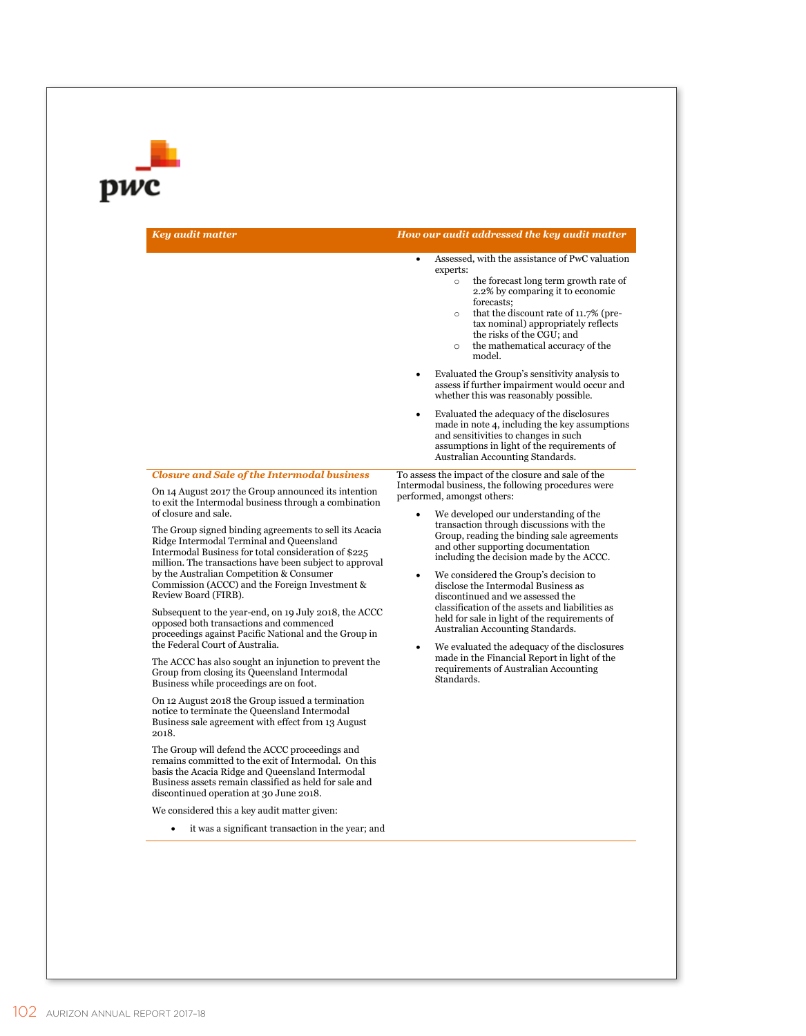| Key audit matter | How our audit addressed the key audit matter |
|---|---|
| | • Assessed, with the assistance of PwC valuation experts:<br>  ○ the forecast long term growth rate of 2.2% by comparing it to economic forecasts;<br>  ○ that the discount rate of 11.7% (pre-tax nominal) appropriately reflects the risks of the CGU; and<br>  ○ the mathematical accuracy of the model.<br><br>• Evaluated the Group's sensitivity analysis to assess if further impairment would occur and whether this was reasonably possible.<br><br>• Evaluated the adequacy of the disclosures made in note 4, including the key assumptions and sensitivities to changes in such assumptions in light of the requirements of Australian Accounting Standards. |
| ***Closure and Sale of the Intermodal business***<br><br>On 14 August 2017 the Group announced its intention to exit the Intermodal business through a combination of closure and sale.<br><br>The Group signed binding agreements to sell its Acacia Ridge Intermodal Terminal and Queensland Intermodal Business for total consideration of $225 million. The transactions have been subject to approval by the Australian Competition & Consumer Commission (ACCC) and the Foreign Investment & Review Board (FIRB).<br><br>Subsequent to the year-end, on 19 July 2018, the ACCC opposed both transactions and commenced proceedings against Pacific National and the Group in the Federal Court of Australia.<br><br>The ACCC has also sought an injunction to prevent the Group from closing its Queensland Intermodal Business while proceedings are on foot.<br><br>On 12 August 2018 the Group issued a termination notice to terminate the Queensland Intermodal Business sale agreement with effect from 13 August 2018.<br><br>The Group will defend the ACCC proceedings and remains committed to the exit of Intermodal. On this basis the Acacia Ridge and Queensland Intermodal Business assets remain classified as held for sale and discontinued operation at 30 June 2018.<br><br>We considered this a key audit matter given:<br><br>• it was a significant transaction in the year; and | To assess the impact of the closure and sale of the Intermodal business, the following procedures were performed, amongst others:<br><br>• We developed our understanding of the transaction through discussions with the Group, reading the binding sale agreements and other supporting documentation including the decision made by the ACCC.<br><br>• We considered the Group's decision to disclose the Intermodal Business as discontinued and we assessed the classification of the assets and liabilities as held for sale in light of the requirements of Australian Accounting Standards.<br><br>• We evaluated the adequacy of the disclosures made in the Financial Report in light of the requirements of Australian Accounting Standards. |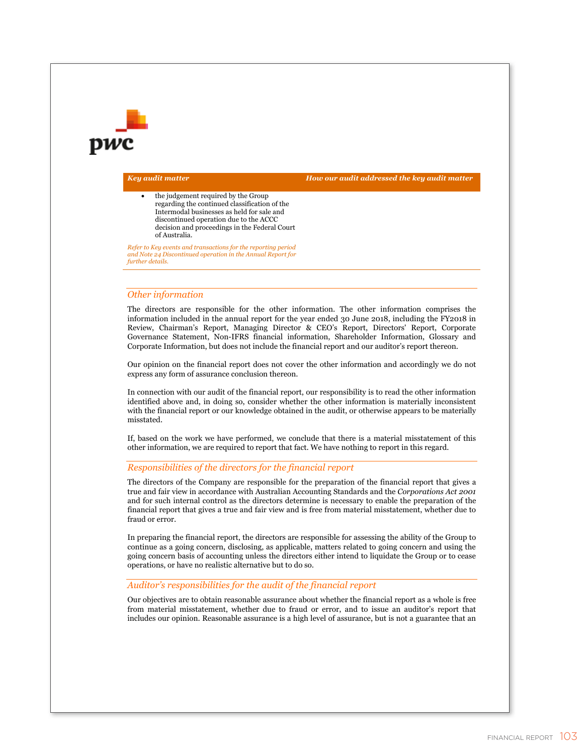| Key audit matter | How our audit addressed the key audit matter |
|---|---|
| • the judgement required by the Group regarding the continued classification of the Intermodal businesses as held for sale and discontinued operation due to the ACCC decision and proceedings in the Federal Court of Australia.<br><br>*Refer to Key events and transactions for the reporting period and Note 24 Discontinued operation in the Annual Report for further details.* | |

## *Other information*

The directors are responsible for the other information. The other information comprises the information included in the annual report for the year ended 30 June 2018, including the FY2018 in Review, Chairman's Report, Managing Director & CEO's Report, Directors' Report, Corporate Governance Statement, Non-IFRS financial information, Shareholder Information, Glossary and Corporate Information, but does not include the financial report and our auditor's report thereon.

Our opinion on the financial report does not cover the other information and accordingly we do not express any form of assurance conclusion thereon.

In connection with our audit of the financial report, our responsibility is to read the other information identified above and, in doing so, consider whether the other information is materially inconsistent with the financial report or our knowledge obtained in the audit, or otherwise appears to be materially misstated.

If, based on the work we have performed, we conclude that there is a material misstatement of this other information, we are required to report that fact. We have nothing to report in this regard.

## *Responsibilities of the directors for the financial report*

The directors of the Company are responsible for the preparation of the financial report that gives a true and fair view in accordance with Australian Accounting Standards and the *Corporations Act 2001* and for such internal control as the directors determine is necessary to enable the preparation of the financial report that gives a true and fair view and is free from material misstatement, whether due to fraud or error.

In preparing the financial report, the directors are responsible for assessing the ability of the Group to continue as a going concern, disclosing, as applicable, matters related to going concern and using the going concern basis of accounting unless the directors either intend to liquidate the Group or to cease operations, or have no realistic alternative but to do so.

## *Auditor's responsibilities for the audit of the financial report*

Our objectives are to obtain reasonable assurance about whether the financial report as a whole is free from material misstatement, whether due to fraud or error, and to issue an auditor's report that includes our opinion. Reasonable assurance is a high level of assurance, but is not a guarantee that an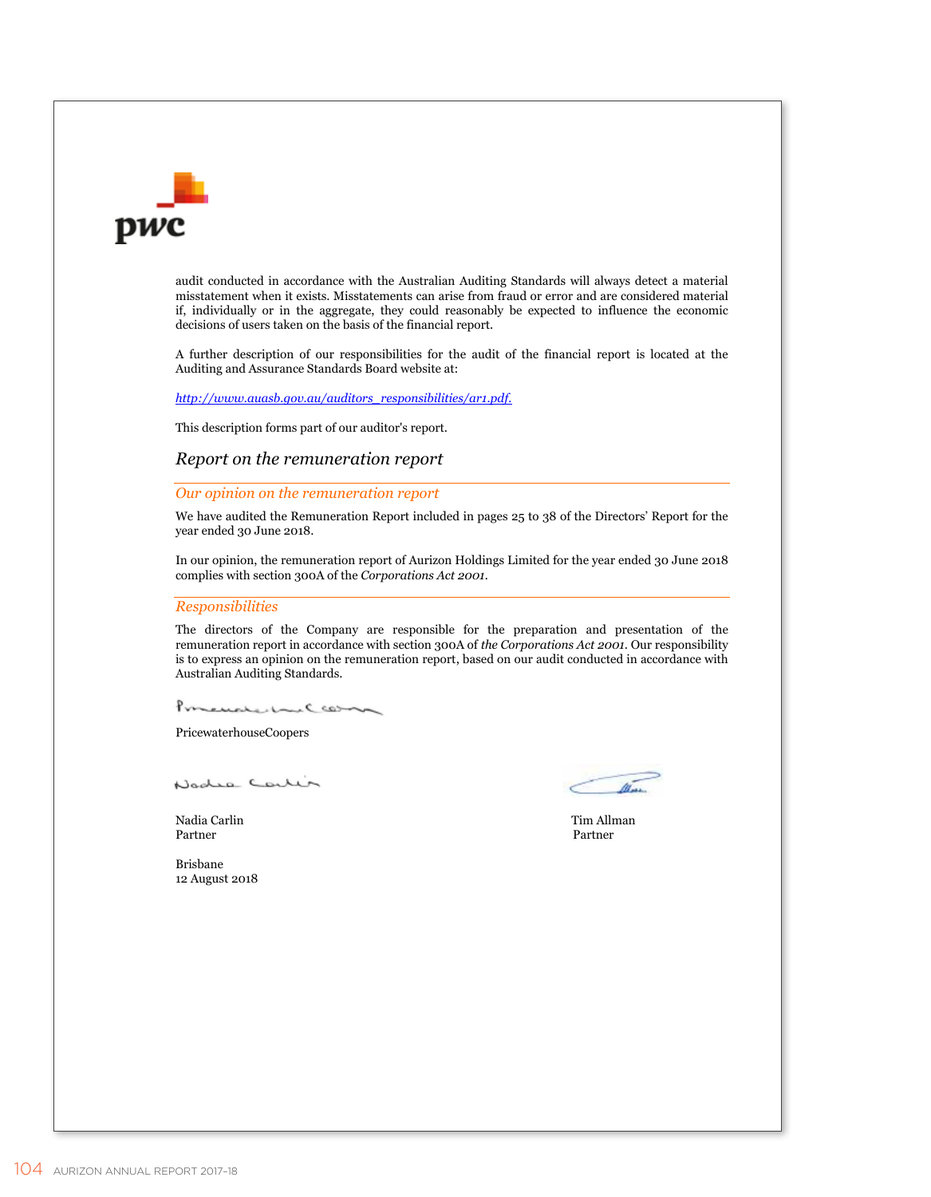audit conducted in accordance with the Australian Auditing Standards will always detect a material misstatement when it exists. Misstatements can arise from fraud or error and are considered material if, individually or in the aggregate, they could reasonably be expected to influence the economic decisions of users taken on the basis of the financial report.

A further description of our responsibilities for the audit of the financial report is located at the Auditing and Assurance Standards Board website at:

http://www.auasb.gov.au/auditors_responsibilities/ar1.pdf.

This description forms part of our auditor's report.

## *Report on the remuneration report*

### *Our opinion on the remuneration report*

We have audited the Remuneration Report included in pages 25 to 38 of the Directors' Report for the year ended 30 June 2018.

In our opinion, the remuneration report of Aurizon Holdings Limited for the year ended 30 June 2018 complies with section 300A of the *Corporations Act 2001*.

### *Responsibilities*

The directors of the Company are responsible for the preparation and presentation of the remuneration report in accordance with section 300A of *the Corporations Act 2001*. Our responsibility is to express an opinion on the remuneration report, based on our audit conducted in accordance with Australian Auditing Standards.

PricewaterhouseCoopers

Nadia Carlin
Partner

Tim Allman
Partner

Brisbane
12 August 2018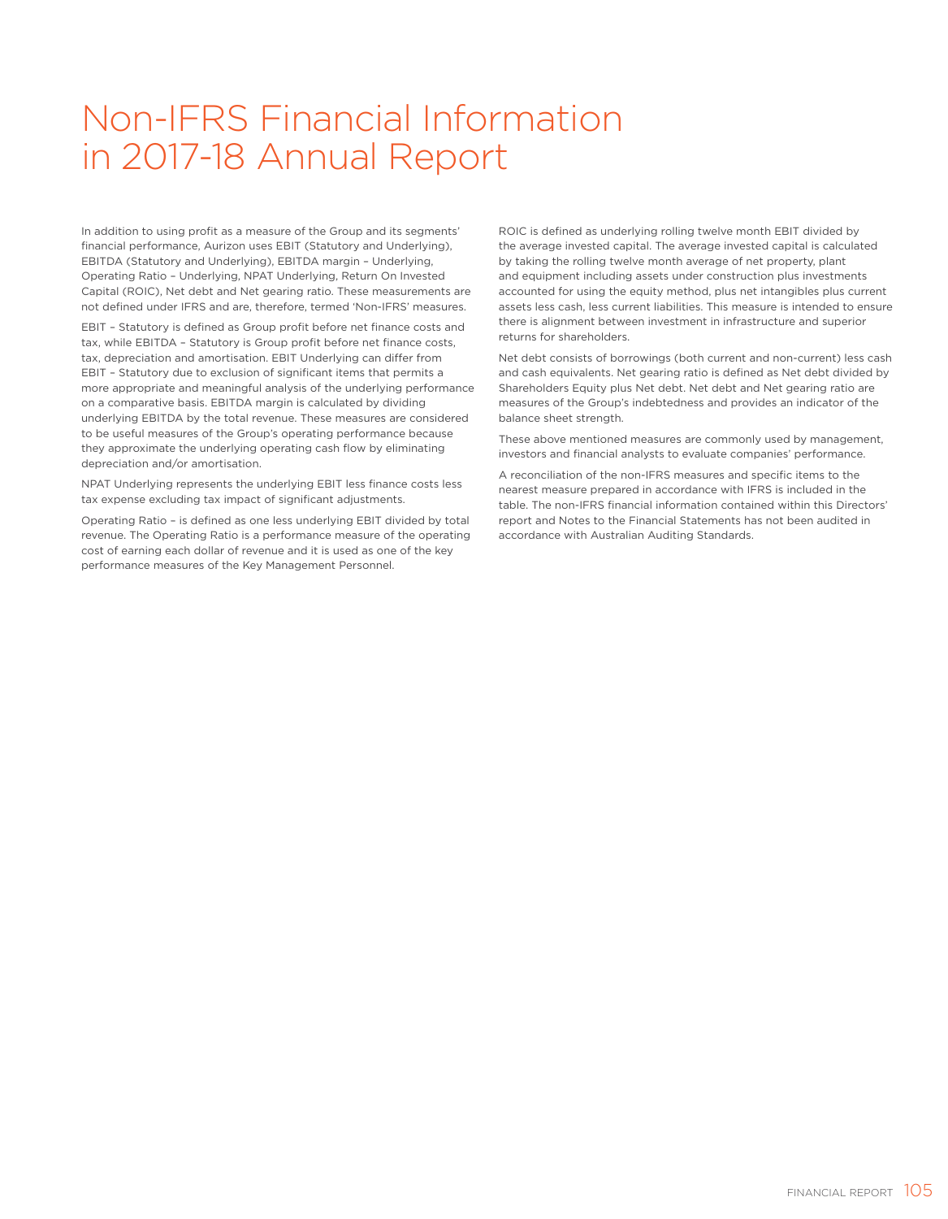# Non-IFRS Financial Information in 2017-18 Annual Report

In addition to using profit as a measure of the Group and its segments' financial performance, Aurizon uses EBIT (Statutory and Underlying), EBITDA (Statutory and Underlying), EBITDA margin – Underlying, Operating Ratio – Underlying, NPAT Underlying, Return On Invested Capital (ROIC), Net debt and Net gearing ratio. These measurements are not defined under IFRS and are, therefore, termed 'Non-IFRS' measures.

EBIT – Statutory is defined as Group profit before net finance costs and tax, while EBITDA – Statutory is Group profit before net finance costs, tax, depreciation and amortisation. EBIT Underlying can differ from EBIT – Statutory due to exclusion of significant items that permits a more appropriate and meaningful analysis of the underlying performance on a comparative basis. EBITDA margin is calculated by dividing underlying EBITDA by the total revenue. These measures are considered to be useful measures of the Group's operating performance because they approximate the underlying operating cash flow by eliminating depreciation and/or amortisation.

NPAT Underlying represents the underlying EBIT less finance costs less tax expense excluding tax impact of significant adjustments.

Operating Ratio – is defined as one less underlying EBIT divided by total revenue. The Operating Ratio is a performance measure of the operating cost of earning each dollar of revenue and it is used as one of the key performance measures of the Key Management Personnel.

ROIC is defined as underlying rolling twelve month EBIT divided by the average invested capital. The average invested capital is calculated by taking the rolling twelve month average of net property, plant and equipment including assets under construction plus investments accounted for using the equity method, plus net intangibles plus current assets less cash, less current liabilities. This measure is intended to ensure there is alignment between investment in infrastructure and superior returns for shareholders.

Net debt consists of borrowings (both current and non-current) less cash and cash equivalents. Net gearing ratio is defined as Net debt divided by Shareholders Equity plus Net debt. Net debt and Net gearing ratio are measures of the Group's indebtedness and provides an indicator of the balance sheet strength.

These above mentioned measures are commonly used by management, investors and financial analysts to evaluate companies' performance.

A reconciliation of the non-IFRS measures and specific items to the nearest measure prepared in accordance with IFRS is included in the table. The non-IFRS financial information contained within this Directors' report and Notes to the Financial Statements has not been audited in accordance with Australian Auditing Standards.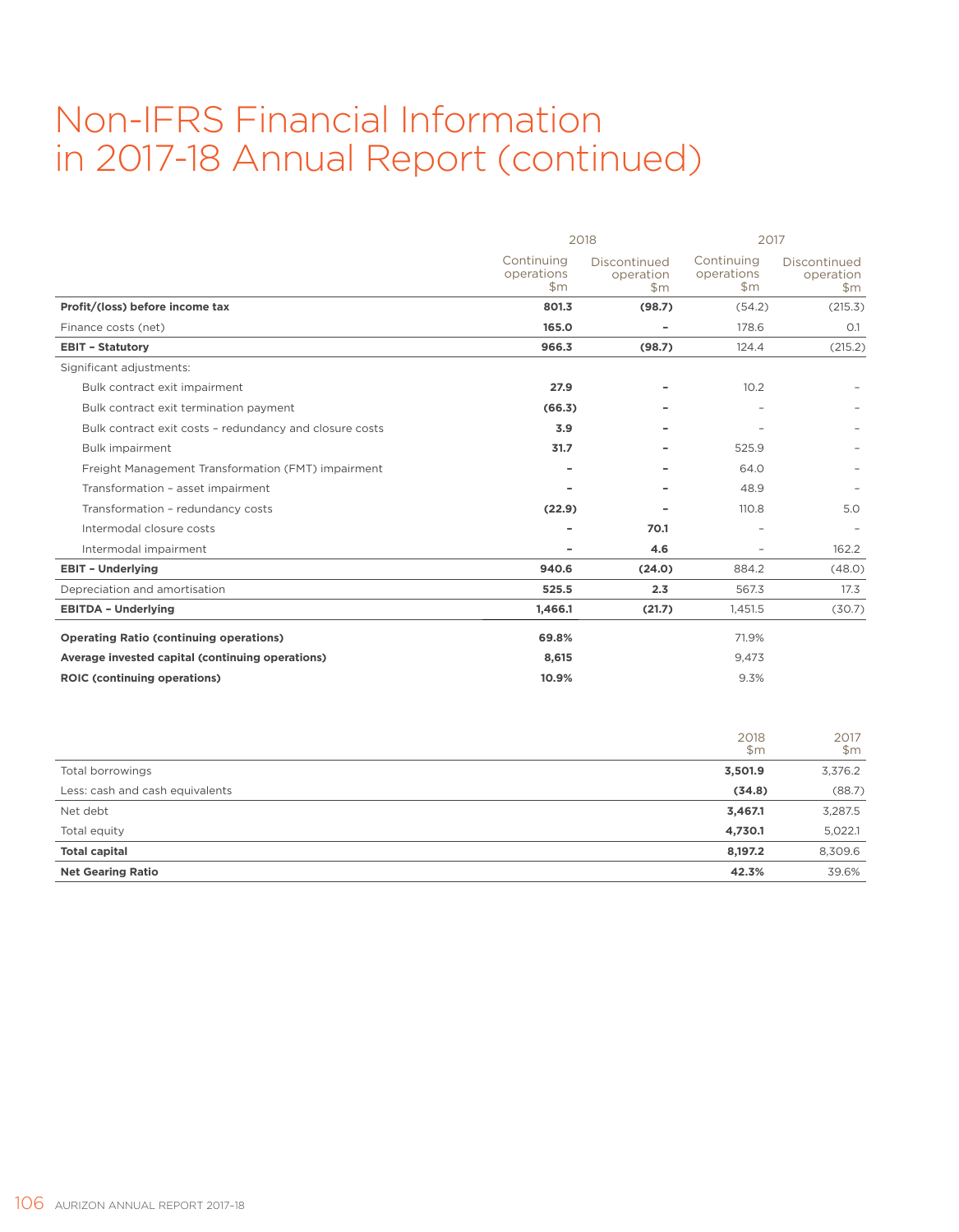# Non-IFRS Financial Information in 2017-18 Annual Report (continued)

| | 2018 | | 2017 | |
|---|---|---|---|---|
| | Continuing operations $m | Discontinued operation $m | Continuing operations $m | Discontinued operation $m |
| **Profit/(loss) before income tax** | **801.3** | **(98.7)** | (54.2) | (215.3) |
| Finance costs (net) | **165.0** | **–** | 178.6 | 0.1 |
| **EBIT – Statutory** | **966.3** | **(98.7)** | 124.4 | (215.2) |
| Significant adjustments: | | | | |
| Bulk contract exit impairment | **27.9** | **–** | 10.2 | – |
| Bulk contract exit termination payment | **(66.3)** | **–** | – | – |
| Bulk contract exit costs – redundancy and closure costs | **3.9** | **–** | – | – |
| Bulk impairment | **31.7** | **–** | 525.9 | – |
| Freight Management Transformation (FMT) impairment | **–** | **–** | 64.0 | – |
| Transformation – asset impairment | **–** | **–** | 48.9 | – |
| Transformation – redundancy costs | **(22.9)** | **–** | 110.8 | 5.0 |
| Intermodal closure costs | **–** | **70.1** | – | – |
| Intermodal impairment | **–** | **4.6** | – | 162.2 |
| **EBIT – Underlying** | **940.6** | **(24.0)** | 884.2 | (48.0) |
| Depreciation and amortisation | **525.5** | **2.3** | 567.3 | 17.3 |
| **EBITDA – Underlying** | **1,466.1** | **(21.7)** | 1,451.5 | (30.7) |
| **Operating Ratio (continuing operations)** | **69.8%** | | 71.9% | |
| **Average invested capital (continuing operations)** | **8,615** | | 9,473 | |
| **ROIC (continuing operations)** | **10.9%** | | 9.3% | |

| | 2018 $m | 2017 $m |
|---|---|---|
| Total borrowings | **3,501.9** | 3,376.2 |
| Less: cash and cash equivalents | **(34.8)** | (88.7) |
| Net debt | **3,467.1** | 3,287.5 |
| Total equity | **4,730.1** | 5,022.1 |
| **Total capital** | **8,197.2** | 8,309.6 |
| **Net Gearing Ratio** | **42.3%** | 39.6% |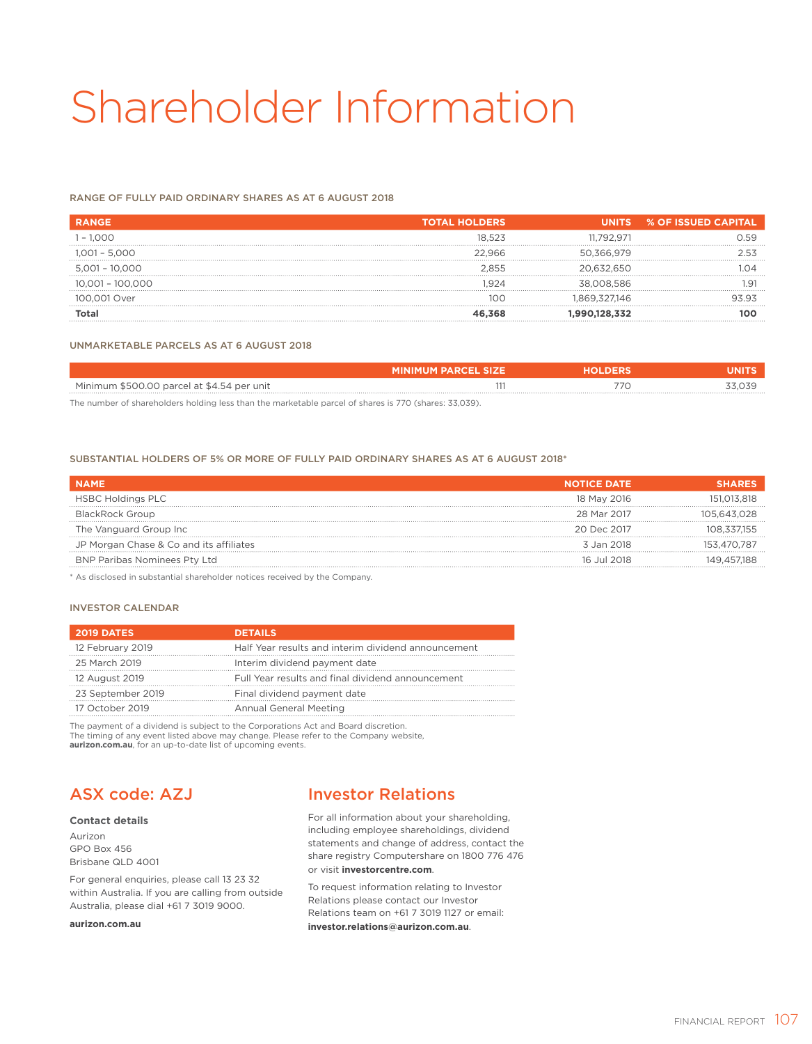# Shareholder Information

### RANGE OF FULLY PAID ORDINARY SHARES AS AT 6 AUGUST 2018

| RANGE | TOTAL HOLDERS | UNITS | % OF ISSUED CAPITAL |
|---|---|---|---|
| 1 – 1,000 | 18,523 | 11,792,971 | 0.59 |
| 1,001 – 5,000 | 22,966 | 50,366,979 | 2.53 |
| 5,001 – 10,000 | 2,855 | 20,632,650 | 1.04 |
| 10,001 – 100,000 | 1,924 | 38,008,586 | 1.91 |
| 100,001 Over | 100 | 1,869,327,146 | 93.93 |
| **Total** | **46,368** | **1,990,128,332** | **100** |

### UNMARKETABLE PARCELS AS AT 6 AUGUST 2018

| | MINIMUM PARCEL SIZE | HOLDERS | UNITS |
|---|---|---|---|
| Minimum $500.00 parcel at $4.54 per unit | 111 | 770 | 33,039 |

The number of shareholders holding less than the marketable parcel of shares is 770 (shares: 33,039).

### SUBSTANTIAL HOLDERS OF 5% OR MORE OF FULLY PAID ORDINARY SHARES AS AT 6 AUGUST 2018*

| NAME | NOTICE DATE | SHARES |
|---|---|---|
| HSBC Holdings PLC | 18 May 2016 | 151,013,818 |
| BlackRock Group | 28 Mar 2017 | 105,643,028 |
| The Vanguard Group Inc | 20 Dec 2017 | 108,337,155 |
| JP Morgan Chase & Co and its affiliates | 3 Jan 2018 | 153,470,787 |
| BNP Paribas Nominees Pty Ltd | 16 Jul 2018 | 149,457,188 |

* As disclosed in substantial shareholder notices received by the Company.

### INVESTOR CALENDAR

| 2019 DATES | DETAILS |
|---|---|
| 12 February 2019 | Half Year results and interim dividend announcement |
| 25 March 2019 | Interim dividend payment date |
| 12 August 2019 | Full Year results and final dividend announcement |
| 23 September 2019 | Final dividend payment date |
| 17 October 2019 | Annual General Meeting |

The payment of a dividend is subject to the Corporations Act and Board discretion.
The timing of any event listed above may change. Please refer to the Company website, **aurizon.com.au**, for an up-to-date list of upcoming events.

## ASX code: AZJ

**Contact details**

Aurizon
GPO Box 456
Brisbane QLD 4001

For general enquiries, please call 13 23 32 within Australia. If you are calling from outside Australia, please dial +61 7 3019 9000.

**aurizon.com.au**

## Investor Relations

For all information about your shareholding, including employee shareholdings, dividend statements and change of address, contact the share registry Computershare on 1800 776 476 or visit **investorcentre.com**.

To request information relating to Investor Relations please contact our Investor Relations team on +61 7 3019 1127 or email: **investor.relations@aurizon.com.au**.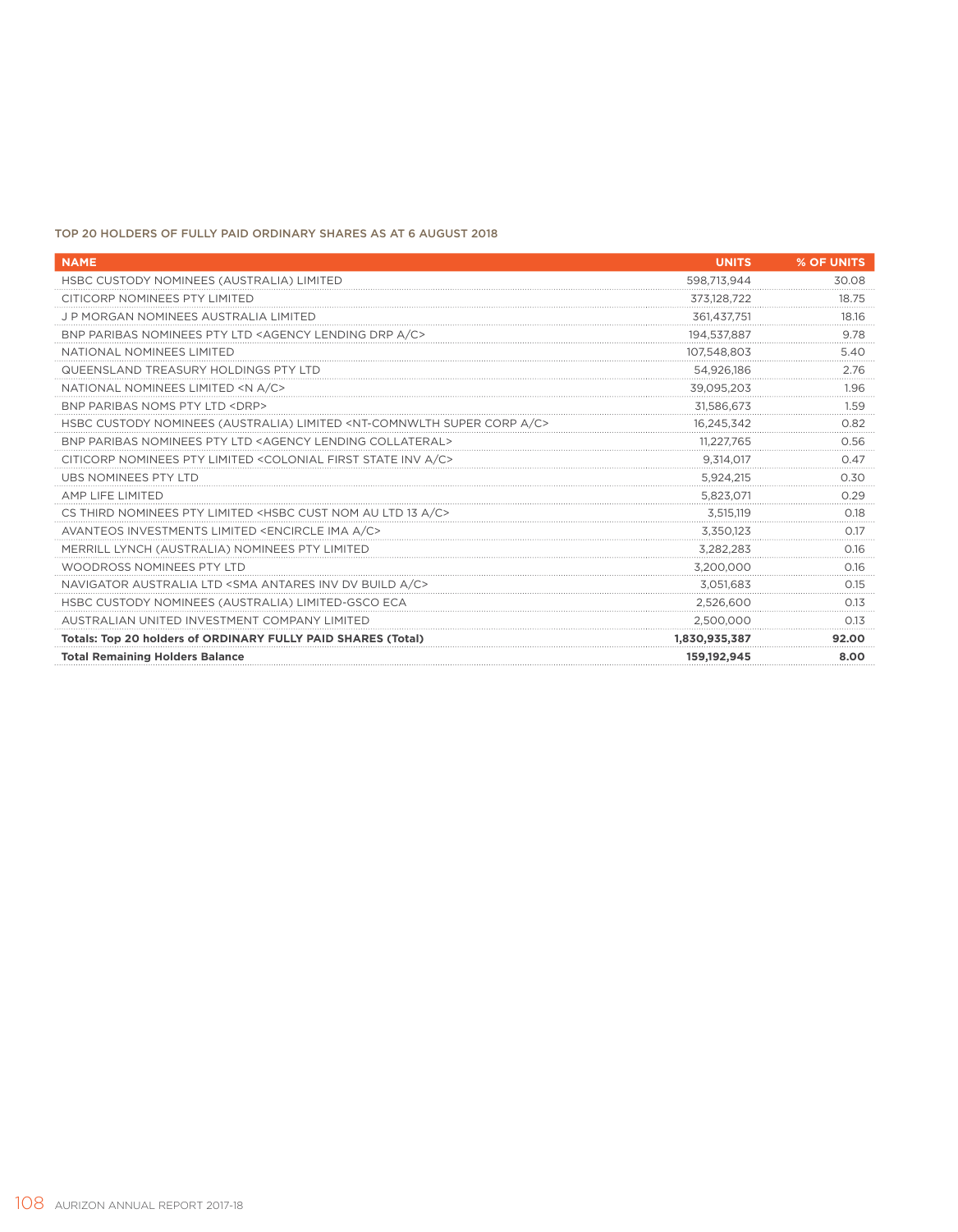TOP 20 HOLDERS OF FULLY PAID ORDINARY SHARES AS AT 6 AUGUST 2018

| NAME | UNITS | % OF UNITS |
|---|---|---|
| HSBC CUSTODY NOMINEES (AUSTRALIA) LIMITED | 598,713,944 | 30.08 |
| CITICORP NOMINEES PTY LIMITED | 373,128,722 | 18.75 |
| J P MORGAN NOMINEES AUSTRALIA LIMITED | 361,437,751 | 18.16 |
| BNP PARIBAS NOMINEES PTY LTD <AGENCY LENDING DRP A/C> | 194,537,887 | 9.78 |
| NATIONAL NOMINEES LIMITED | 107,548,803 | 5.40 |
| QUEENSLAND TREASURY HOLDINGS PTY LTD | 54,926,186 | 2.76 |
| NATIONAL NOMINEES LIMITED <N A/C> | 39,095,203 | 1.96 |
| BNP PARIBAS NOMS PTY LTD <DRP> | 31,586,673 | 1.59 |
| HSBC CUSTODY NOMINEES (AUSTRALIA) LIMITED <NT-COMNWLTH SUPER CORP A/C> | 16,245,342 | 0.82 |
| BNP PARIBAS NOMINEES PTY LTD <AGENCY LENDING COLLATERAL> | 11,227,765 | 0.56 |
| CITICORP NOMINEES PTY LIMITED <COLONIAL FIRST STATE INV A/C> | 9,314,017 | 0.47 |
| UBS NOMINEES PTY LTD | 5,924,215 | 0.30 |
| AMP LIFE LIMITED | 5,823,071 | 0.29 |
| CS THIRD NOMINEES PTY LIMITED <HSBC CUST NOM AU LTD 13 A/C> | 3,515,119 | 0.18 |
| AVANTEOS INVESTMENTS LIMITED <ENCIRCLE IMA A/C> | 3,350,123 | 0.17 |
| MERRILL LYNCH (AUSTRALIA) NOMINEES PTY LIMITED | 3,282,283 | 0.16 |
| WOODROSS NOMINEES PTY LTD | 3,200,000 | 0.16 |
| NAVIGATOR AUSTRALIA LTD <SMA ANTARES INV DV BUILD A/C> | 3,051,683 | 0.15 |
| HSBC CUSTODY NOMINEES (AUSTRALIA) LIMITED-GSCO ECA | 2,526,600 | 0.13 |
| AUSTRALIAN UNITED INVESTMENT COMPANY LIMITED | 2,500,000 | 0.13 |
| **Totals: Top 20 holders of ORDINARY FULLY PAID SHARES (Total)** | **1,830,935,387** | **92.00** |
| **Total Remaining Holders Balance** | **159,192,945** | **8.00** |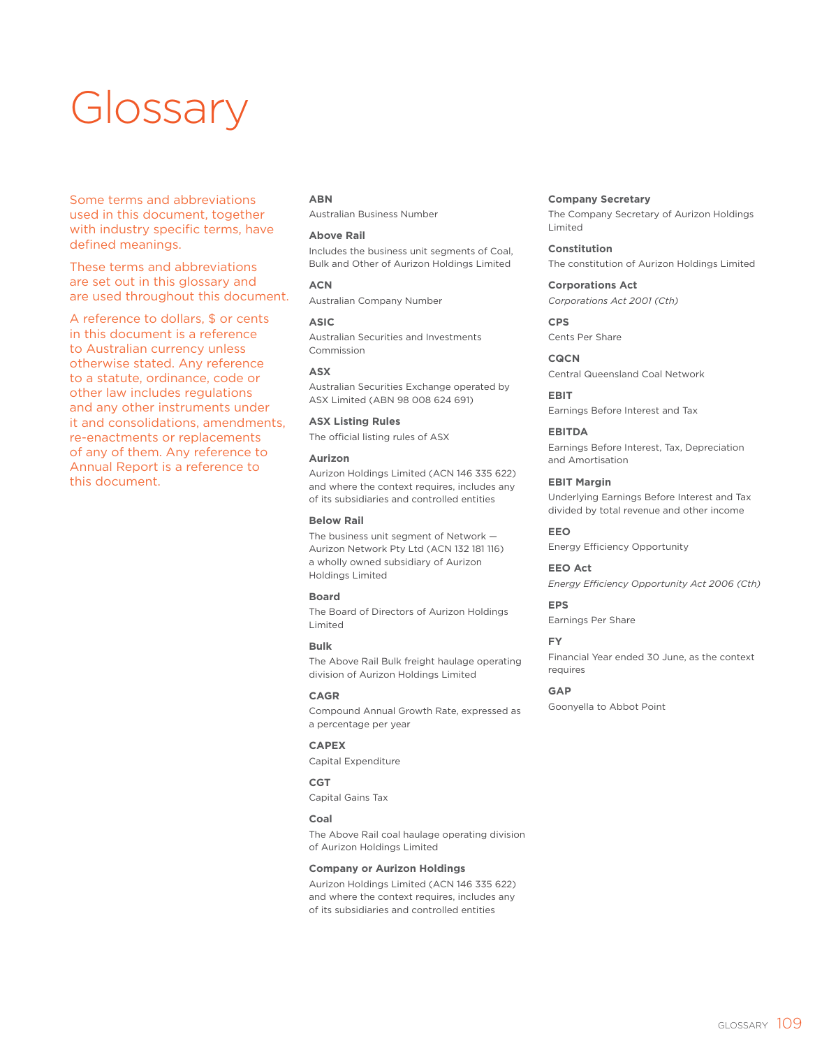# Glossary

Some terms and abbreviations used in this document, together with industry specific terms, have defined meanings.

These terms and abbreviations are set out in this glossary and are used throughout this document.

A reference to dollars, $ or cents in this document is a reference to Australian currency unless otherwise stated. Any reference to a statute, ordinance, code or other law includes regulations and any other instruments under it and consolidations, amendments, re-enactments or replacements of any of them. Any reference to Annual Report is a reference to this document.

**ABN**
Australian Business Number

**Above Rail**
Includes the business unit segments of Coal, Bulk and Other of Aurizon Holdings Limited

**ACN**
Australian Company Number

**ASIC**
Australian Securities and Investments Commission

**ASX**
Australian Securities Exchange operated by ASX Limited (ABN 98 008 624 691)

**ASX Listing Rules**
The official listing rules of ASX

**Aurizon**
Aurizon Holdings Limited (ACN 146 335 622) and where the context requires, includes any of its subsidiaries and controlled entities

**Below Rail**
The business unit segment of Network — Aurizon Network Pty Ltd (ACN 132 181 116) a wholly owned subsidiary of Aurizon Holdings Limited

**Board**
The Board of Directors of Aurizon Holdings Limited

**Bulk**
The Above Rail Bulk freight haulage operating division of Aurizon Holdings Limited

**CAGR**
Compound Annual Growth Rate, expressed as a percentage per year

**CAPEX**
Capital Expenditure

**CGT**
Capital Gains Tax

**Coal**
The Above Rail coal haulage operating division of Aurizon Holdings Limited

**Company or Aurizon Holdings**
Aurizon Holdings Limited (ACN 146 335 622) and where the context requires, includes any of its subsidiaries and controlled entities

**Company Secretary**
The Company Secretary of Aurizon Holdings Limited

**Constitution**
The constitution of Aurizon Holdings Limited

**Corporations Act**
*Corporations Act 2001 (Cth)*

**CPS**
Cents Per Share

**CQCN**
Central Queensland Coal Network

**EBIT**
Earnings Before Interest and Tax

**EBITDA**
Earnings Before Interest, Tax, Depreciation and Amortisation

**EBIT Margin**
Underlying Earnings Before Interest and Tax divided by total revenue and other income

**EEO**
Energy Efficiency Opportunity

**EEO Act**
*Energy Efficiency Opportunity Act 2006 (Cth)*

**EPS**
Earnings Per Share

**FY**
Financial Year ended 30 June, as the context requires

**GAP**
Goonyella to Abbot Point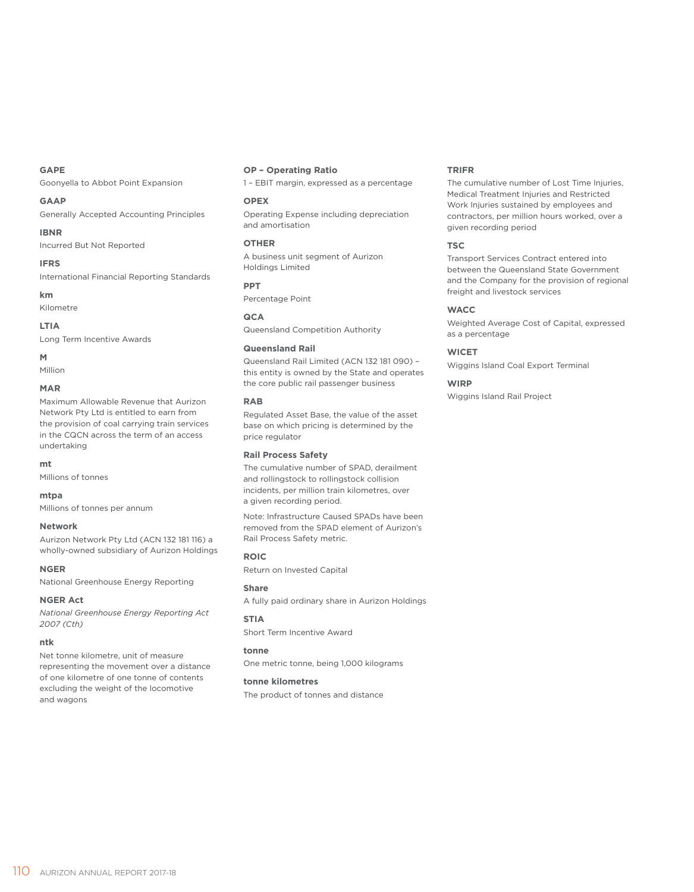**GAPE**

Goonyella to Abbot Point Expansion

**GAAP**

Generally Accepted Accounting Principles

**IBNR**

Incurred But Not Reported

**IFRS**

International Financial Reporting Standards

**km**

Kilometre

**LTIA**

Long Term Incentive Awards

**M**

Million

**MAR**

Maximum Allowable Revenue that Aurizon Network Pty Ltd is entitled to earn from the provision of coal carrying train services in the CQCN across the term of an access undertaking

**mt**

Millions of tonnes

**mtpa**

Millions of tonnes per annum

**Network**

Aurizon Network Pty Ltd (ACN 132 181 116) a wholly-owned subsidiary of Aurizon Holdings

**NGER**

National Greenhouse Energy Reporting

**NGER Act**

*National Greenhouse Energy Reporting Act 2007 (Cth)*

**ntk**

Net tonne kilometre, unit of measure representing the movement over a distance of one kilometre of one tonne of contents excluding the weight of the locomotive and wagons

**OP – Operating Ratio**

1 – EBIT margin, expressed as a percentage

**OPEX**

Operating Expense including depreciation and amortisation

**OTHER**

A business unit segment of Aurizon Holdings Limited

**PPT**

Percentage Point

**QCA**

Queensland Competition Authority

**Queensland Rail**

Queensland Rail Limited (ACN 132 181 090) – this entity is owned by the State and operates the core public rail passenger business

**RAB**

Regulated Asset Base, the value of the asset base on which pricing is determined by the price regulator

**Rail Process Safety**

The cumulative number of SPAD, derailment and rollingstock to rollingstock collision incidents, per million train kilometres, over a given recording period.

Note: Infrastructure Caused SPADs have been removed from the SPAD element of Aurizon's Rail Process Safety metric.

**ROIC**

Return on Invested Capital

**Share**

A fully paid ordinary share in Aurizon Holdings

**STIA**

Short Term Incentive Award

**tonne**

One metric tonne, being 1,000 kilograms

**tonne kilometres**

The product of tonnes and distance

**TRIFR**

The cumulative number of Lost Time Injuries, Medical Treatment Injuries and Restricted Work Injuries sustained by employees and contractors, per million hours worked, over a given recording period

**TSC**

Transport Services Contract entered into between the Queensland State Government and the Company for the provision of regional freight and livestock services

**WACC**

Weighted Average Cost of Capital, expressed as a percentage

**WICET**

Wiggins Island Coal Export Terminal

**WIRP**

Wiggins Island Rail Project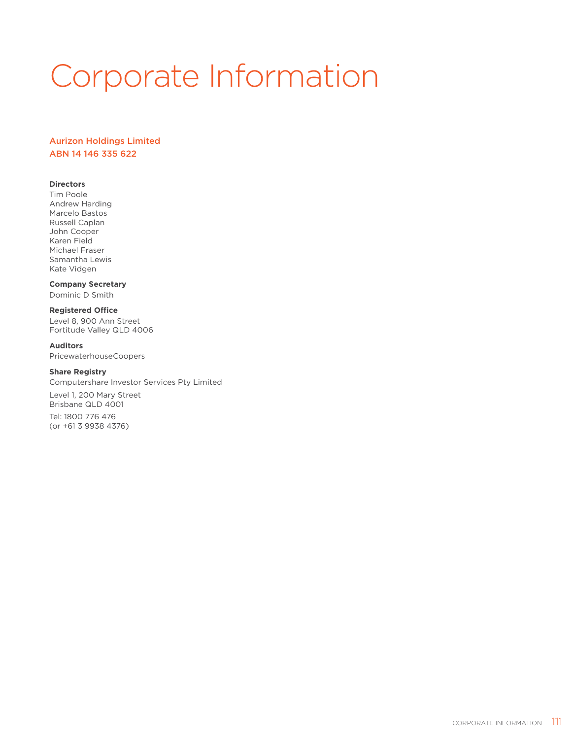# Corporate Information

## Aurizon Holdings Limited
## ABN 14 146 335 622

**Directors**
Tim Poole
Andrew Harding
Marcelo Bastos
Russell Caplan
John Cooper
Karen Field
Michael Fraser
Samantha Lewis
Kate Vidgen

**Company Secretary**
Dominic D Smith

**Registered Office**
Level 8, 900 Ann Street
Fortitude Valley QLD 4006

**Auditors**
PricewaterhouseCoopers

**Share Registry**
Computershare Investor Services Pty Limited

Level 1, 200 Mary Street
Brisbane QLD 4001

Tel: 1800 776 476
(or +61 3 9938 4376)